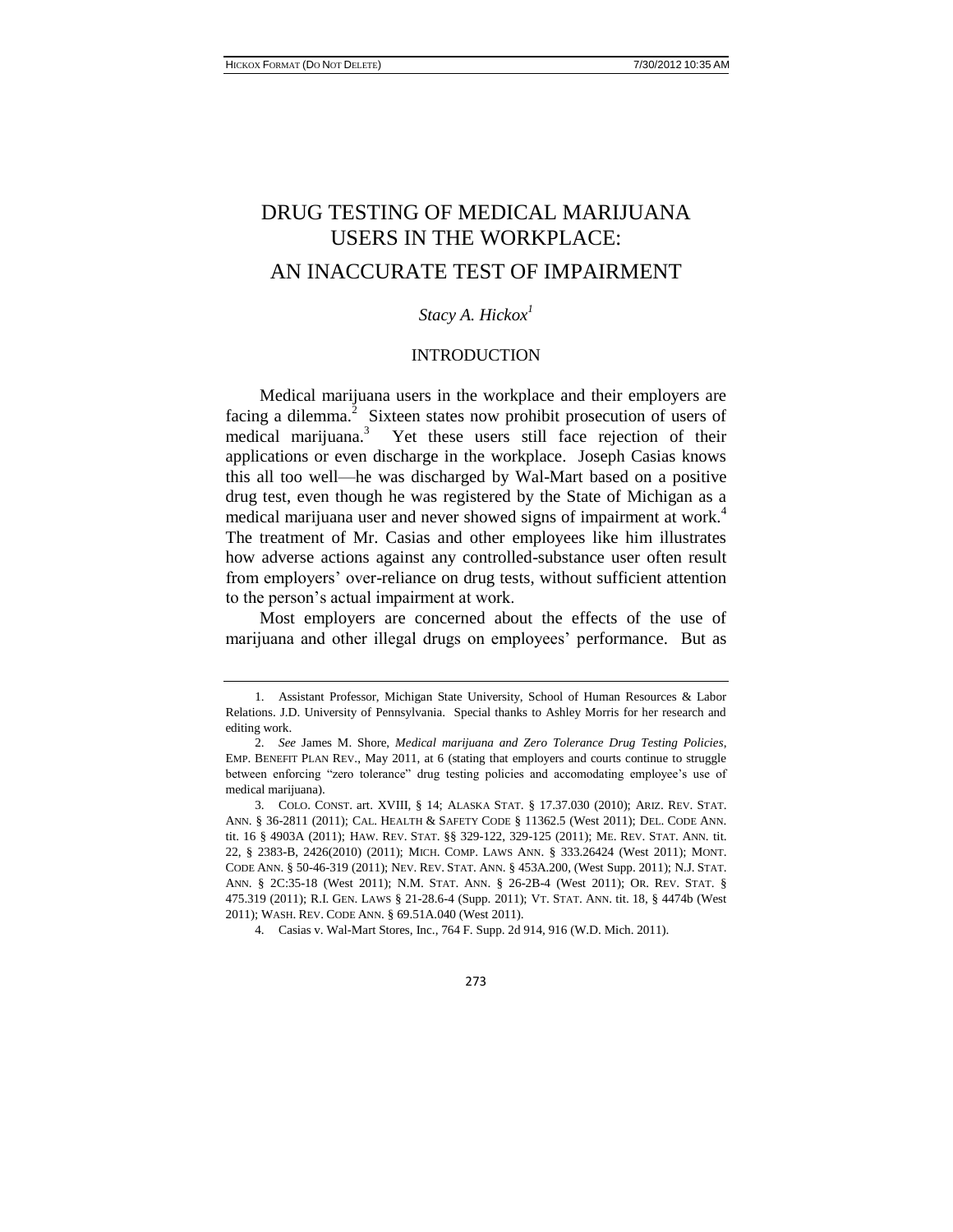# DRUG TESTING OF MEDICAL MARIJUANA USERS IN THE WORKPLACE: AN INACCURATE TEST OF IMPAIRMENT

*Stacy A. Hickox*[1]

## INTRODUCTION

Medical marijuana users in the workplace and their employers are facing a dilemma.[2] Sixteen states now prohibit prosecution of users of medical marijuana.[3] Yet these users still face rejection of their applications or even discharge in the workplace. Joseph Casias knows this all too well—he was discharged by Wal-Mart based on a positive drug test, even though he was registered by the State of Michigan as a medical marijuana user and never showed signs of impairment at work.[4] The treatment of Mr. Casias and other employees like him illustrates how adverse actions against any controlled-substance user often result from employers' over-reliance on drug tests, without sufficient attention to the person's actual impairment at work.

Most employers are concerned about the effects of the use of marijuana and other illegal drugs on employees' performance. But as

---

1. Assistant Professor, Michigan State University, School of Human Resources & Labor Relations. J.D. University of Pennsylvania. Special thanks to Ashley Morris for her research and editing work.

2. *See* James M. Shore, *Medical marijuana and Zero Tolerance Drug Testing Policies*, EMP. BENEFIT PLAN REV., May 2011, at 6 (stating that employers and courts continue to struggle between enforcing "zero tolerance" drug testing policies and accomodating employee's use of medical marijuana).

3. COLO. CONST. art. XVIII, § 14; ALASKA STAT. § 17.37.030 (2010); ARIZ. REV. STAT. ANN. § 36-2811 (2011); CAL. HEALTH & SAFETY CODE § 11362.5 (West 2011); DEL. CODE ANN. tit. 16 § 4903A (2011); HAW. REV. STAT. §§ 329-122, 329-125 (2011); ME. REV. STAT. ANN. tit. 22, § 2383-B, 2426(2010) (2011); MICH. COMP. LAWS ANN. § 333.26424 (West 2011); MONT. CODE ANN. § 50-46-319 (2011); NEV. REV. STAT. ANN. § 453A.200, (West Supp. 2011); N.J. STAT. ANN. § 2C:35-18 (West 2011); N.M. STAT. ANN. § 26-2B-4 (West 2011); OR. REV. STAT. § 475.319 (2011); R.I. GEN. LAWS § 21-28.6-4 (Supp. 2011); VT. STAT. ANN. tit. 18, § 4474b (West 2011); WASH. REV. CODE ANN. § 69.51A.040 (West 2011).

4. Casias v. Wal-Mart Stores, Inc., 764 F. Supp. 2d 914, 916 (W.D. Mich. 2011).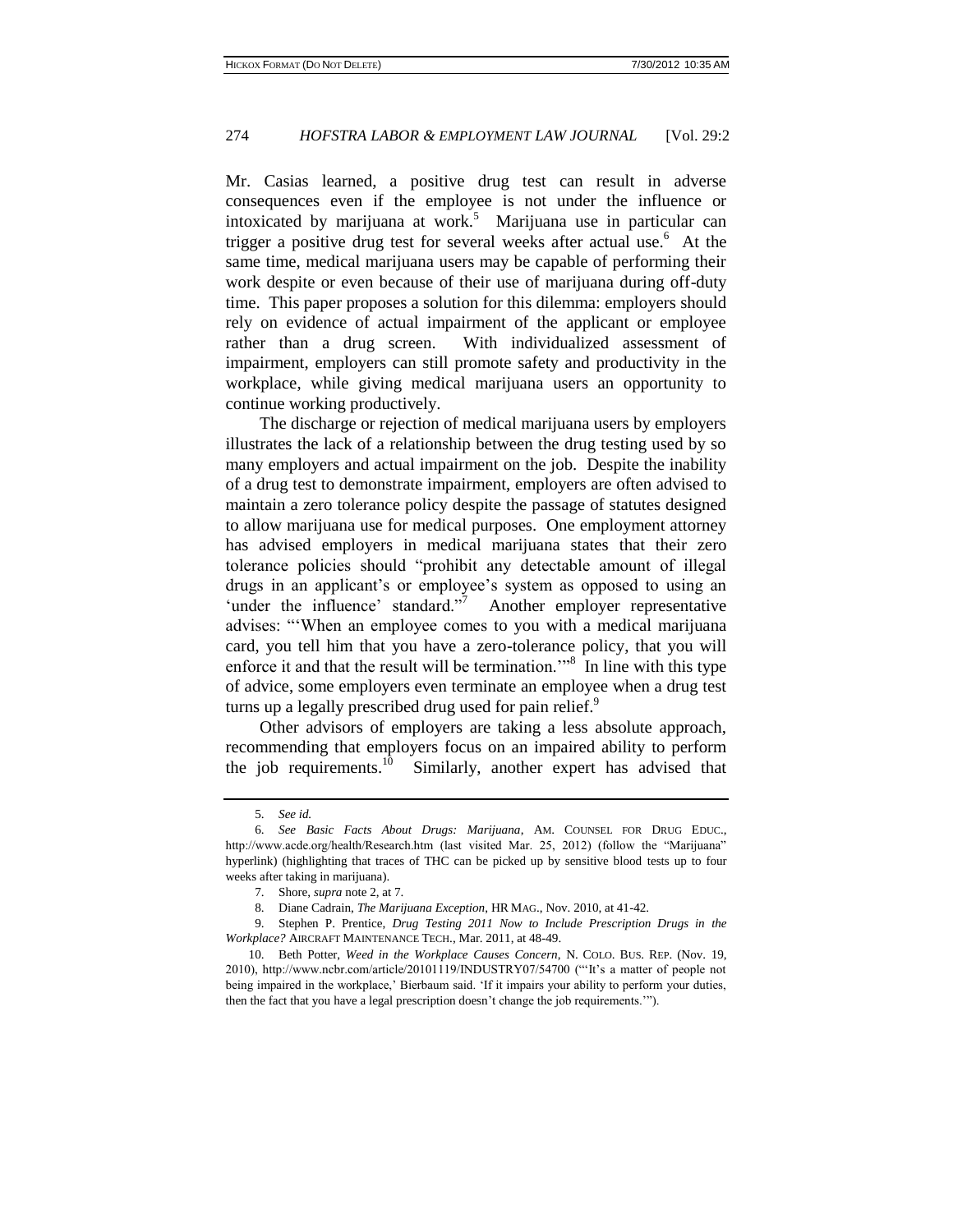Mr. Casias learned, a positive drug test can result in adverse consequences even if the employee is not under the influence or intoxicated by marijuana at work.[5] Marijuana use in particular can trigger a positive drug test for several weeks after actual use.[6] At the same time, medical marijuana users may be capable of performing their work despite or even because of their use of marijuana during off-duty time. This paper proposes a solution for this dilemma: employers should rely on evidence of actual impairment of the applicant or employee rather than a drug screen. With individualized assessment of impairment, employers can still promote safety and productivity in the workplace, while giving medical marijuana users an opportunity to continue working productively.

The discharge or rejection of medical marijuana users by employers illustrates the lack of a relationship between the drug testing used by so many employers and actual impairment on the job. Despite the inability of a drug test to demonstrate impairment, employers are often advised to maintain a zero tolerance policy despite the passage of statutes designed to allow marijuana use for medical purposes. One employment attorney has advised employers in medical marijuana states that their zero tolerance policies should "prohibit any detectable amount of illegal drugs in an applicant's or employee's system as opposed to using an 'under the influence' standard."[7] Another employer representative advises: "'When an employee comes to you with a medical marijuana card, you tell him that you have a zero-tolerance policy, that you will enforce it and that the result will be termination.'"[8] In line with this type of advice, some employers even terminate an employee when a drug test turns up a legally prescribed drug used for pain relief.[9]

Other advisors of employers are taking a less absolute approach, recommending that employers focus on an impaired ability to perform the job requirements.[10] Similarly, another expert has advised that

---

5. *See id.*

6. *See Basic Facts About Drugs: Marijuana*, AM. COUNSEL FOR DRUG EDUC., http://www.acde.org/health/Research.htm (last visited Mar. 25, 2012) (follow the "Marijuana" hyperlink) (highlighting that traces of THC can be picked up by sensitive blood tests up to four weeks after taking in marijuana).

7. Shore, *supra* note 2, at 7.

8. Diane Cadrain, *The Marijuana Exception*, HR MAG., Nov. 2010, at 41-42.

9. Stephen P. Prentice, *Drug Testing 2011 Now to Include Prescription Drugs in the Workplace?* AIRCRAFT MAINTENANCE TECH., Mar. 2011, at 48-49.

10. Beth Potter, *Weed in the Workplace Causes Concern*, N. COLO. BUS. REP. (Nov. 19, 2010), http://www.ncbr.com/article/20101119/INDUSTRY07/54700 ("'It's a matter of people not being impaired in the workplace,' Bierbaum said. 'If it impairs your ability to perform your duties, then the fact that you have a legal prescription doesn't change the job requirements.'").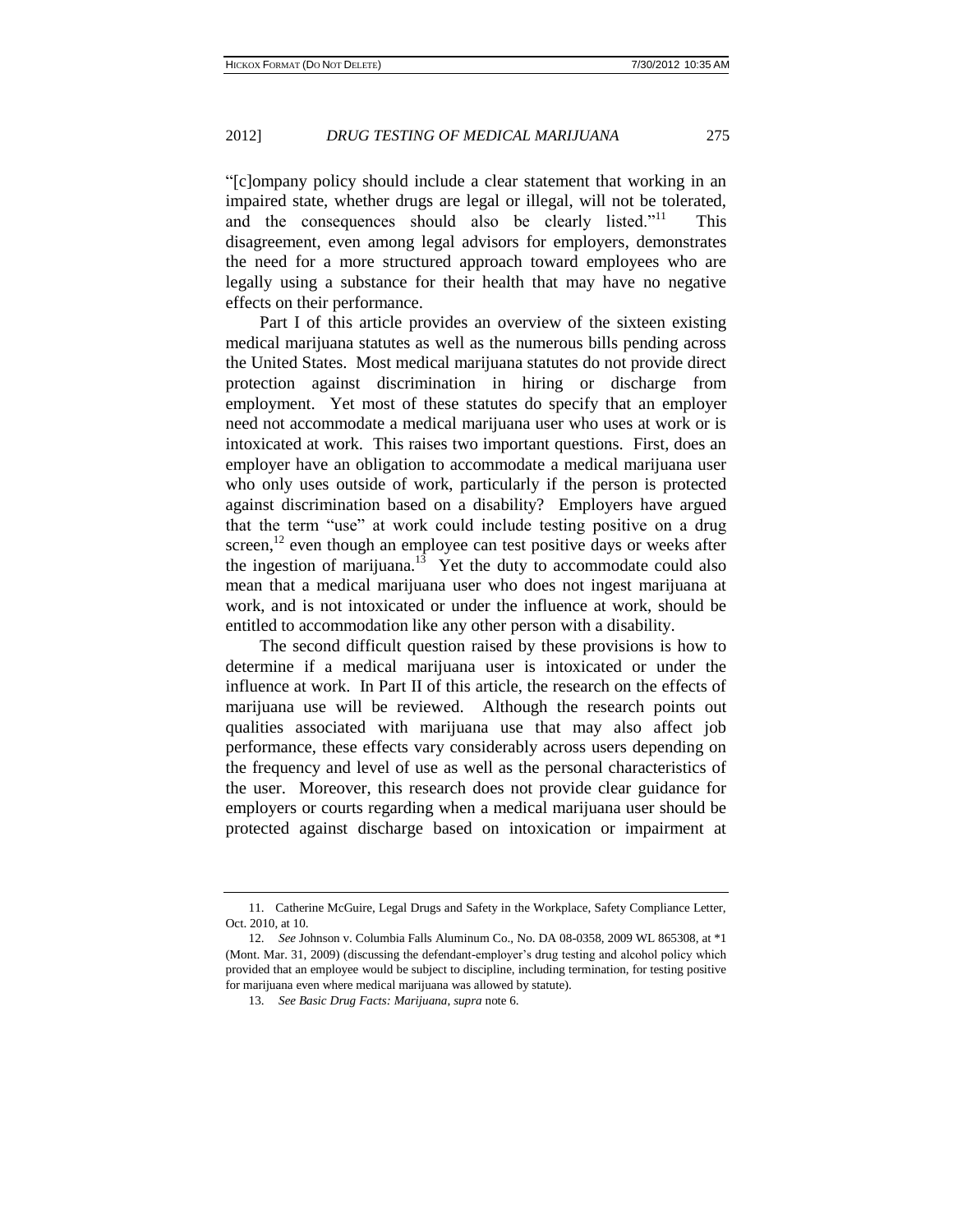"[c]ompany policy should include a clear statement that working in an impaired state, whether drugs are legal or illegal, will not be tolerated, and the consequences should also be clearly listed."[11] This disagreement, even among legal advisors for employers, demonstrates the need for a more structured approach toward employees who are legally using a substance for their health that may have no negative effects on their performance.

Part I of this article provides an overview of the sixteen existing medical marijuana statutes as well as the numerous bills pending across the United States. Most medical marijuana statutes do not provide direct protection against discrimination in hiring or discharge from employment. Yet most of these statutes do specify that an employer need not accommodate a medical marijuana user who uses at work or is intoxicated at work. This raises two important questions. First, does an employer have an obligation to accommodate a medical marijuana user who only uses outside of work, particularly if the person is protected against discrimination based on a disability? Employers have argued that the term "use" at work could include testing positive on a drug screen,[12] even though an employee can test positive days or weeks after the ingestion of marijuana.[13] Yet the duty to accommodate could also mean that a medical marijuana user who does not ingest marijuana at work, and is not intoxicated or under the influence at work, should be entitled to accommodation like any other person with a disability.

The second difficult question raised by these provisions is how to determine if a medical marijuana user is intoxicated or under the influence at work. In Part II of this article, the research on the effects of marijuana use will be reviewed. Although the research points out qualities associated with marijuana use that may also affect job performance, these effects vary considerably across users depending on the frequency and level of use as well as the personal characteristics of the user. Moreover, this research does not provide clear guidance for employers or courts regarding when a medical marijuana user should be protected against discharge based on intoxication or impairment at

---

11. Catherine McGuire, Legal Drugs and Safety in the Workplace, Safety Compliance Letter, Oct. 2010, at 10.

12. *See* Johnson v. Columbia Falls Aluminum Co., No. DA 08-0358, 2009 WL 865308, at *1 (Mont. Mar. 31, 2009) (discussing the defendant-employer's drug testing and alcohol policy which provided that an employee would be subject to discipline, including termination, for testing positive for marijuana even where medical marijuana was allowed by statute).

13. *See Basic Drug Facts: Marijuana*, *supra* note 6.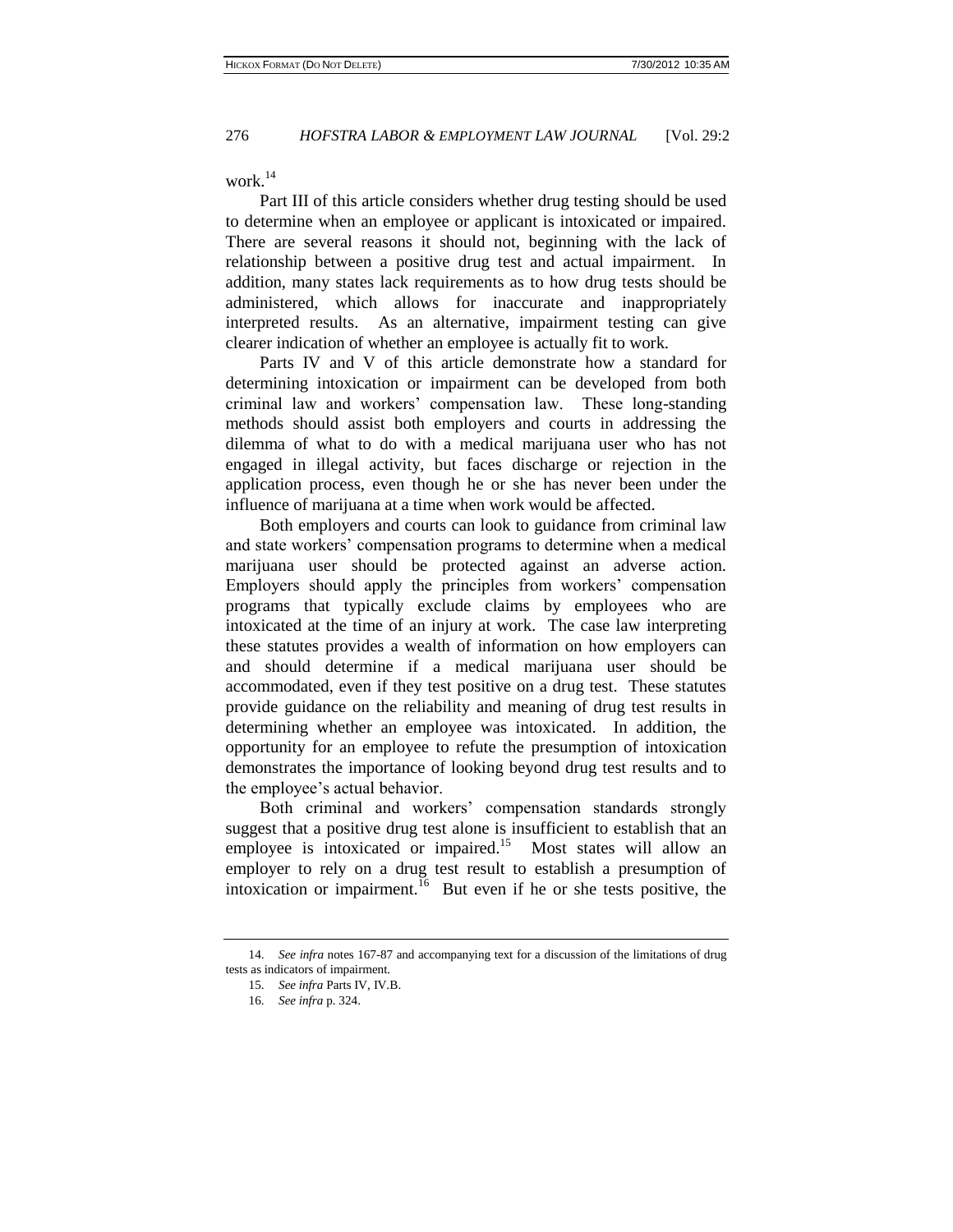work.[14]

Part III of this article considers whether drug testing should be used to determine when an employee or applicant is intoxicated or impaired. There are several reasons it should not, beginning with the lack of relationship between a positive drug test and actual impairment. In addition, many states lack requirements as to how drug tests should be administered, which allows for inaccurate and inappropriately interpreted results. As an alternative, impairment testing can give clearer indication of whether an employee is actually fit to work.

Parts IV and V of this article demonstrate how a standard for determining intoxication or impairment can be developed from both criminal law and workers' compensation law. These long-standing methods should assist both employers and courts in addressing the dilemma of what to do with a medical marijuana user who has not engaged in illegal activity, but faces discharge or rejection in the application process, even though he or she has never been under the influence of marijuana at a time when work would be affected.

Both employers and courts can look to guidance from criminal law and state workers' compensation programs to determine when a medical marijuana user should be protected against an adverse action. Employers should apply the principles from workers' compensation programs that typically exclude claims by employees who are intoxicated at the time of an injury at work. The case law interpreting these statutes provides a wealth of information on how employers can and should determine if a medical marijuana user should be accommodated, even if they test positive on a drug test. These statutes provide guidance on the reliability and meaning of drug test results in determining whether an employee was intoxicated. In addition, the opportunity for an employee to refute the presumption of intoxication demonstrates the importance of looking beyond drug test results and to the employee's actual behavior.

Both criminal and workers' compensation standards strongly suggest that a positive drug test alone is insufficient to establish that an employee is intoxicated or impaired.[15] Most states will allow an employer to rely on a drug test result to establish a presumption of intoxication or impairment.[16] But even if he or she tests positive, the

---

14. *See infra* notes 167-87 and accompanying text for a discussion of the limitations of drug tests as indicators of impairment.

15. *See infra* Parts IV, IV.B.

16. *See infra* p. 324.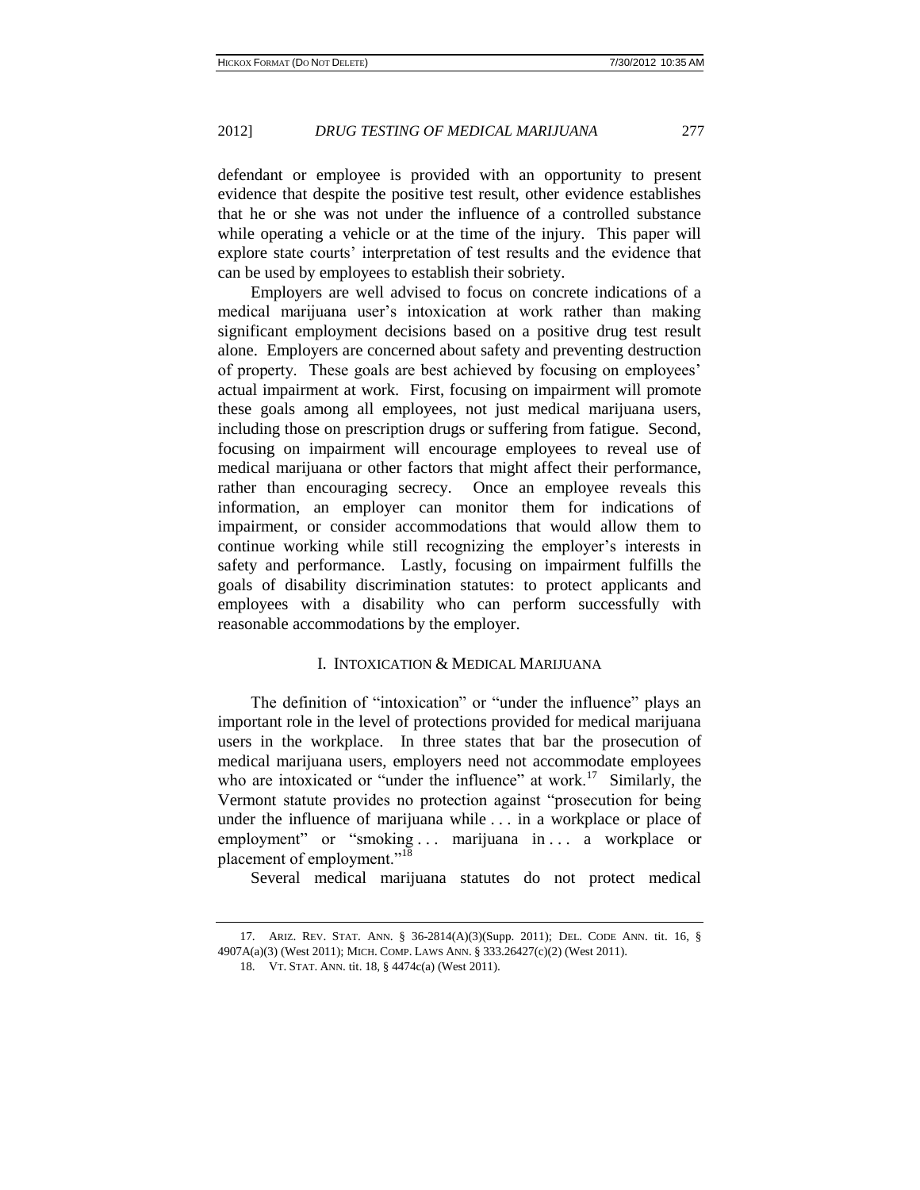defendant or employee is provided with an opportunity to present evidence that despite the positive test result, other evidence establishes that he or she was not under the influence of a controlled substance while operating a vehicle or at the time of the injury. This paper will explore state courts' interpretation of test results and the evidence that can be used by employees to establish their sobriety.

Employers are well advised to focus on concrete indications of a medical marijuana user's intoxication at work rather than making significant employment decisions based on a positive drug test result alone. Employers are concerned about safety and preventing destruction of property. These goals are best achieved by focusing on employees' actual impairment at work. First, focusing on impairment will promote these goals among all employees, not just medical marijuana users, including those on prescription drugs or suffering from fatigue. Second, focusing on impairment will encourage employees to reveal use of medical marijuana or other factors that might affect their performance, rather than encouraging secrecy. Once an employee reveals this information, an employer can monitor them for indications of impairment, or consider accommodations that would allow them to continue working while still recognizing the employer's interests in safety and performance. Lastly, focusing on impairment fulfills the goals of disability discrimination statutes: to protect applicants and employees with a disability who can perform successfully with reasonable accommodations by the employer.

## I. Intoxication & Medical Marijuana

The definition of "intoxication" or "under the influence" plays an important role in the level of protections provided for medical marijuana users in the workplace. In three states that bar the prosecution of medical marijuana users, employers need not accommodate employees who are intoxicated or "under the influence" at work.[17] Similarly, the Vermont statute provides no protection against "prosecution for being under the influence of marijuana while . . . in a workplace or place of employment" or "smoking . . . marijuana in . . . a workplace or placement of employment."[18]

Several medical marijuana statutes do not protect medical

---

17. Ariz. Rev. Stat. Ann. § 36-2814(A)(3)(Supp. 2011); Del. Code Ann. tit. 16, § 4907A(a)(3) (West 2011); Mich. Comp. Laws Ann. § 333.26427(c)(2) (West 2011).

18. Vt. Stat. Ann. tit. 18, § 4474c(a) (West 2011).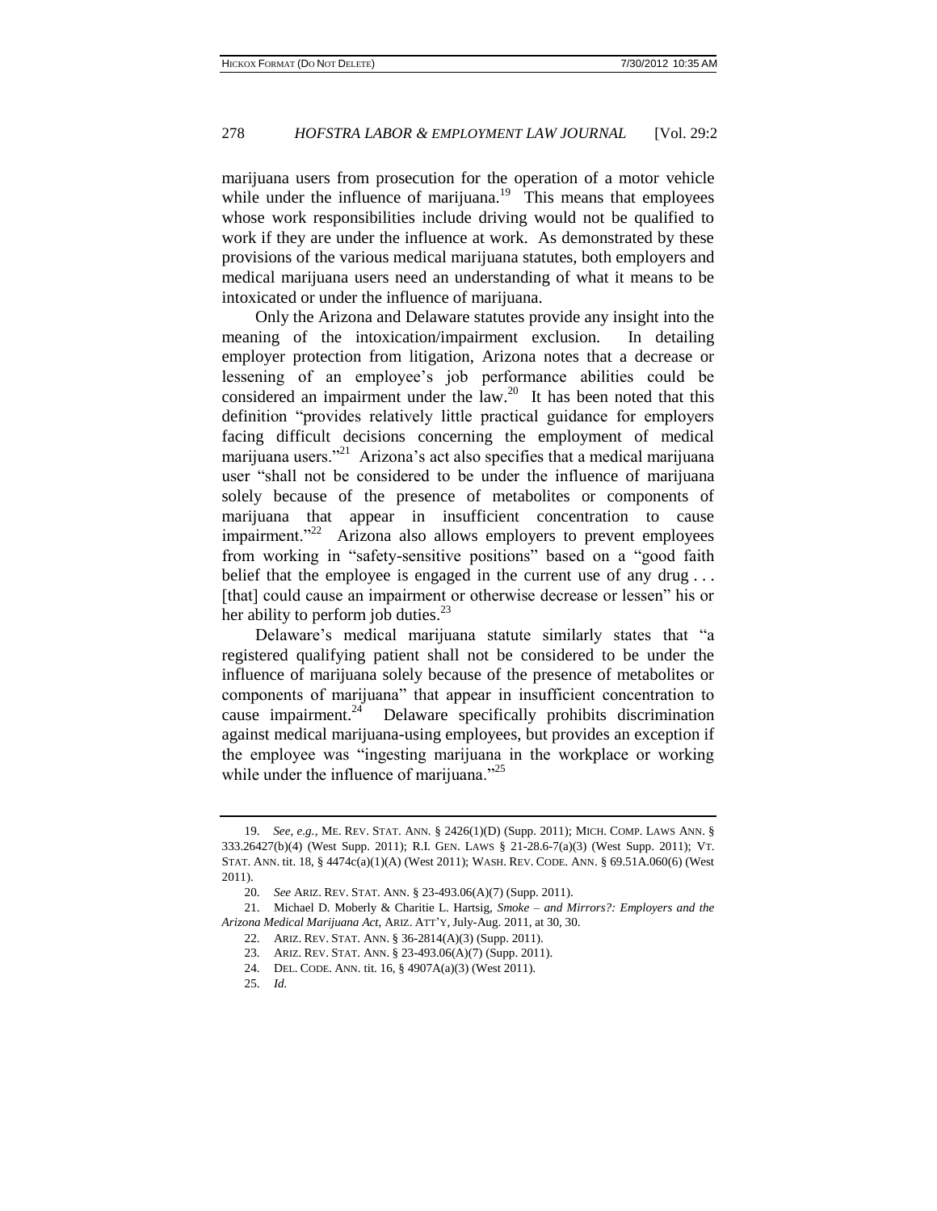marijuana users from prosecution for the operation of a motor vehicle while under the influence of marijuana.[19] This means that employees whose work responsibilities include driving would not be qualified to work if they are under the influence at work. As demonstrated by these provisions of the various medical marijuana statutes, both employers and medical marijuana users need an understanding of what it means to be intoxicated or under the influence of marijuana.

Only the Arizona and Delaware statutes provide any insight into the meaning of the intoxication/impairment exclusion. In detailing employer protection from litigation, Arizona notes that a decrease or lessening of an employee's job performance abilities could be considered an impairment under the law.[20] It has been noted that this definition "provides relatively little practical guidance for employers facing difficult decisions concerning the employment of medical marijuana users."[21] Arizona's act also specifies that a medical marijuana user "shall not be considered to be under the influence of marijuana solely because of the presence of metabolites or components of marijuana that appear in insufficient concentration to cause impairment."[22] Arizona also allows employers to prevent employees from working in "safety-sensitive positions" based on a "good faith belief that the employee is engaged in the current use of any drug . . . [that] could cause an impairment or otherwise decrease or lessen" his or her ability to perform job duties.[23]

Delaware's medical marijuana statute similarly states that "a registered qualifying patient shall not be considered to be under the influence of marijuana solely because of the presence of metabolites or components of marijuana" that appear in insufficient concentration to cause impairment.[24] Delaware specifically prohibits discrimination against medical marijuana-using employees, but provides an exception if the employee was "ingesting marijuana in the workplace or working while under the influence of marijuana."[25]

---

19. *See, e.g.*, ME. REV. STAT. ANN. § 2426(1)(D) (Supp. 2011); MICH. COMP. LAWS ANN. § 333.26427(b)(4) (West Supp. 2011); R.I. GEN. LAWS § 21-28.6-7(a)(3) (West Supp. 2011); VT. STAT. ANN. tit. 18, § 4474c(a)(1)(A) (West 2011); WASH. REV. CODE. ANN. § 69.51A.060(6) (West 2011).

20. *See* ARIZ. REV. STAT. ANN. § 23-493.06(A)(7) (Supp. 2011).

21. Michael D. Moberly & Charitie L. Hartsig, *Smoke – and Mirrors?: Employers and the Arizona Medical Marijuana Act*, ARIZ. ATT'Y, July-Aug. 2011, at 30, 30.

22. ARIZ. REV. STAT. ANN. § 36-2814(A)(3) (Supp. 2011).

23. ARIZ. REV. STAT. ANN. § 23-493.06(A)(7) (Supp. 2011).

24. DEL. CODE. ANN. tit. 16, § 4907A(a)(3) (West 2011).

25. *Id.*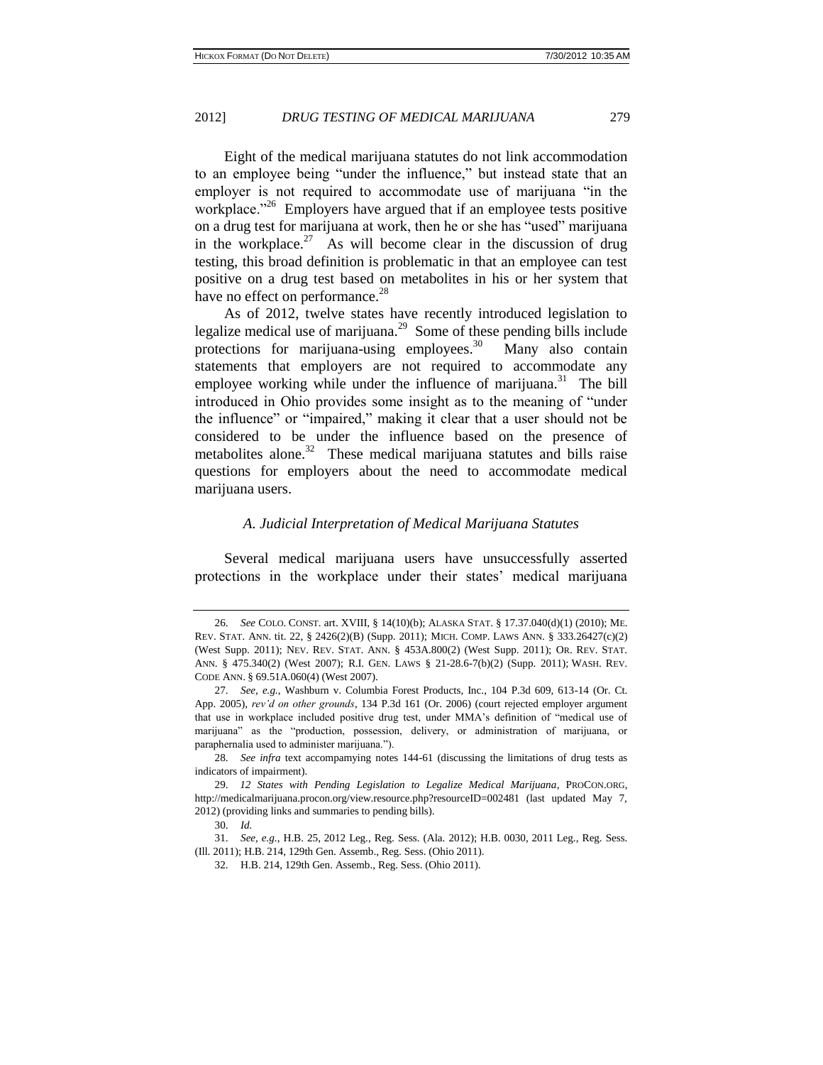Eight of the medical marijuana statutes do not link accommodation to an employee being "under the influence," but instead state that an employer is not required to accommodate use of marijuana "in the workplace."[26] Employers have argued that if an employee tests positive on a drug test for marijuana at work, then he or she has "used" marijuana in the workplace.[27] As will become clear in the discussion of drug testing, this broad definition is problematic in that an employee can test positive on a drug test based on metabolites in his or her system that have no effect on performance.[28]

As of 2012, twelve states have recently introduced legislation to legalize medical use of marijuana.[29] Some of these pending bills include protections for marijuana-using employees.[30] Many also contain statements that employers are not required to accommodate any employee working while under the influence of marijuana.[31] The bill introduced in Ohio provides some insight as to the meaning of "under the influence" or "impaired," making it clear that a user should not be considered to be under the influence based on the presence of metabolites alone.[32] These medical marijuana statutes and bills raise questions for employers about the need to accommodate medical marijuana users.

### *A. Judicial Interpretation of Medical Marijuana Statutes*

Several medical marijuana users have unsuccessfully asserted protections in the workplace under their states' medical marijuana

---

26. *See* COLO. CONST. art. XVIII, § 14(10)(b); ALASKA STAT. § 17.37.040(d)(1) (2010); ME. REV. STAT. ANN. tit. 22, § 2426(2)(B) (Supp. 2011); MICH. COMP. LAWS ANN. § 333.26427(c)(2) (West Supp. 2011); NEV. REV. STAT. ANN. § 453A.800(2) (West Supp. 2011); OR. REV. STAT. ANN. § 475.340(2) (West 2007); R.I. GEN. LAWS § 21-28.6-7(b)(2) (Supp. 2011); WASH. REV. CODE ANN. § 69.51A.060(4) (West 2007).

27. *See, e.g.*, Washburn v. Columbia Forest Products, Inc., 104 P.3d 609, 613-14 (Or. Ct. App. 2005), *rev'd on other grounds*, 134 P.3d 161 (Or. 2006) (court rejected employer argument that use in workplace included positive drug test, under MMA's definition of "medical use of marijuana" as the "production, possession, delivery, or administration of marijuana, or paraphernalia used to administer marijuana.").

28. *See infra* text accompamying notes 144-61 (discussing the limitations of drug tests as indicators of impairment).

29. *12 States with Pending Legislation to Legalize Medical Marijuana*, PROCON.ORG, http://medicalmarijuana.procon.org/view.resource.php?resourceID=002481 (last updated May 7, 2012) (providing links and summaries to pending bills).

30. *Id.*

31. *See, e.g.*, H.B. 25, 2012 Leg., Reg. Sess. (Ala. 2012); H.B. 0030, 2011 Leg., Reg. Sess. (Ill. 2011); H.B. 214, 129th Gen. Assemb., Reg. Sess. (Ohio 2011).

32. H.B. 214, 129th Gen. Assemb., Reg. Sess. (Ohio 2011).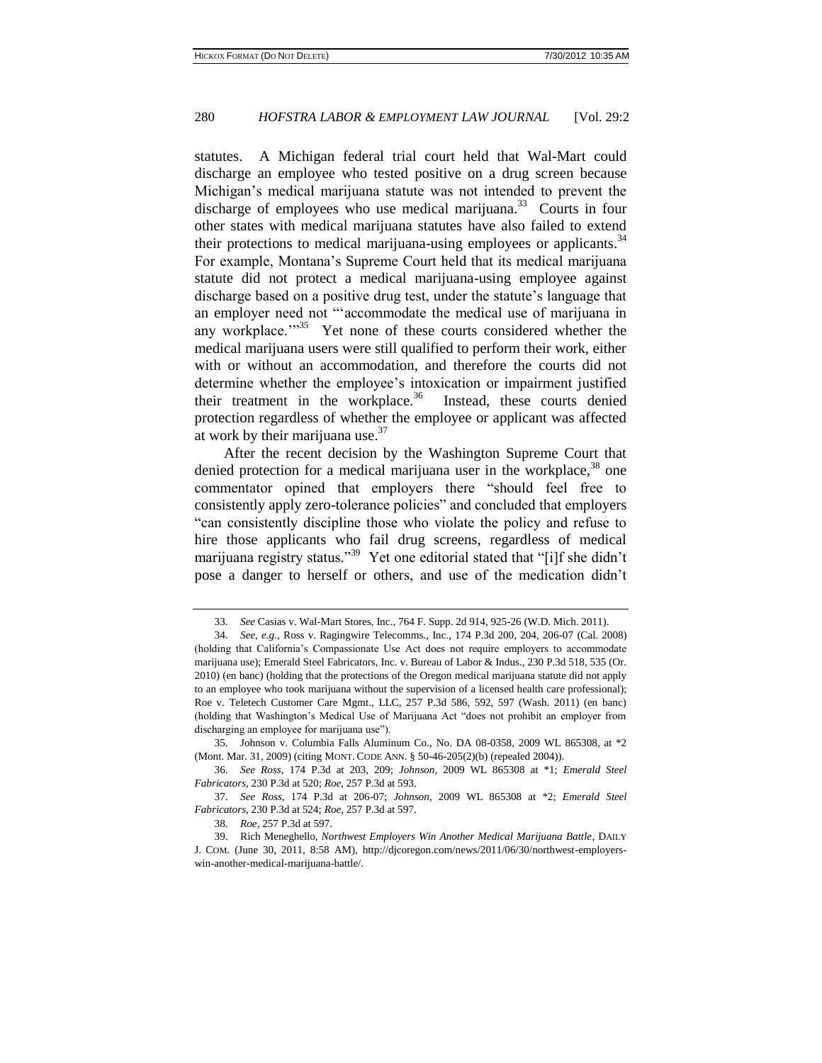statutes. A Michigan federal trial court held that Wal-Mart could discharge an employee who tested positive on a drug screen because Michigan's medical marijuana statute was not intended to prevent the discharge of employees who use medical marijuana.[33] Courts in four other states with medical marijuana statutes have also failed to extend their protections to medical marijuana-using employees or applicants.[34] For example, Montana's Supreme Court held that its medical marijuana statute did not protect a medical marijuana-using employee against discharge based on a positive drug test, under the statute's language that an employer need not "'accommodate the medical use of marijuana in any workplace.'"[35] Yet none of these courts considered whether the medical marijuana users were still qualified to perform their work, either with or without an accommodation, and therefore the courts did not determine whether the employee's intoxication or impairment justified their treatment in the workplace.[36] Instead, these courts denied protection regardless of whether the employee or applicant was affected at work by their marijuana use.[37]

After the recent decision by the Washington Supreme Court that denied protection for a medical marijuana user in the workplace,[38] one commentator opined that employers there "should feel free to consistently apply zero-tolerance policies" and concluded that employers "can consistently discipline those who violate the policy and refuse to hire those applicants who fail drug screens, regardless of medical marijuana registry status."[39] Yet one editorial stated that "[i]f she didn't pose a danger to herself or others, and use of the medication didn't

---

33. *See* Casias v. Wal-Mart Stores, Inc., 764 F. Supp. 2d 914, 925-26 (W.D. Mich. 2011).

34. *See, e.g.*, Ross v. Ragingwire Telecomms., Inc., 174 P.3d 200, 204, 206-07 (Cal. 2008) (holding that California's Compassionate Use Act does not require employers to accommodate marijuana use); Emerald Steel Fabricators, Inc. v. Bureau of Labor & Indus., 230 P.3d 518, 535 (Or. 2010) (en banc) (holding that the protections of the Oregon medical marijuana statute did not apply to an employee who took marijuana without the supervision of a licensed health care professional); Roe v. Teletech Customer Care Mgmt., LLC, 257 P.3d 586, 592, 597 (Wash. 2011) (en banc) (holding that Washington's Medical Use of Marijuana Act "does not prohibit an employer from discharging an employee for marijuana use").

35. Johnson v. Columbia Falls Aluminum Co., No. DA 08-0358, 2009 WL 865308, at *2 (Mont. Mar. 31, 2009) (citing MONT. CODE ANN. § 50-46-205(2)(b) (repealed 2004)).

36. *See Ross*, 174 P.3d at 203, 209; *Johnson*, 2009 WL 865308 at *1; *Emerald Steel Fabricators*, 230 P.3d at 520; *Roe*, 257 P.3d at 593.

37. *See Ross*, 174 P.3d at 206-07; *Johnson*, 2009 WL 865308 at *2; *Emerald Steel Fabricators*, 230 P.3d at 524; *Roe*, 257 P.3d at 597.

38. *Roe*, 257 P.3d at 597.

39. Rich Meneghello, *Northwest Employers Win Another Medical Marijuana Battle*, DAILY J. COM. (June 30, 2011, 8:58 AM), http://djcoregon.com/news/2011/06/30/northwest-employers-win-another-medical-marijuana-battle/.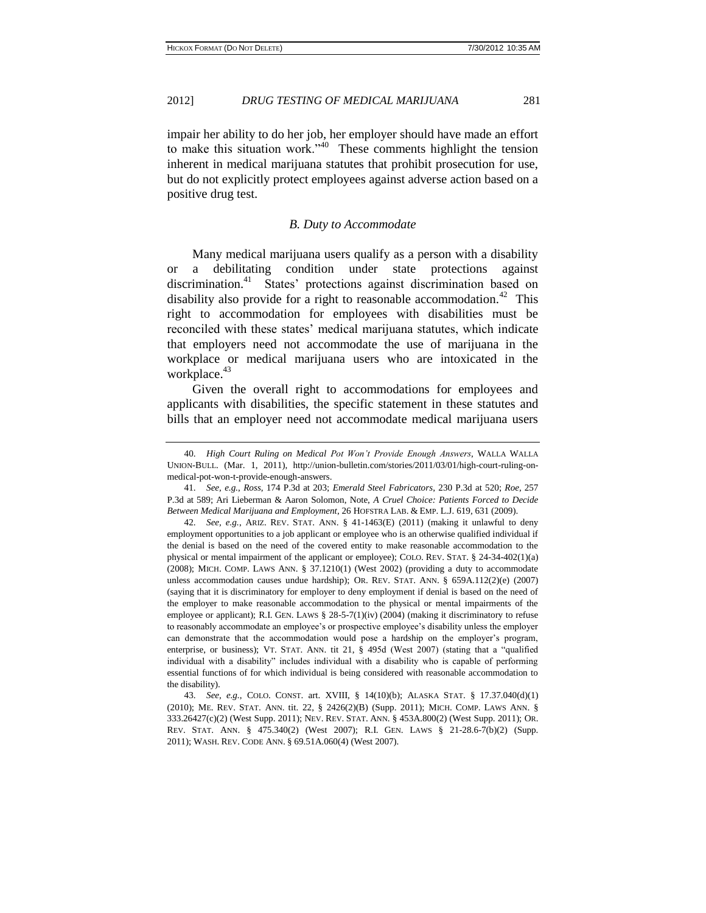impair her ability to do her job, her employer should have made an effort to make this situation work."[40] These comments highlight the tension inherent in medical marijuana statutes that prohibit prosecution for use, but do not explicitly protect employees against adverse action based on a positive drug test.

### *B. Duty to Accommodate*

Many medical marijuana users qualify as a person with a disability or a debilitating condition under state protections against discrimination.[41] States' protections against discrimination based on disability also provide for a right to reasonable accommodation.[42] This right to accommodation for employees with disabilities must be reconciled with these states' medical marijuana statutes, which indicate that employers need not accommodate the use of marijuana in the workplace or medical marijuana users who are intoxicated in the workplace.[43]

Given the overall right to accommodations for employees and applicants with disabilities, the specific statement in these statutes and bills that an employer need not accommodate medical marijuana users

---

40. *High Court Ruling on Medical Pot Won't Provide Enough Answers*, WALLA WALLA UNION-BULL. (Mar. 1, 2011), http://union-bulletin.com/stories/2011/03/01/high-court-ruling-on-medical-pot-won-t-provide-enough-answers.

41. *See, e.g.*, *Ross*, 174 P.3d at 203; *Emerald Steel Fabricators*, 230 P.3d at 520; *Roe*, 257 P.3d at 589; Ari Lieberman & Aaron Solomon, Note, *A Cruel Choice: Patients Forced to Decide Between Medical Marijuana and Employment*, 26 HOFSTRA LAB. & EMP. L.J. 619, 631 (2009).

42. *See, e.g.*, ARIZ. REV. STAT. ANN. § 41-1463(E) (2011) (making it unlawful to deny employment opportunities to a job applicant or employee who is an otherwise qualified individual if the denial is based on the need of the covered entity to make reasonable accommodation to the physical or mental impairment of the applicant or employee); COLO. REV. STAT. § 24-34-402(1)(a) (2008); MICH. COMP. LAWS ANN. § 37.1210(1) (West 2002) (providing a duty to accommodate unless accommodation causes undue hardship); OR. REV. STAT. ANN. § 659A.112(2)(e) (2007) (saying that it is discriminatory for employer to deny employment if denial is based on the need of the employer to make reasonable accommodation to the physical or mental impairments of the employee or applicant); R.I. GEN. LAWS § 28-5-7(1)(iv) (2004) (making it discriminatory to refuse to reasonably accommodate an employee's or prospective employee's disability unless the employer can demonstrate that the accommodation would pose a hardship on the employer's program, enterprise, or business); VT. STAT. ANN. tit 21, § 495d (West 2007) (stating that a "qualified individual with a disability" includes individual with a disability who is capable of performing essential functions of for which individual is being considered with reasonable accommodation to the disability).

43. *See, e.g.*, COLO. CONST. art. XVIII, § 14(10)(b); ALASKA STAT. § 17.37.040(d)(1) (2010); ME. REV. STAT. ANN. tit. 22, § 2426(2)(B) (Supp. 2011); MICH. COMP. LAWS ANN. § 333.26427(c)(2) (West Supp. 2011); NEV. REV. STAT. ANN. § 453A.800(2) (West Supp. 2011); OR. REV. STAT. ANN. § 475.340(2) (West 2007); R.I. GEN. LAWS § 21-28.6-7(b)(2) (Supp. 2011); WASH. REV. CODE ANN. § 69.51A.060(4) (West 2007).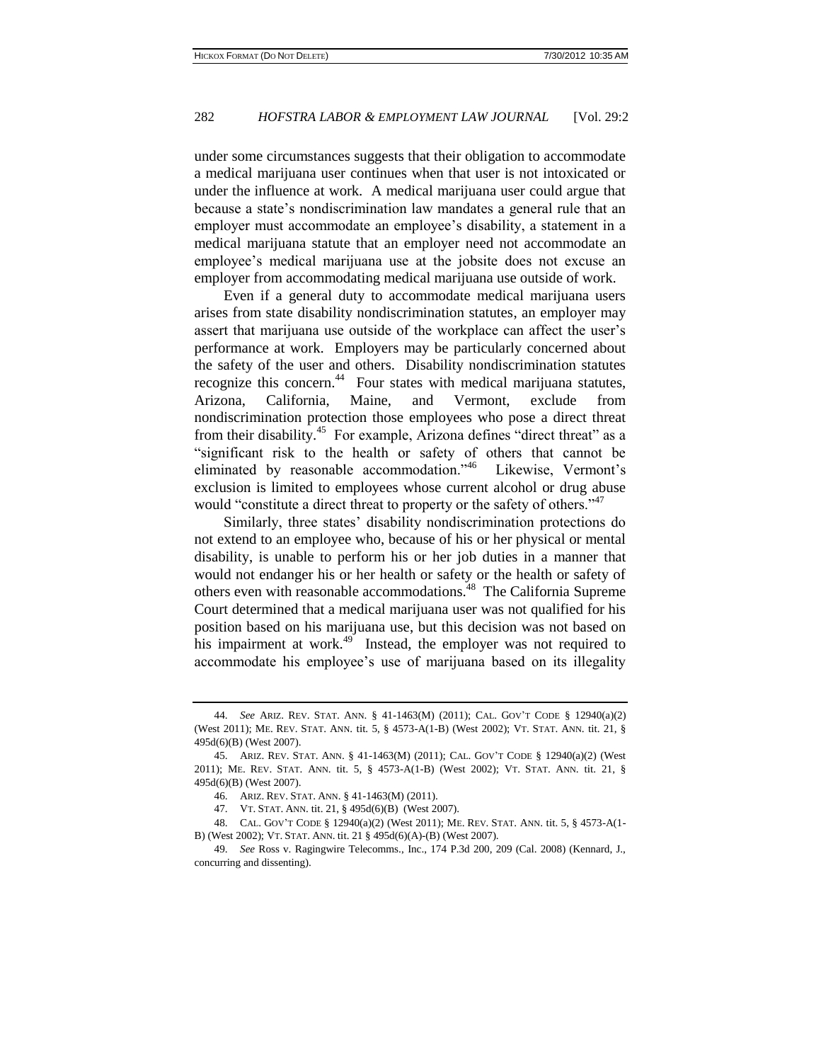under some circumstances suggests that their obligation to accommodate a medical marijuana user continues when that user is not intoxicated or under the influence at work. A medical marijuana user could argue that because a state's nondiscrimination law mandates a general rule that an employer must accommodate an employee's disability, a statement in a medical marijuana statute that an employer need not accommodate an employee's medical marijuana use at the jobsite does not excuse an employer from accommodating medical marijuana use outside of work.

Even if a general duty to accommodate medical marijuana users arises from state disability nondiscrimination statutes, an employer may assert that marijuana use outside of the workplace can affect the user's performance at work. Employers may be particularly concerned about the safety of the user and others. Disability nondiscrimination statutes recognize this concern.[44] Four states with medical marijuana statutes, Arizona, California, Maine, and Vermont, exclude from nondiscrimination protection those employees who pose a direct threat from their disability.[45] For example, Arizona defines "direct threat" as a "significant risk to the health or safety of others that cannot be eliminated by reasonable accommodation."[46] Likewise, Vermont's exclusion is limited to employees whose current alcohol or drug abuse would "constitute a direct threat to property or the safety of others."[47]

Similarly, three states' disability nondiscrimination protections do not extend to an employee who, because of his or her physical or mental disability, is unable to perform his or her job duties in a manner that would not endanger his or her health or safety or the health or safety of others even with reasonable accommodations.[48] The California Supreme Court determined that a medical marijuana user was not qualified for his position based on his marijuana use, but this decision was not based on his impairment at work.[49] Instead, the employer was not required to accommodate his employee's use of marijuana based on its illegality

---

44. *See* ARIZ. REV. STAT. ANN. § 41-1463(M) (2011); CAL. GOV'T CODE § 12940(a)(2) (West 2011); ME. REV. STAT. ANN. tit. 5, § 4573-A(1-B) (West 2002); VT. STAT. ANN. tit. 21, § 495d(6)(B) (West 2007).

45. ARIZ. REV. STAT. ANN. § 41-1463(M) (2011); CAL. GOV'T CODE § 12940(a)(2) (West 2011); ME. REV. STAT. ANN. tit. 5, § 4573-A(1-B) (West 2002); VT. STAT. ANN. tit. 21, § 495d(6)(B) (West 2007).

46. ARIZ. REV. STAT. ANN. § 41-1463(M) (2011).

47. VT. STAT. ANN. tit. 21, § 495d(6)(B) (West 2007).

48. CAL. GOV'T CODE § 12940(a)(2) (West 2011); ME. REV. STAT. ANN. tit. 5, § 4573-A(1-B) (West 2002); VT. STAT. ANN. tit. 21 § 495d(6)(A)-(B) (West 2007).

49. *See* Ross v. Ragingwire Telecomms., Inc., 174 P.3d 200, 209 (Cal. 2008) (Kennard, J., concurring and dissenting).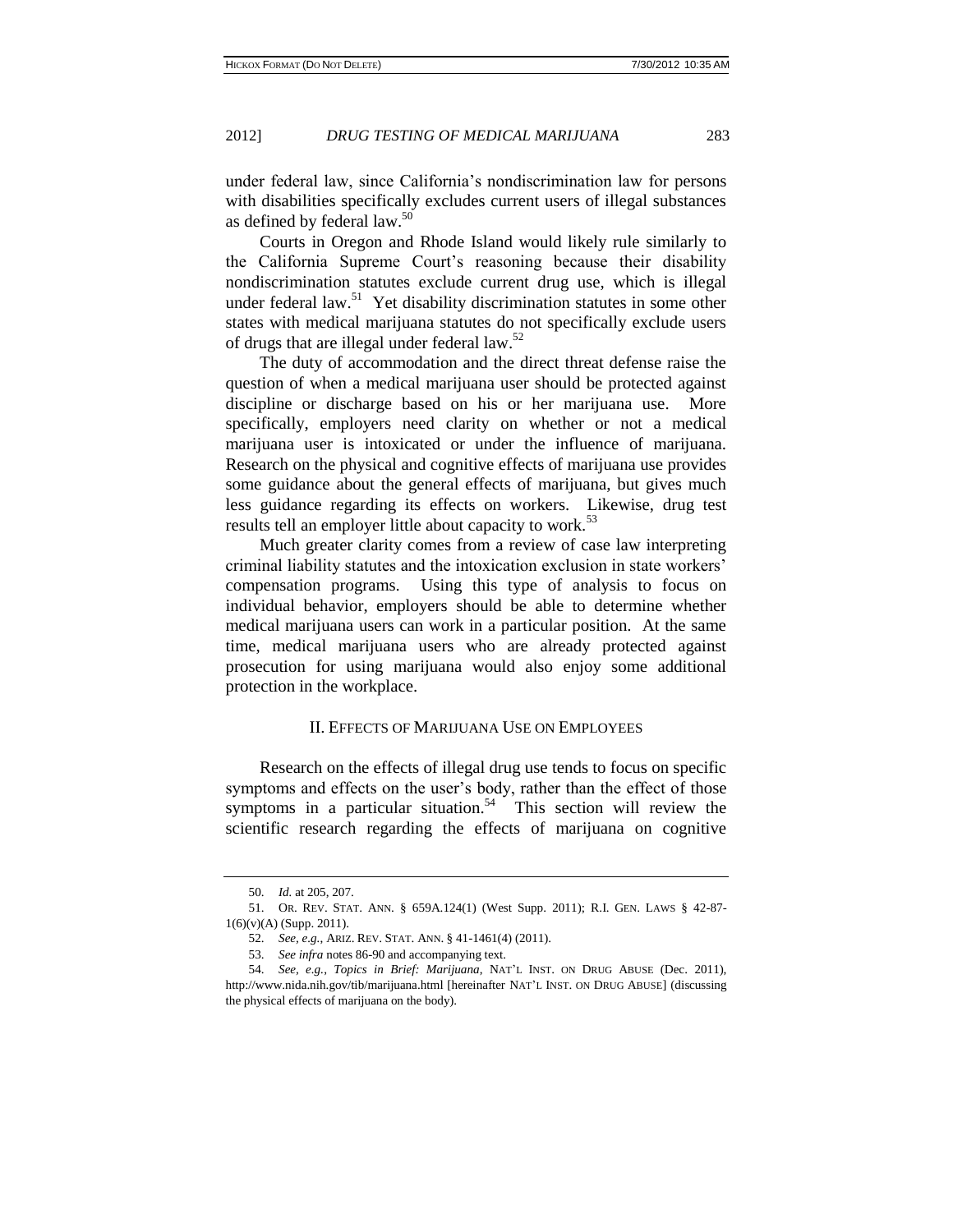under federal law, since California's nondiscrimination law for persons with disabilities specifically excludes current users of illegal substances as defined by federal law.[50]

Courts in Oregon and Rhode Island would likely rule similarly to the California Supreme Court's reasoning because their disability nondiscrimination statutes exclude current drug use, which is illegal under federal law.[51] Yet disability discrimination statutes in some other states with medical marijuana statutes do not specifically exclude users of drugs that are illegal under federal law.[52]

The duty of accommodation and the direct threat defense raise the question of when a medical marijuana user should be protected against discipline or discharge based on his or her marijuana use. More specifically, employers need clarity on whether or not a medical marijuana user is intoxicated or under the influence of marijuana. Research on the physical and cognitive effects of marijuana use provides some guidance about the general effects of marijuana, but gives much less guidance regarding its effects on workers. Likewise, drug test results tell an employer little about capacity to work.[53]

Much greater clarity comes from a review of case law interpreting criminal liability statutes and the intoxication exclusion in state workers' compensation programs. Using this type of analysis to focus on individual behavior, employers should be able to determine whether medical marijuana users can work in a particular position. At the same time, medical marijuana users who are already protected against prosecution for using marijuana would also enjoy some additional protection in the workplace.

## II. EFFECTS OF MARIJUANA USE ON EMPLOYEES

Research on the effects of illegal drug use tends to focus on specific symptoms and effects on the user's body, rather than the effect of those symptoms in a particular situation.[54] This section will review the scientific research regarding the effects of marijuana on cognitive

---

50. *Id.* at 205, 207.

51. OR. REV. STAT. ANN. § 659A.124(1) (West Supp. 2011); R.I. GEN. LAWS § 42-87-1(6)(v)(A) (Supp. 2011).

52. *See, e.g.*, ARIZ. REV. STAT. ANN. § 41-1461(4) (2011).

53. *See infra* notes 86-90 and accompanying text.

54. *See, e.g.*, *Topics in Brief: Marijuana*, NAT'L INST. ON DRUG ABUSE (Dec. 2011), http://www.nida.nih.gov/tib/marijuana.html [hereinafter NAT'L INST. ON DRUG ABUSE] (discussing the physical effects of marijuana on the body).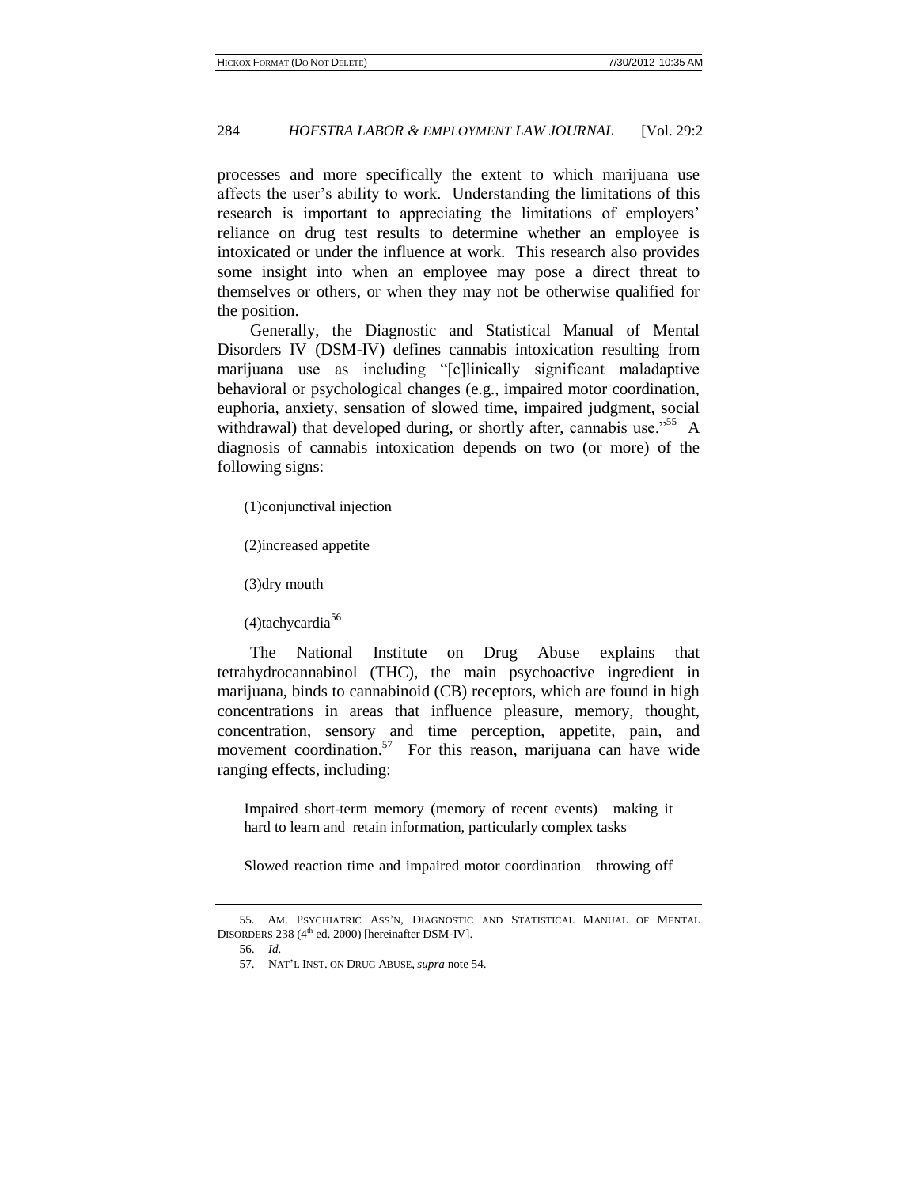processes and more specifically the extent to which marijuana use affects the user's ability to work. Understanding the limitations of this research is important to appreciating the limitations of employers' reliance on drug test results to determine whether an employee is intoxicated or under the influence at work. This research also provides some insight into when an employee may pose a direct threat to themselves or others, or when they may not be otherwise qualified for the position.

Generally, the Diagnostic and Statistical Manual of Mental Disorders IV (DSM-IV) defines cannabis intoxication resulting from marijuana use as including "[c]linically significant maladaptive behavioral or psychological changes (e.g., impaired motor coordination, euphoria, anxiety, sensation of slowed time, impaired judgment, social withdrawal) that developed during, or shortly after, cannabis use."[55] A diagnosis of cannabis intoxication depends on two (or more) of the following signs:

(1)conjunctival injection

(2)increased appetite

(3)dry mouth

(4)tachycardia[56]

The National Institute on Drug Abuse explains that tetrahydrocannabinol (THC), the main psychoactive ingredient in marijuana, binds to cannabinoid (CB) receptors, which are found in high concentrations in areas that influence pleasure, memory, thought, concentration, sensory and time perception, appetite, pain, and movement coordination.[57] For this reason, marijuana can have wide ranging effects, including:

> Impaired short-term memory (memory of recent events)—making it hard to learn and retain information, particularly complex tasks
>
> Slowed reaction time and impaired motor coordination—throwing off

55. AM. PSYCHIATRIC ASS'N, DIAGNOSTIC AND STATISTICAL MANUAL OF MENTAL DISORDERS 238 (4th ed. 2000) [hereinafter DSM-IV].

56. *Id.*

57. NAT'L INST. ON DRUG ABUSE, *supra* note 54.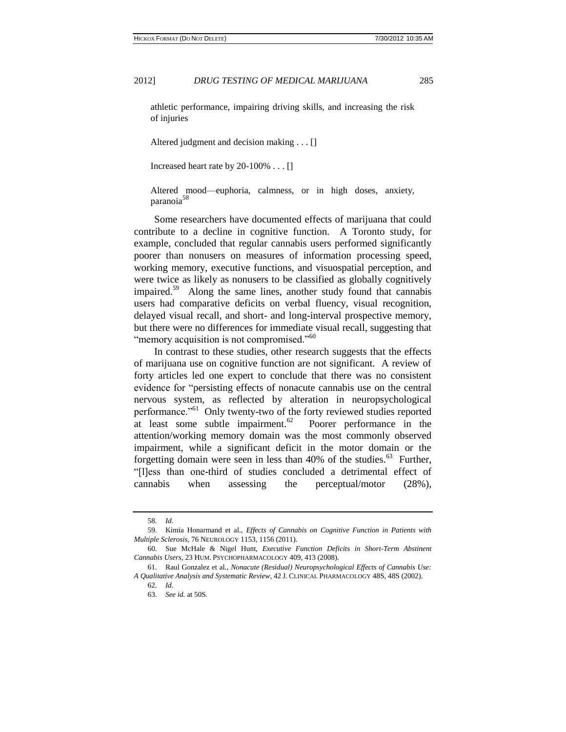athletic performance, impairing driving skills, and increasing the risk of injuries

Altered judgment and decision making . . . []

Increased heart rate by 20-100% . . . []

Altered mood—euphoria, calmness, or in high doses, anxiety, paranoia[58]

Some researchers have documented effects of marijuana that could contribute to a decline in cognitive function. A Toronto study, for example, concluded that regular cannabis users performed significantly poorer than nonusers on measures of information processing speed, working memory, executive functions, and visuospatial perception, and were twice as likely as nonusers to be classified as globally cognitively impaired.[59] Along the same lines, another study found that cannabis users had comparative deficits on verbal fluency, visual recognition, delayed visual recall, and short- and long-interval prospective memory, but there were no differences for immediate visual recall, suggesting that "memory acquisition is not compromised."[60]

In contrast to these studies, other research suggests that the effects of marijuana use on cognitive function are not significant. A review of forty articles led one expert to conclude that there was no consistent evidence for "persisting effects of nonacute cannabis use on the central nervous system, as reflected by alteration in neuropsychological performance."[61] Only twenty-two of the forty reviewed studies reported at least some subtle impairment.[62] Poorer performance in the attention/working memory domain was the most commonly observed impairment, while a significant deficit in the motor domain or the forgetting domain were seen in less than 40% of the studies.[63] Further, "[l]ess than one-third of studies concluded a detrimental effect of cannabis when assessing the perceptual/motor (28%),

---

58. *Id.*

59. Kimia Honarmand et al., *Effects of Cannabis on Cognitive Function in Patients with Multiple Sclerosis*, 76 NEUROLOGY 1153, 1156 (2011).

60. Sue McHale & Nigel Hunt, *Executive Function Deficits in Short-Term Abstinent Cannabis Users*, 23 HUM. PSYCHOPHARMACOLOGY 409, 413 (2008).

61. Raul Gonzalez et al., *Nonacute (Residual) Neuropsychological Effects of Cannabis Use: A Qualitative Analysis and Systematic Review*, 42 J. CLINICAL PHARMACOLOGY 48S, 48S (2002).

62. *Id.*

63. *See id.* at 50S.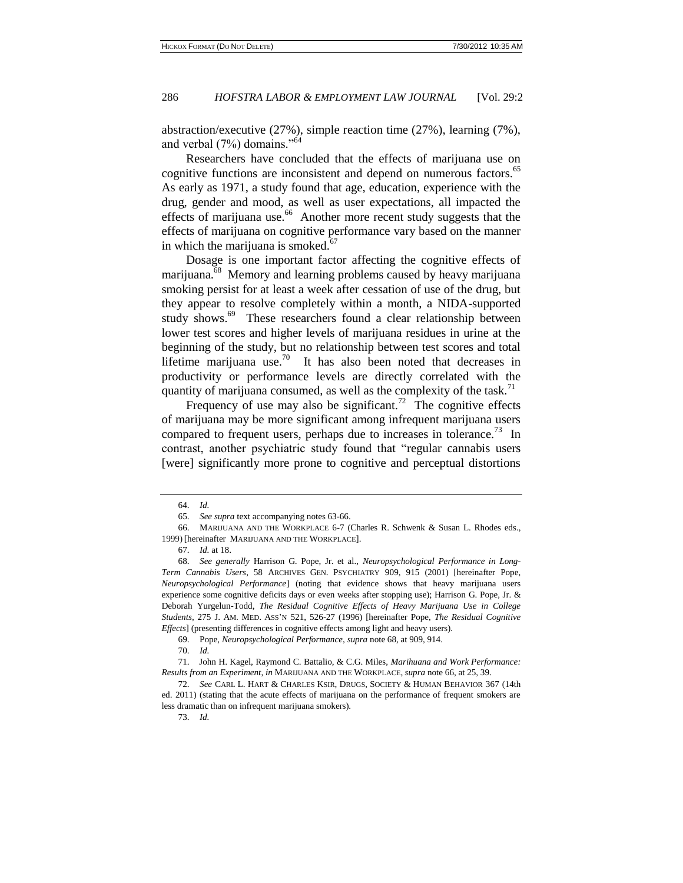abstraction/executive (27%), simple reaction time (27%), learning (7%), and verbal (7%) domains."[64]

Researchers have concluded that the effects of marijuana use on cognitive functions are inconsistent and depend on numerous factors.[65] As early as 1971, a study found that age, education, experience with the drug, gender and mood, as well as user expectations, all impacted the effects of marijuana use.[66] Another more recent study suggests that the effects of marijuana on cognitive performance vary based on the manner in which the marijuana is smoked.[67]

Dosage is one important factor affecting the cognitive effects of marijuana.[68] Memory and learning problems caused by heavy marijuana smoking persist for at least a week after cessation of use of the drug, but they appear to resolve completely within a month, a NIDA-supported study shows.[69] These researchers found a clear relationship between lower test scores and higher levels of marijuana residues in urine at the beginning of the study, but no relationship between test scores and total lifetime marijuana use.[70] It has also been noted that decreases in productivity or performance levels are directly correlated with the quantity of marijuana consumed, as well as the complexity of the task.[71]

Frequency of use may also be significant.[72] The cognitive effects of marijuana may be more significant among infrequent marijuana users compared to frequent users, perhaps due to increases in tolerance.[73] In contrast, another psychiatric study found that "regular cannabis users [were] significantly more prone to cognitive and perceptual distortions

---

64. *Id.*

65. *See supra* text accompanying notes 63-66.

66. MARIJUANA AND THE WORKPLACE 6-7 (Charles R. Schwenk & Susan L. Rhodes eds., 1999) [hereinafter MARIJUANA AND THE WORKPLACE].

67. *Id.* at 18.

68. *See generally* Harrison G. Pope, Jr. et al., *Neuropsychological Performance in Long-Term Cannabis Users*, 58 ARCHIVES GEN. PSYCHIATRY 909, 915 (2001) [hereinafter Pope, *Neuropsychological Performance*] (noting that evidence shows that heavy marijuana users experience some cognitive deficits days or even weeks after stopping use); Harrison G. Pope, Jr. & Deborah Yurgelun-Todd, *The Residual Cognitive Effects of Heavy Marijuana Use in College Students*, 275 J. AM. MED. ASS'N 521, 526-27 (1996) [hereinafter Pope, *The Residual Cognitive Effects*] (presenting differences in cognitive effects among light and heavy users).

69. Pope, *Neuropsychological Performance*, *supra* note 68, at 909, 914.

70. *Id.*

71. John H. Kagel, Raymond C. Battalio, & C.G. Miles, *Marihuana and Work Performance: Results from an Experiment*, *in* MARIJUANA AND THE WORKPLACE, *supra* note 66, at 25, 39.

72. *See* CARL L. HART & CHARLES KSIR, DRUGS, SOCIETY & HUMAN BEHAVIOR 367 (14th ed. 2011) (stating that the acute effects of marijuana on the performance of frequent smokers are less dramatic than on infrequent marijuana smokers).

73. *Id.*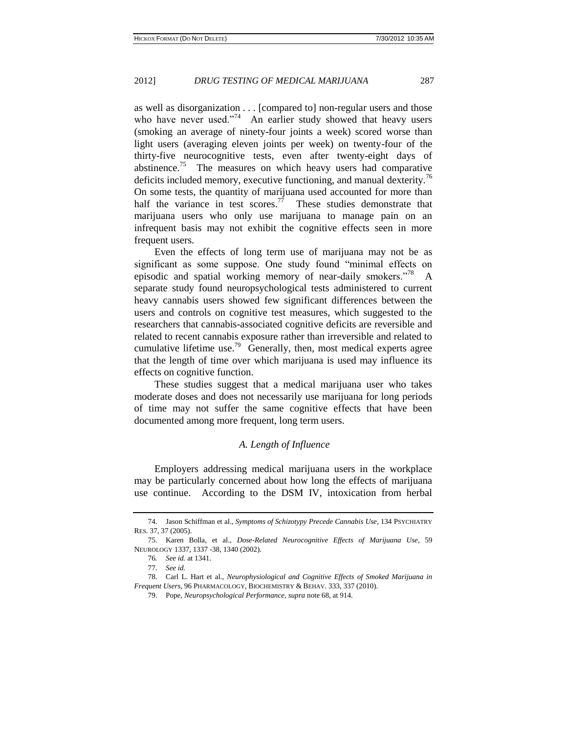as well as disorganization . . . [compared to] non-regular users and those who have never used."[74] An earlier study showed that heavy users (smoking an average of ninety-four joints a week) scored worse than light users (averaging eleven joints per week) on twenty-four of the thirty-five neurocognitive tests, even after twenty-eight days of abstinence.[75] The measures on which heavy users had comparative deficits included memory, executive functioning, and manual dexterity.[76] On some tests, the quantity of marijuana used accounted for more than half the variance in test scores.[77] These studies demonstrate that marijuana users who only use marijuana to manage pain on an infrequent basis may not exhibit the cognitive effects seen in more frequent users.

Even the effects of long term use of marijuana may not be as significant as some suppose. One study found "minimal effects on episodic and spatial working memory of near-daily smokers."[78] A separate study found neuropsychological tests administered to current heavy cannabis users showed few significant differences between the users and controls on cognitive test measures, which suggested to the researchers that cannabis-associated cognitive deficits are reversible and related to recent cannabis exposure rather than irreversible and related to cumulative lifetime use.[79] Generally, then, most medical experts agree that the length of time over which marijuana is used may influence its effects on cognitive function.

These studies suggest that a medical marijuana user who takes moderate doses and does not necessarily use marijuana for long periods of time may not suffer the same cognitive effects that have been documented among more frequent, long term users.

### *A. Length of Influence*

Employers addressing medical marijuana users in the workplace may be particularly concerned about how long the effects of marijuana use continue. According to the DSM IV, intoxication from herbal

---

74. Jason Schiffman et al., *Symptoms of Schizotypy Precede Cannabis Use*, 134 PSYCHIATRY RES. 37, 37 (2005).

75. Karen Bolla, et al., *Dose-Related Neurocognitive Effects of Marijuana Use*, 59 NEUROLOGY 1337, 1337 -38, 1340 (2002).

76. *See id.* at 1341.

77. *See id.*

78. Carl L. Hart et al., *Neurophysiological and Cognitive Effects of Smoked Marijuana in Frequent Users*, 96 PHARMACOLOGY, BIOCHEMISTRY & BEHAV. 333, 337 (2010).

79. Pope, *Neuropsychological Performance*, *supra* note 68, at 914.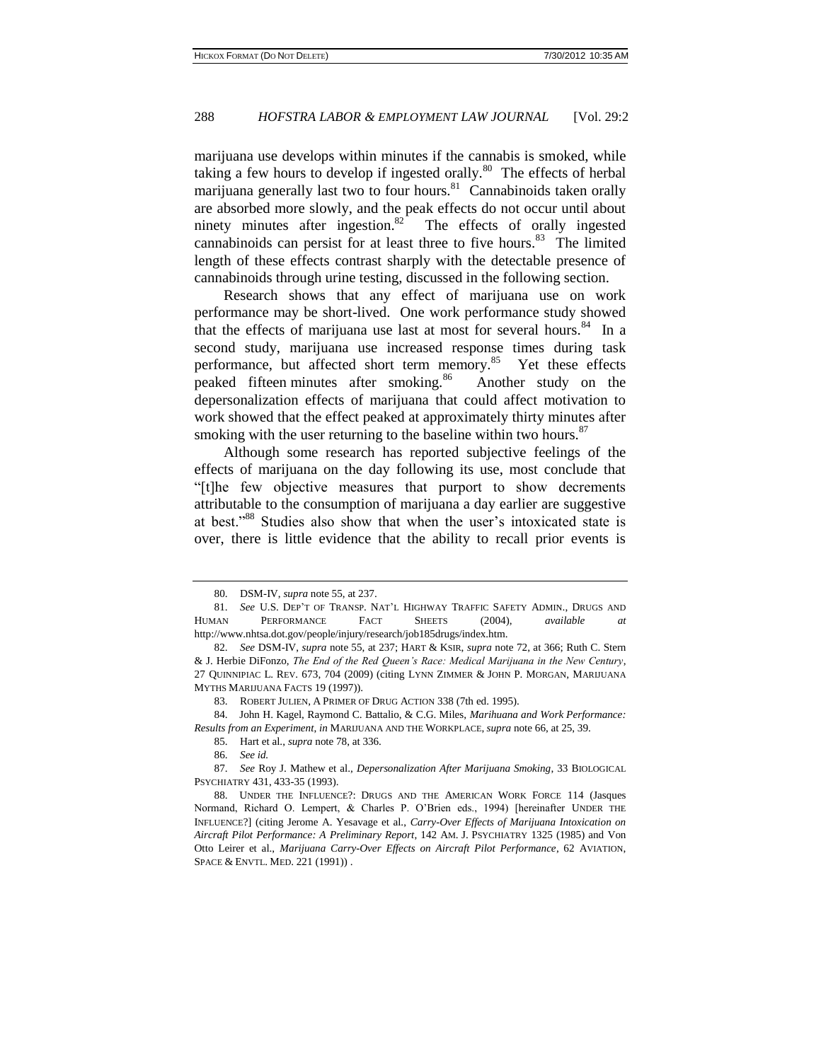marijuana use develops within minutes if the cannabis is smoked, while taking a few hours to develop if ingested orally.[80] The effects of herbal marijuana generally last two to four hours.[81] Cannabinoids taken orally are absorbed more slowly, and the peak effects do not occur until about ninety minutes after ingestion.[82] The effects of orally ingested cannabinoids can persist for at least three to five hours.[83] The limited length of these effects contrast sharply with the detectable presence of cannabinoids through urine testing, discussed in the following section.

Research shows that any effect of marijuana use on work performance may be short-lived. One work performance study showed that the effects of marijuana use last at most for several hours.[84] In a second study, marijuana use increased response times during task performance, but affected short term memory.[85] Yet these effects peaked fifteen minutes after smoking.[86] Another study on the depersonalization effects of marijuana that could affect motivation to work showed that the effect peaked at approximately thirty minutes after smoking with the user returning to the baseline within two hours.[87]

Although some research has reported subjective feelings of the effects of marijuana on the day following its use, most conclude that "[t]he few objective measures that purport to show decrements attributable to the consumption of marijuana a day earlier are suggestive at best."[88] Studies also show that when the user's intoxicated state is over, there is little evidence that the ability to recall prior events is

---

80. DSM-IV, *supra* note 55, at 237.

81. *See* U.S. DEP'T OF TRANSP. NAT'L HIGHWAY TRAFFIC SAFETY ADMIN., DRUGS AND HUMAN PERFORMANCE FACT SHEETS (2004), *available at* http://www.nhtsa.dot.gov/people/injury/research/job185drugs/index.htm.

82. *See* DSM-IV, *supra* note 55, at 237; HART & KSIR, *supra* note 72, at 366; Ruth C. Stern & J. Herbie DiFonzo, *The End of the Red Queen's Race: Medical Marijuana in the New Century*, 27 QUINNIPIAC L. REV. 673, 704 (2009) (citing LYNN ZIMMER & JOHN P. MORGAN, MARIJUANA MYTHS MARIJUANA FACTS 19 (1997)).

83. ROBERT JULIEN, A PRIMER OF DRUG ACTION 338 (7th ed. 1995).

84. John H. Kagel, Raymond C. Battalio, & C.G. Miles, *Marihuana and Work Performance: Results from an Experiment*, *in* MARIJUANA AND THE WORKPLACE, *supra* note 66, at 25, 39.

85. Hart et al., *supra* note 78, at 336.

86. *See id.*

87. *See* Roy J. Mathew et al., *Depersonalization After Marijuana Smoking*, 33 BIOLOGICAL PSYCHIATRY 431, 433-35 (1993).

88. UNDER THE INFLUENCE?: DRUGS AND THE AMERICAN WORK FORCE 114 (Jasques Normand, Richard O. Lempert, & Charles P. O'Brien eds., 1994) [hereinafter UNDER THE INFLUENCE?] (citing Jerome A. Yesavage et al., *Carry-Over Effects of Marijuana Intoxication on Aircraft Pilot Performance: A Preliminary Report*, 142 AM. J. PSYCHIATRY 1325 (1985) and Von Otto Leirer et al., *Marijuana Carry-Over Effects on Aircraft Pilot Performance*, 62 AVIATION, SPACE & ENVTL. MED. 221 (1991)) .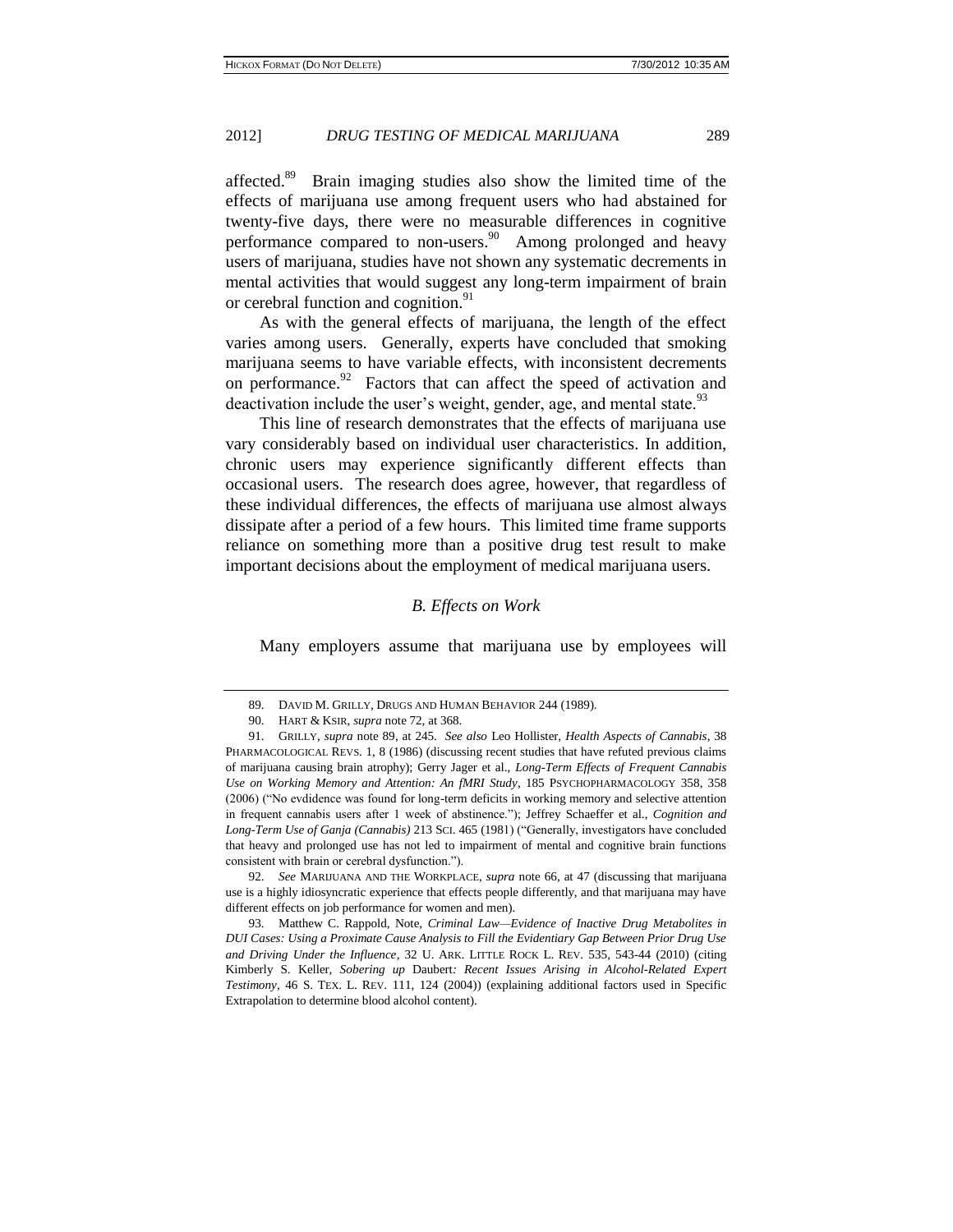affected.[89] Brain imaging studies also show the limited time of the effects of marijuana use among frequent users who had abstained for twenty-five days, there were no measurable differences in cognitive performance compared to non-users.[90] Among prolonged and heavy users of marijuana, studies have not shown any systematic decrements in mental activities that would suggest any long-term impairment of brain or cerebral function and cognition.[91]

As with the general effects of marijuana, the length of the effect varies among users. Generally, experts have concluded that smoking marijuana seems to have variable effects, with inconsistent decrements on performance.[92] Factors that can affect the speed of activation and deactivation include the user's weight, gender, age, and mental state.[93]

This line of research demonstrates that the effects of marijuana use vary considerably based on individual user characteristics. In addition, chronic users may experience significantly different effects than occasional users. The research does agree, however, that regardless of these individual differences, the effects of marijuana use almost always dissipate after a period of a few hours. This limited time frame supports reliance on something more than a positive drug test result to make important decisions about the employment of medical marijuana users.

### *B. Effects on Work*

Many employers assume that marijuana use by employees will

---

89. DAVID M. GRILLY, DRUGS AND HUMAN BEHAVIOR 244 (1989).

90. HART & KSIR, *supra* note 72, at 368.

91. GRILLY, *supra* note 89, at 245. *See also* Leo Hollister, *Health Aspects of Cannabis*, 38 PHARMACOLOGICAL REVS. 1, 8 (1986) (discussing recent studies that have refuted previous claims of marijuana causing brain atrophy); Gerry Jager et al., *Long-Term Effects of Frequent Cannabis Use on Working Memory and Attention: An fMRI Study*, 185 PSYCHOPHARMACOLOGY 358, 358 (2006) ("No evdidence was found for long-term deficits in working memory and selective attention in frequent cannabis users after 1 week of abstinence."); Jeffrey Schaeffer et al., *Cognition and Long-Term Use of Ganja (Cannabis)* 213 SCI. 465 (1981) ("Generally, investigators have concluded that heavy and prolonged use has not led to impairment of mental and cognitive brain functions consistent with brain or cerebral dysfunction.").

92. *See* MARIJUANA AND THE WORKPLACE, *supra* note 66, at 47 (discussing that marijuana use is a highly idiosyncratic experience that effects people differently, and that marijuana may have different effects on job performance for women and men).

93. Matthew C. Rappold, Note, *Criminal Law—Evidence of Inactive Drug Metabolites in DUI Cases: Using a Proximate Cause Analysis to Fill the Evidentiary Gap Between Prior Drug Use and Driving Under the Influence*, 32 U. ARK. LITTLE ROCK L. REV. 535, 543-44 (2010) (citing Kimberly S. Keller, *Sobering up* Daubert*: Recent Issues Arising in Alcohol-Related Expert Testimony*, 46 S. TEX. L. REV. 111, 124 (2004)) (explaining additional factors used in Specific Extrapolation to determine blood alcohol content).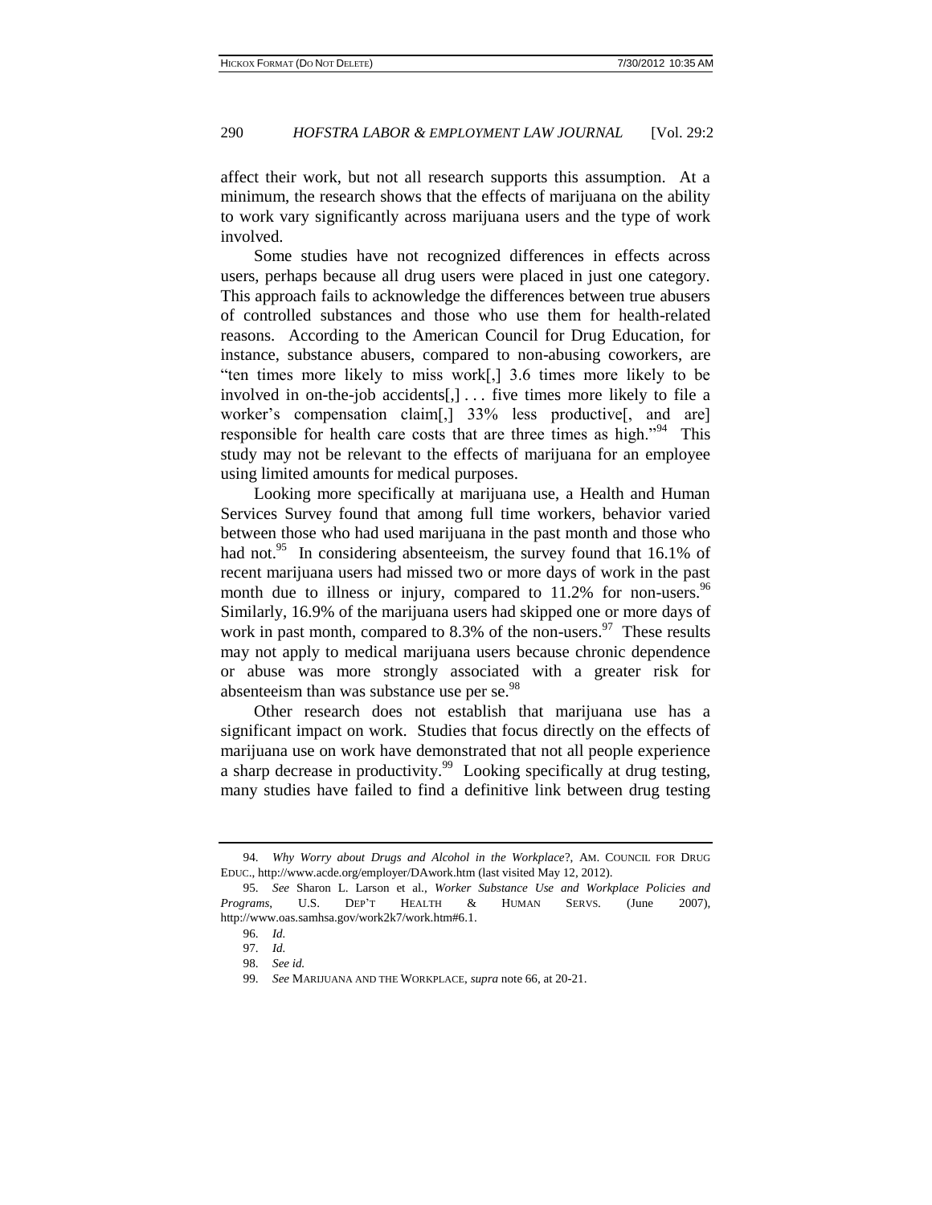affect their work, but not all research supports this assumption. At a minimum, the research shows that the effects of marijuana on the ability to work vary significantly across marijuana users and the type of work involved.

Some studies have not recognized differences in effects across users, perhaps because all drug users were placed in just one category. This approach fails to acknowledge the differences between true abusers of controlled substances and those who use them for health-related reasons. According to the American Council for Drug Education, for instance, substance abusers, compared to non-abusing coworkers, are "ten times more likely to miss work[,] 3.6 times more likely to be involved in on-the-job accidents[,] . . . five times more likely to file a worker's compensation claim[,] 33% less productive[, and are] responsible for health care costs that are three times as high."[94] This study may not be relevant to the effects of marijuana for an employee using limited amounts for medical purposes.

Looking more specifically at marijuana use, a Health and Human Services Survey found that among full time workers, behavior varied between those who had used marijuana in the past month and those who had not.[95] In considering absenteeism, the survey found that 16.1% of recent marijuana users had missed two or more days of work in the past month due to illness or injury, compared to 11.2% for non-users.[96] Similarly, 16.9% of the marijuana users had skipped one or more days of work in past month, compared to 8.3% of the non-users.[97] These results may not apply to medical marijuana users because chronic dependence or abuse was more strongly associated with a greater risk for absenteeism than was substance use per se.[98]

Other research does not establish that marijuana use has a significant impact on work. Studies that focus directly on the effects of marijuana use on work have demonstrated that not all people experience a sharp decrease in productivity.[99] Looking specifically at drug testing, many studies have failed to find a definitive link between drug testing

---

94. *Why Worry about Drugs and Alcohol in the Workplace*?, AM. COUNCIL FOR DRUG EDUC., http://www.acde.org/employer/DAwork.htm (last visited May 12, 2012).

95. *See* Sharon L. Larson et al., *Worker Substance Use and Workplace Policies and Programs*, U.S. DEP'T HEALTH & HUMAN SERVS. (June 2007), http://www.oas.samhsa.gov/work2k7/work.htm#6.1.

96. *Id.*

97. *Id.*

98. *See id.*

99. *See* MARIJUANA AND THE WORKPLACE, *supra* note 66, at 20-21.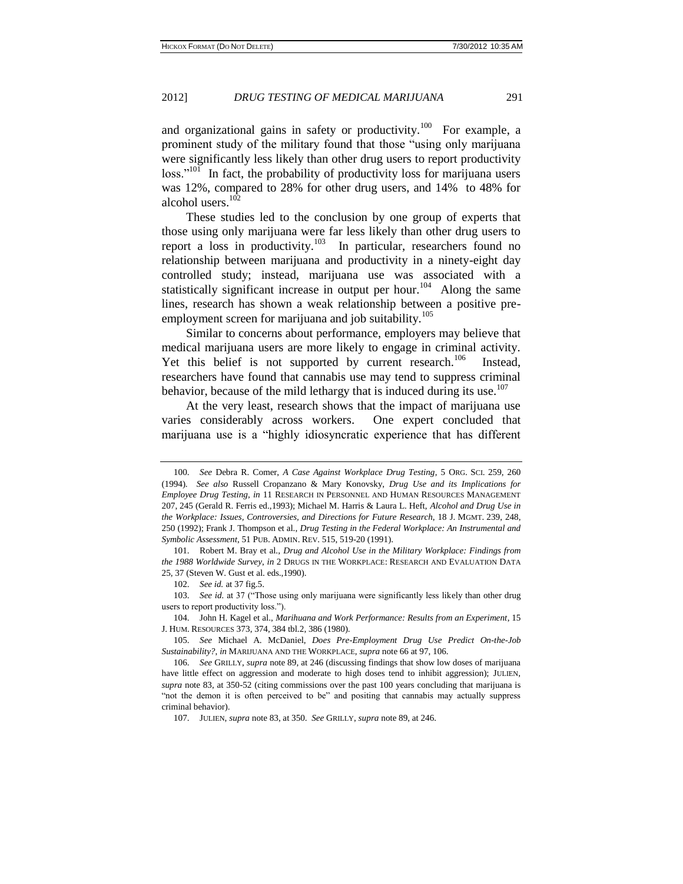and organizational gains in safety or productivity.[100] For example, a prominent study of the military found that those "using only marijuana were significantly less likely than other drug users to report productivity loss."[101] In fact, the probability of productivity loss for marijuana users was 12%, compared to 28% for other drug users, and 14% to 48% for alcohol users.[102]

These studies led to the conclusion by one group of experts that those using only marijuana were far less likely than other drug users to report a loss in productivity.[103] In particular, researchers found no relationship between marijuana and productivity in a ninety-eight day controlled study; instead, marijuana use was associated with a statistically significant increase in output per hour.[104] Along the same lines, research has shown a weak relationship between a positive pre-employment screen for marijuana and job suitability.[105]

Similar to concerns about performance, employers may believe that medical marijuana users are more likely to engage in criminal activity. Yet this belief is not supported by current research.[106] Instead, researchers have found that cannabis use may tend to suppress criminal behavior, because of the mild lethargy that is induced during its use.[107]

At the very least, research shows that the impact of marijuana use varies considerably across workers. One expert concluded that marijuana use is a "highly idiosyncratic experience that has different

---

100. *See* Debra R. Comer, *A Case Against Workplace Drug Testing*, 5 ORG. SCI. 259, 260 (1994). *See also* Russell Cropanzano & Mary Konovsky, *Drug Use and its Implications for Employee Drug Testing*, *in* 11 RESEARCH IN PERSONNEL AND HUMAN RESOURCES MANAGEMENT 207, 245 (Gerald R. Ferris ed.,1993); Michael M. Harris & Laura L. Heft, *Alcohol and Drug Use in the Workplace: Issues, Controversies, and Directions for Future Research*, 18 J. MGMT. 239, 248, 250 (1992); Frank J. Thompson et al., *Drug Testing in the Federal Workplace: An Instrumental and Symbolic Assessment*, 51 PUB. ADMIN. REV. 515, 519-20 (1991).

101. Robert M. Bray et al., *Drug and Alcohol Use in the Military Workplace: Findings from the 1988 Worldwide Survey*, *in* 2 DRUGS IN THE WORKPLACE: RESEARCH AND EVALUATION DATA 25, 37 (Steven W. Gust et al. eds.,1990).

102. *See id.* at 37 fig.5.

103. *See id.* at 37 ("Those using only marijuana were significantly less likely than other drug users to report productivity loss.").

104. John H. Kagel et al., *Marihuana and Work Performance: Results from an Experiment*, 15 J. HUM. RESOURCES 373, 374, 384 tbl.2, 386 (1980).

105. *See* Michael A. McDaniel, *Does Pre-Employment Drug Use Predict On-the-Job Sustainability?*, *in* MARIJUANA AND THE WORKPLACE, *supra* note 66 at 97, 106.

106. *See* GRILLY, *supra* note 89, at 246 (discussing findings that show low doses of marijuana have little effect on aggression and moderate to high doses tend to inhibit aggression); JULIEN, *supra* note 83, at 350-52 (citing commissions over the past 100 years concluding that marijuana is "not the demon it is often perceived to be" and positing that cannabis may actually suppress criminal behavior).

107. JULIEN, *supra* note 83, at 350. *See* GRILLY, *supra* note 89, at 246.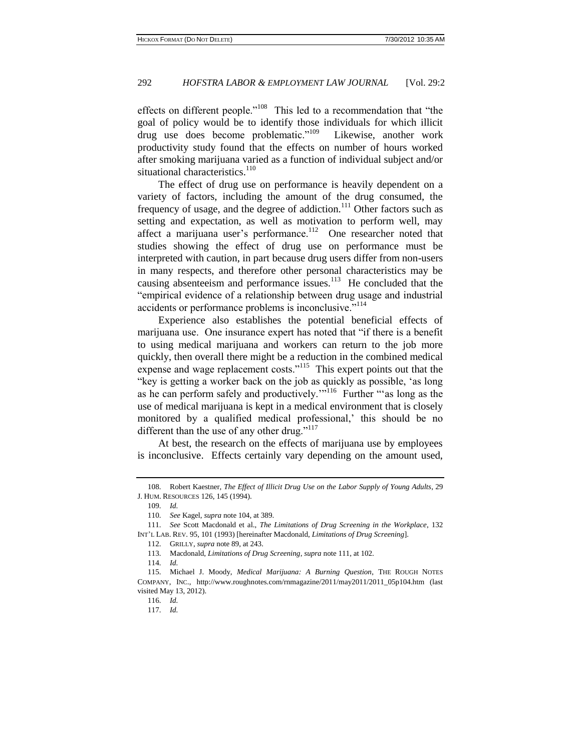effects on different people."[108] This led to a recommendation that "the goal of policy would be to identify those individuals for which illicit drug use does become problematic."[109] Likewise, another work productivity study found that the effects on number of hours worked after smoking marijuana varied as a function of individual subject and/or situational characteristics.[110]

The effect of drug use on performance is heavily dependent on a variety of factors, including the amount of the drug consumed, the frequency of usage, and the degree of addiction.[111] Other factors such as setting and expectation, as well as motivation to perform well, may affect a marijuana user's performance.[112] One researcher noted that studies showing the effect of drug use on performance must be interpreted with caution, in part because drug users differ from non-users in many respects, and therefore other personal characteristics may be causing absenteeism and performance issues.[113] He concluded that the "empirical evidence of a relationship between drug usage and industrial accidents or performance problems is inconclusive."[114]

Experience also establishes the potential beneficial effects of marijuana use. One insurance expert has noted that "if there is a benefit to using medical marijuana and workers can return to the job more quickly, then overall there might be a reduction in the combined medical expense and wage replacement costs."[115] This expert points out that the "key is getting a worker back on the job as quickly as possible, 'as long as he can perform safely and productively.'"[116] Further "'as long as the use of medical marijuana is kept in a medical environment that is closely monitored by a qualified medical professional,' this should be no different than the use of any other drug."[117]

At best, the research on the effects of marijuana use by employees is inconclusive. Effects certainly vary depending on the amount used,

---

108. Robert Kaestner, *The Effect of Illicit Drug Use on the Labor Supply of Young Adults*, 29 J. HUM. RESOURCES 126, 145 (1994).

109. *Id.*

110. *See* Kagel, *supra* note 104, at 389.

111. *See* Scott Macdonald et al., *The Limitations of Drug Screening in the Workplace*, 132 INT'L LAB. REV. 95, 101 (1993) [hereinafter Macdonald, *Limitations of Drug Screening*].

112. GRILLY, *supra* note 89, at 243.

113. Macdonald, *Limitations of Drug Screening*, *supra* note 111, at 102.

114. *Id.*

115. Michael J. Moody, *Medical Marijuana: A Burning Question*, THE ROUGH NOTES COMPANY, INC., http://www.roughnotes.com/rnmagazine/2011/may2011/2011_05p104.htm (last visited May 13, 2012).

116. *Id.*

117. *Id.*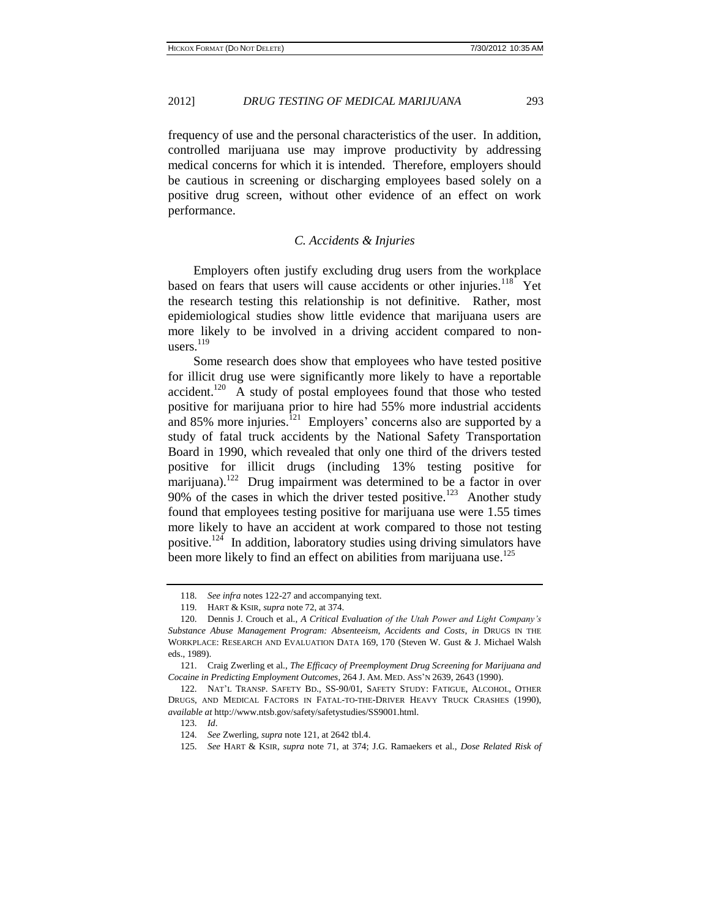frequency of use and the personal characteristics of the user. In addition, controlled marijuana use may improve productivity by addressing medical concerns for which it is intended. Therefore, employers should be cautious in screening or discharging employees based solely on a positive drug screen, without other evidence of an effect on work performance.

### *C. Accidents & Injuries*

Employers often justify excluding drug users from the workplace based on fears that users will cause accidents or other injuries.[118] Yet the research testing this relationship is not definitive. Rather, most epidemiological studies show little evidence that marijuana users are more likely to be involved in a driving accident compared to non-users.[119]

Some research does show that employees who have tested positive for illicit drug use were significantly more likely to have a reportable accident.[120] A study of postal employees found that those who tested positive for marijuana prior to hire had 55% more industrial accidents and 85% more injuries.[121] Employers' concerns also are supported by a study of fatal truck accidents by the National Safety Transportation Board in 1990, which revealed that only one third of the drivers tested positive for illicit drugs (including 13% testing positive for marijuana).[122] Drug impairment was determined to be a factor in over 90% of the cases in which the driver tested positive.[123] Another study found that employees testing positive for marijuana use were 1.55 times more likely to have an accident at work compared to those not testing positive.[124] In addition, laboratory studies using driving simulators have been more likely to find an effect on abilities from marijuana use.[125]

---

118. *See infra* notes 122-27 and accompanying text.

119. HART & KSIR, *supra* note 72, at 374.

120. Dennis J. Crouch et al., *A Critical Evaluation of the Utah Power and Light Company's Substance Abuse Management Program: Absenteeism, Accidents and Costs*, *in* DRUGS IN THE WORKPLACE: RESEARCH AND EVALUATION DATA 169, 170 (Steven W. Gust & J. Michael Walsh eds., 1989).

121. Craig Zwerling et al., *The Efficacy of Preemployment Drug Screening for Marijuana and Cocaine in Predicting Employment Outcomes*, 264 J. AM. MED. ASS'N 2639, 2643 (1990).

122. NAT'L TRANSP. SAFETY BD., SS-90/01, SAFETY STUDY: FATIGUE, ALCOHOL, OTHER DRUGS, AND MEDICAL FACTORS IN FATAL-TO-THE-DRIVER HEAVY TRUCK CRASHES (1990), *available at* http://www.ntsb.gov/safety/safetystudies/SS9001.html.

123. *Id*.

124. *See* Zwerling, *supra* note 121, at 2642 tbl.4.

125. *See* HART & KSIR, *supra* note 71, at 374; J.G. Ramaekers et al., *Dose Related Risk of*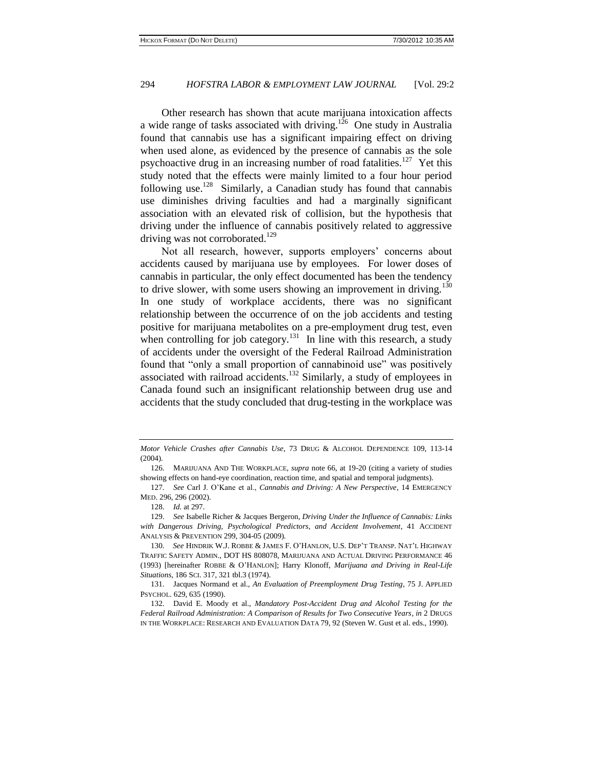Other research has shown that acute marijuana intoxication affects a wide range of tasks associated with driving.[126] One study in Australia found that cannabis use has a significant impairing effect on driving when used alone, as evidenced by the presence of cannabis as the sole psychoactive drug in an increasing number of road fatalities.[127] Yet this study noted that the effects were mainly limited to a four hour period following use.[128] Similarly, a Canadian study has found that cannabis use diminishes driving faculties and had a marginally significant association with an elevated risk of collision, but the hypothesis that driving under the influence of cannabis positively related to aggressive driving was not corroborated.[129]

Not all research, however, supports employers' concerns about accidents caused by marijuana use by employees. For lower doses of cannabis in particular, the only effect documented has been the tendency to drive slower, with some users showing an improvement in driving.[130] In one study of workplace accidents, there was no significant relationship between the occurrence of on the job accidents and testing positive for marijuana metabolites on a pre-employment drug test, even when controlling for job category.[131] In line with this research, a study of accidents under the oversight of the Federal Railroad Administration found that "only a small proportion of cannabinoid use" was positively associated with railroad accidents.[132] Similarly, a study of employees in Canada found such an insignificant relationship between drug use and accidents that the study concluded that drug-testing in the workplace was

---

*Motor Vehicle Crashes after Cannabis Use*, 73 DRUG & ALCOHOL DEPENDENCE 109, 113-14 (2004).

126. MARIJUANA AND THE WORKPLACE, *supra* note 66, at 19-20 (citing a variety of studies showing effects on hand-eye coordination, reaction time, and spatial and temporal judgments).

127. *See* Carl J. O'Kane et al., *Cannabis and Driving: A New Perspective*, 14 EMERGENCY MED. 296, 296 (2002).

128. *Id.* at 297.

129. *See* Isabelle Richer & Jacques Bergeron, *Driving Under the Influence of Cannabis: Links with Dangerous Driving, Psychological Predictors, and Accident Involvement*, 41 ACCIDENT ANALYSIS & PREVENTION 299, 304-05 (2009).

130. *See* HINDRIK W.J. ROBBE & JAMES F. O'HANLON, U.S. DEP'T TRANSP. NAT'L HIGHWAY TRAFFIC SAFETY ADMIN., DOT HS 808078, MARIJUANA AND ACTUAL DRIVING PERFORMANCE 46 (1993) [hereinafter ROBBE & O'HANLON]; Harry Klonoff, *Marijuana and Driving in Real-Life Situations*, 186 SCI. 317, 321 tbl.3 (1974).

131. Jacques Normand et al., *An Evaluation of Preemployment Drug Testing*, 75 J. APPLIED PSYCHOL. 629, 635 (1990).

132. David E. Moody et al., *Mandatory Post-Accident Drug and Alcohol Testing for the Federal Railroad Administration: A Comparison of Results for Two Consecutive Years*, *in* 2 DRUGS IN THE WORKPLACE: RESEARCH AND EVALUATION DATA 79, 92 (Steven W. Gust et al. eds., 1990).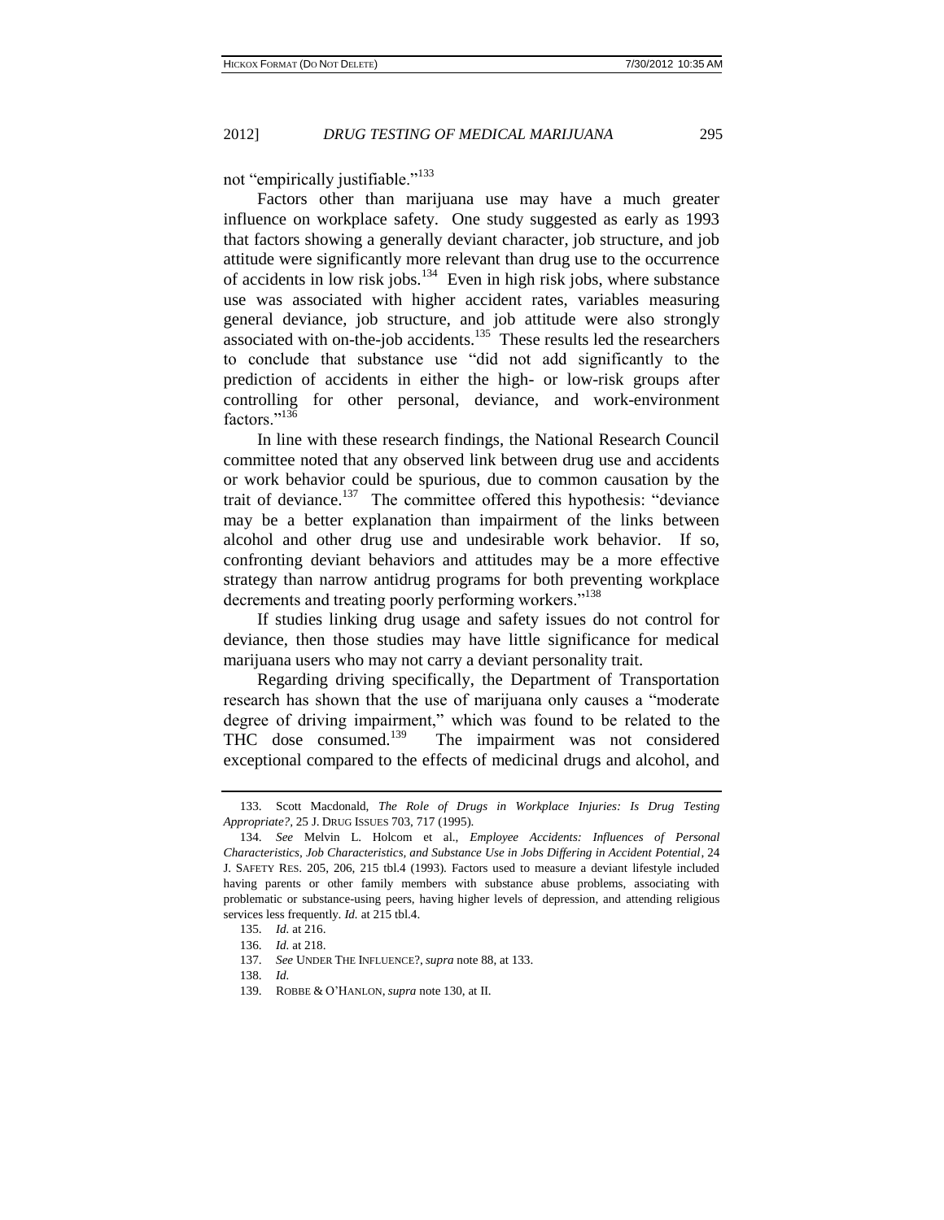not "empirically justifiable."[133]

Factors other than marijuana use may have a much greater influence on workplace safety. One study suggested as early as 1993 that factors showing a generally deviant character, job structure, and job attitude were significantly more relevant than drug use to the occurrence of accidents in low risk jobs.[134] Even in high risk jobs, where substance use was associated with higher accident rates, variables measuring general deviance, job structure, and job attitude were also strongly associated with on-the-job accidents.[135] These results led the researchers to conclude that substance use "did not add significantly to the prediction of accidents in either the high- or low-risk groups after controlling for other personal, deviance, and work-environment factors."[136]

In line with these research findings, the National Research Council committee noted that any observed link between drug use and accidents or work behavior could be spurious, due to common causation by the trait of deviance.[137] The committee offered this hypothesis: "deviance may be a better explanation than impairment of the links between alcohol and other drug use and undesirable work behavior. If so, confronting deviant behaviors and attitudes may be a more effective strategy than narrow antidrug programs for both preventing workplace decrements and treating poorly performing workers."[138]

If studies linking drug usage and safety issues do not control for deviance, then those studies may have little significance for medical marijuana users who may not carry a deviant personality trait.

Regarding driving specifically, the Department of Transportation research has shown that the use of marijuana only causes a "moderate degree of driving impairment," which was found to be related to the THC dose consumed.[139] The impairment was not considered exceptional compared to the effects of medicinal drugs and alcohol, and

---

133. Scott Macdonald, *The Role of Drugs in Workplace Injuries: Is Drug Testing Appropriate?*, 25 J. DRUG ISSUES 703, 717 (1995).

134. *See* Melvin L. Holcom et al., *Employee Accidents: Influences of Personal Characteristics, Job Characteristics, and Substance Use in Jobs Differing in Accident Potential*, 24 J. SAFETY RES. 205, 206, 215 tbl.4 (1993). Factors used to measure a deviant lifestyle included having parents or other family members with substance abuse problems, associating with problematic or substance-using peers, having higher levels of depression, and attending religious services less frequently. *Id.* at 215 tbl.4.

135. *Id.* at 216.

136. *Id.* at 218.

137. *See* UNDER THE INFLUENCE?, *supra* note 88, at 133.

138. *Id.*

139. ROBBE & O'HANLON, *supra* note 130, at II.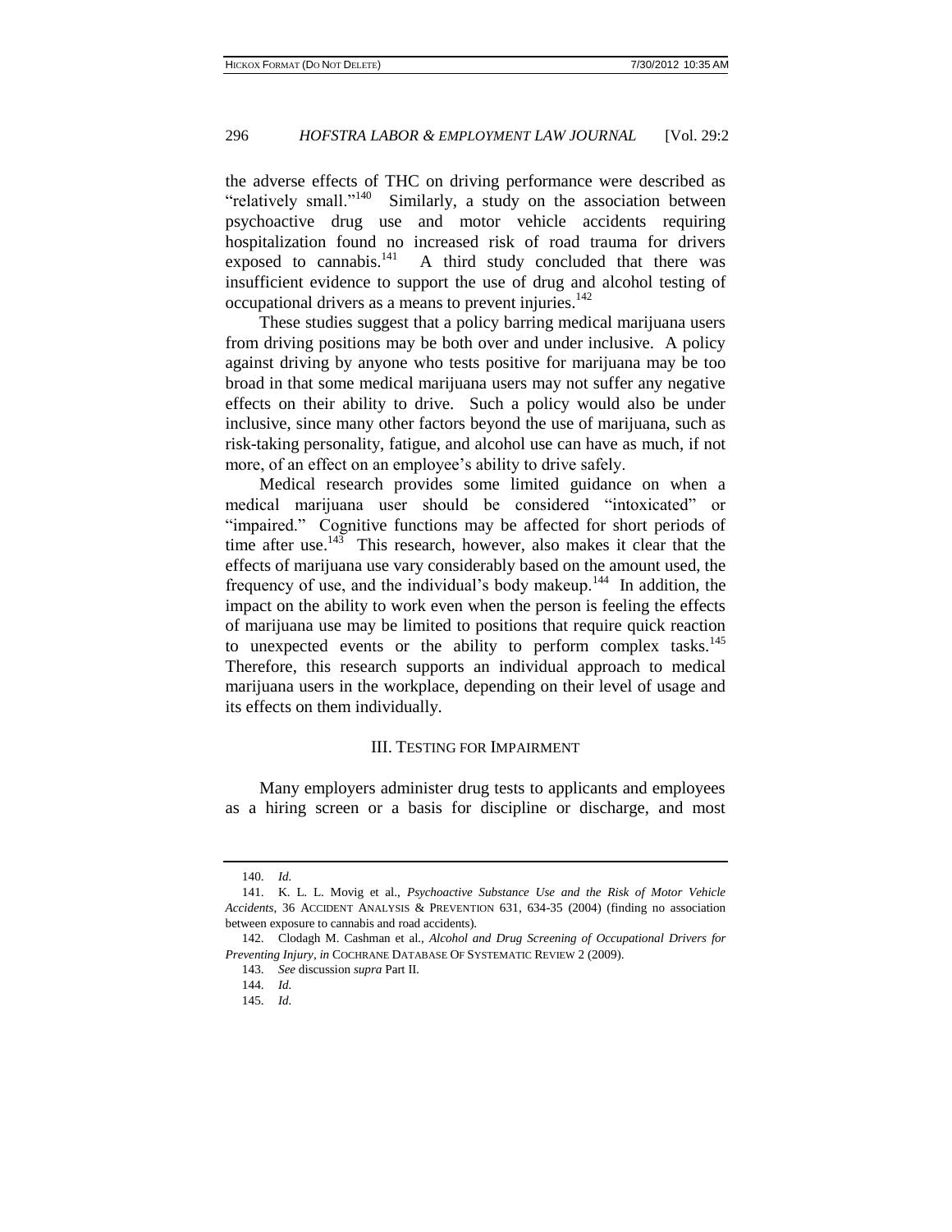the adverse effects of THC on driving performance were described as "relatively small."[140] Similarly, a study on the association between psychoactive drug use and motor vehicle accidents requiring hospitalization found no increased risk of road trauma for drivers exposed to cannabis.[141] A third study concluded that there was insufficient evidence to support the use of drug and alcohol testing of occupational drivers as a means to prevent injuries.[142]

These studies suggest that a policy barring medical marijuana users from driving positions may be both over and under inclusive. A policy against driving by anyone who tests positive for marijuana may be too broad in that some medical marijuana users may not suffer any negative effects on their ability to drive. Such a policy would also be under inclusive, since many other factors beyond the use of marijuana, such as risk-taking personality, fatigue, and alcohol use can have as much, if not more, of an effect on an employee's ability to drive safely.

Medical research provides some limited guidance on when a medical marijuana user should be considered "intoxicated" or "impaired." Cognitive functions may be affected for short periods of time after use.[143] This research, however, also makes it clear that the effects of marijuana use vary considerably based on the amount used, the frequency of use, and the individual's body makeup.[144] In addition, the impact on the ability to work even when the person is feeling the effects of marijuana use may be limited to positions that require quick reaction to unexpected events or the ability to perform complex tasks.[145] Therefore, this research supports an individual approach to medical marijuana users in the workplace, depending on their level of usage and its effects on them individually.

## III. TESTING FOR IMPAIRMENT

Many employers administer drug tests to applicants and employees as a hiring screen or a basis for discipline or discharge, and most

---

140. *Id.*

141. K. L. L. Movig et al., *Psychoactive Substance Use and the Risk of Motor Vehicle Accidents*, 36 ACCIDENT ANALYSIS & PREVENTION 631, 634-35 (2004) (finding no association between exposure to cannabis and road accidents).

142. Clodagh M. Cashman et al., *Alcohol and Drug Screening of Occupational Drivers for Preventing Injury*, *in* COCHRANE DATABASE OF SYSTEMATIC REVIEW 2 (2009).

143. *See* discussion *supra* Part II.

144. *Id.*

145. *Id.*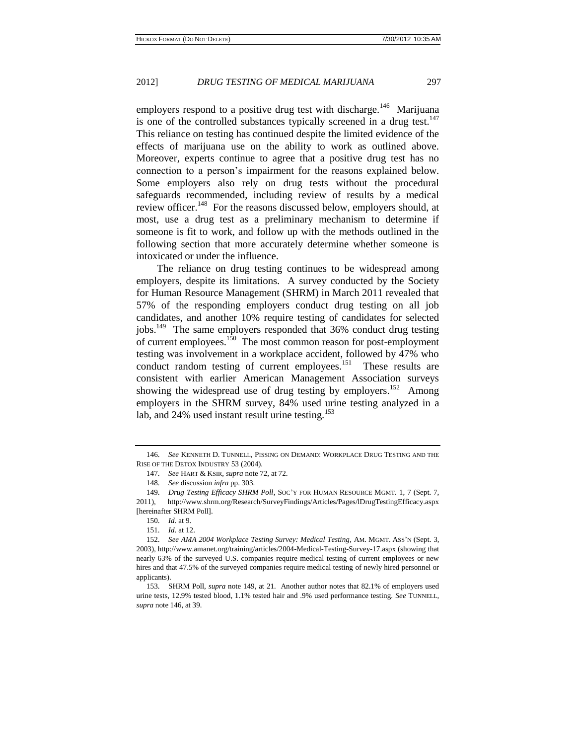employers respond to a positive drug test with discharge.[146] Marijuana is one of the controlled substances typically screened in a drug test.[147] This reliance on testing has continued despite the limited evidence of the effects of marijuana use on the ability to work as outlined above. Moreover, experts continue to agree that a positive drug test has no connection to a person's impairment for the reasons explained below. Some employers also rely on drug tests without the procedural safeguards recommended, including review of results by a medical review officer.[148] For the reasons discussed below, employers should, at most, use a drug test as a preliminary mechanism to determine if someone is fit to work, and follow up with the methods outlined in the following section that more accurately determine whether someone is intoxicated or under the influence.

The reliance on drug testing continues to be widespread among employers, despite its limitations. A survey conducted by the Society for Human Resource Management (SHRM) in March 2011 revealed that 57% of the responding employers conduct drug testing on all job candidates, and another 10% require testing of candidates for selected jobs.[149] The same employers responded that 36% conduct drug testing of current employees.[150] The most common reason for post-employment testing was involvement in a workplace accident, followed by 47% who conduct random testing of current employees.[151] These results are consistent with earlier American Management Association surveys showing the widespread use of drug testing by employers.[152] Among employers in the SHRM survey, 84% used urine testing analyzed in a lab, and 24% used instant result urine testing.[153]

---

146. *See* KENNETH D. TUNNELL, PISSING ON DEMAND: WORKPLACE DRUG TESTING AND THE RISE OF THE DETOX INDUSTRY 53 (2004).

147. *See* HART & KSIR, *supra* note 72, at 72.

148. *See* discussion *infra* pp. 303.

149. *Drug Testing Efficacy SHRM Poll*, SOC'Y FOR HUMAN RESOURCE MGMT. 1, 7 (Sept. 7, 2011), http://www.shrm.org/Research/SurveyFindings/Articles/Pages/lDrugTestingEfficacy.aspx [hereinafter SHRM Poll].

150. *Id.* at 9.

151. *Id.* at 12.

152. *See AMA 2004 Workplace Testing Survey: Medical Testing*, AM. MGMT. ASS'N (Sept. 3, 2003), http://www.amanet.org/training/articles/2004-Medical-Testing-Survey-17.aspx (showing that nearly 63% of the surveyed U.S. companies require medical testing of current employees or new hires and that 47.5% of the surveyed companies require medical testing of newly hired personnel or applicants).

153. SHRM Poll, *supra* note 149, at 21. Another author notes that 82.1% of employers used urine tests, 12.9% tested blood, 1.1% tested hair and .9% used performance testing. *See* TUNNELL, *supra* note 146, at 39.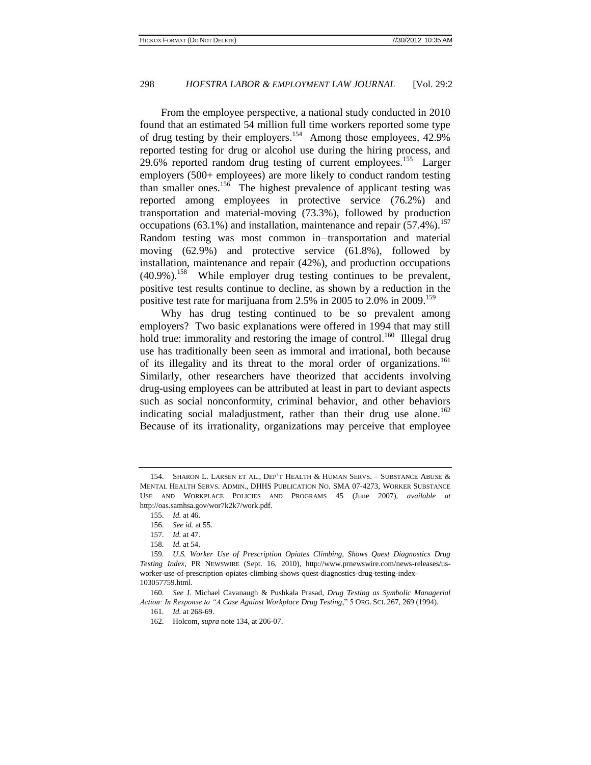From the employee perspective, a national study conducted in 2010 found that an estimated 54 million full time workers reported some type of drug testing by their employers.[154] Among those employees, 42.9% reported testing for drug or alcohol use during the hiring process, and 29.6% reported random drug testing of current employees.[155] Larger employers (500+ employees) are more likely to conduct random testing than smaller ones.[156] The highest prevalence of applicant testing was reported among employees in protective service (76.2%) and transportation and material-moving (73.3%), followed by production occupations (63.1%) and installation, maintenance and repair (57.4%).[157] Random testing was most common in–transportation and material moving (62.9%) and protective service (61.8%), followed by installation, maintenance and repair (42%), and production occupations (40.9%).[158] While employer drug testing continues to be prevalent, positive test results continue to decline, as shown by a reduction in the positive test rate for marijuana from 2.5% in 2005 to 2.0% in 2009.[159]

Why has drug testing continued to be so prevalent among employers? Two basic explanations were offered in 1994 that may still hold true: immorality and restoring the image of control.[160] Illegal drug use has traditionally been seen as immoral and irrational, both because of its illegality and its threat to the moral order of organizations.[161] Similarly, other researchers have theorized that accidents involving drug-using employees can be attributed at least in part to deviant aspects such as social nonconformity, criminal behavior, and other behaviors indicating social maladjustment, rather than their drug use alone.[162] Because of its irrationality, organizations may perceive that employee

---

154. SHARON L. LARSEN ET AL., DEP'T HEALTH & HUMAN SERVS. – SUBSTANCE ABUSE & MENTAL HEALTH SERVS. ADMIN., DHHS PUBLICATION NO. SMA 07-4273, WORKER SUBSTANCE USE AND WORKPLACE POLICIES AND PROGRAMS 45 (June 2007), *available at* http://oas.samhsa.gov/wor7k2k7/work.pdf.

155. *Id.* at 46.

156. *See id.* at 55.

157. *Id.* at 47.

158. *Id.* at 54.

159. *U.S. Worker Use of Prescription Opiates Climbing, Shows Quest Diagnostics Drug Testing Index*, PR NEWSWIRE (Sept. 16, 2010), http://www.prnewswire.com/news-releases/us-worker-use-of-prescription-opiates-climbing-shows-quest-diagnostics-drug-testing-index-103057759.html.

160. *See* J. Michael Cavanaugh & Pushkala Prasad, *Drug Testing as Symbolic Managerial Action: In Response to "A Case Against Workplace Drug Testing*," 5 ORG. SCI. 267, 269 (1994).

161. *Id.* at 268-69.

162. Holcom, *supra* note 134, at 206-07.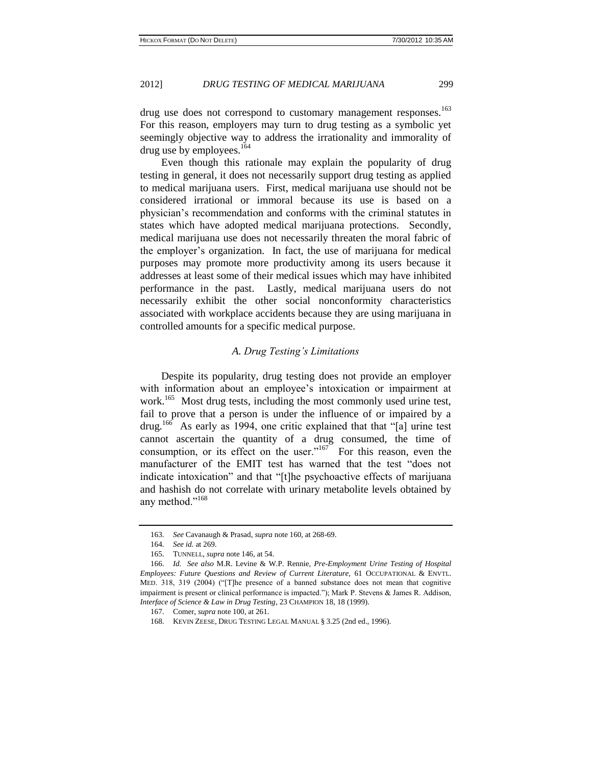drug use does not correspond to customary management responses.[163] For this reason, employers may turn to drug testing as a symbolic yet seemingly objective way to address the irrationality and immorality of drug use by employees.[164]

Even though this rationale may explain the popularity of drug testing in general, it does not necessarily support drug testing as applied to medical marijuana users. First, medical marijuana use should not be considered irrational or immoral because its use is based on a physician's recommendation and conforms with the criminal statutes in states which have adopted medical marijuana protections. Secondly, medical marijuana use does not necessarily threaten the moral fabric of the employer's organization. In fact, the use of marijuana for medical purposes may promote more productivity among its users because it addresses at least some of their medical issues which may have inhibited performance in the past. Lastly, medical marijuana users do not necessarily exhibit the other social nonconformity characteristics associated with workplace accidents because they are using marijuana in controlled amounts for a specific medical purpose.

### *A. Drug Testing's Limitations*

Despite its popularity, drug testing does not provide an employer with information about an employee's intoxication or impairment at work.[165] Most drug tests, including the most commonly used urine test, fail to prove that a person is under the influence of or impaired by a drug.[166] As early as 1994, one critic explained that that "[a] urine test cannot ascertain the quantity of a drug consumed, the time of consumption, or its effect on the user."[167] For this reason, even the manufacturer of the EMIT test has warned that the test "does not indicate intoxication" and that "[t]he psychoactive effects of marijuana and hashish do not correlate with urinary metabolite levels obtained by any method."[168]

---

163. *See* Cavanaugh & Prasad, *supra* note 160, at 268-69.

164. *See id.* at 269.

165. TUNNELL, *supra* note 146, at 54.

166. *Id. See also* M.R. Levine & W.P. Rennie, *Pre-Employment Urine Testing of Hospital Employees: Future Questions and Review of Current Literature*, 61 OCCUPATIONAL & ENVTL. MED. 318, 319 (2004) ("[T]he presence of a banned substance does not mean that cognitive impairment is present or clinical performance is impacted."); Mark P. Stevens & James R. Addison, *Interface of Science & Law in Drug Testing*, 23 CHAMPION 18, 18 (1999).

167. Comer, *supra* note 100, at 261.

168. KEVIN ZEESE, DRUG TESTING LEGAL MANUAL § 3.25 (2nd ed., 1996).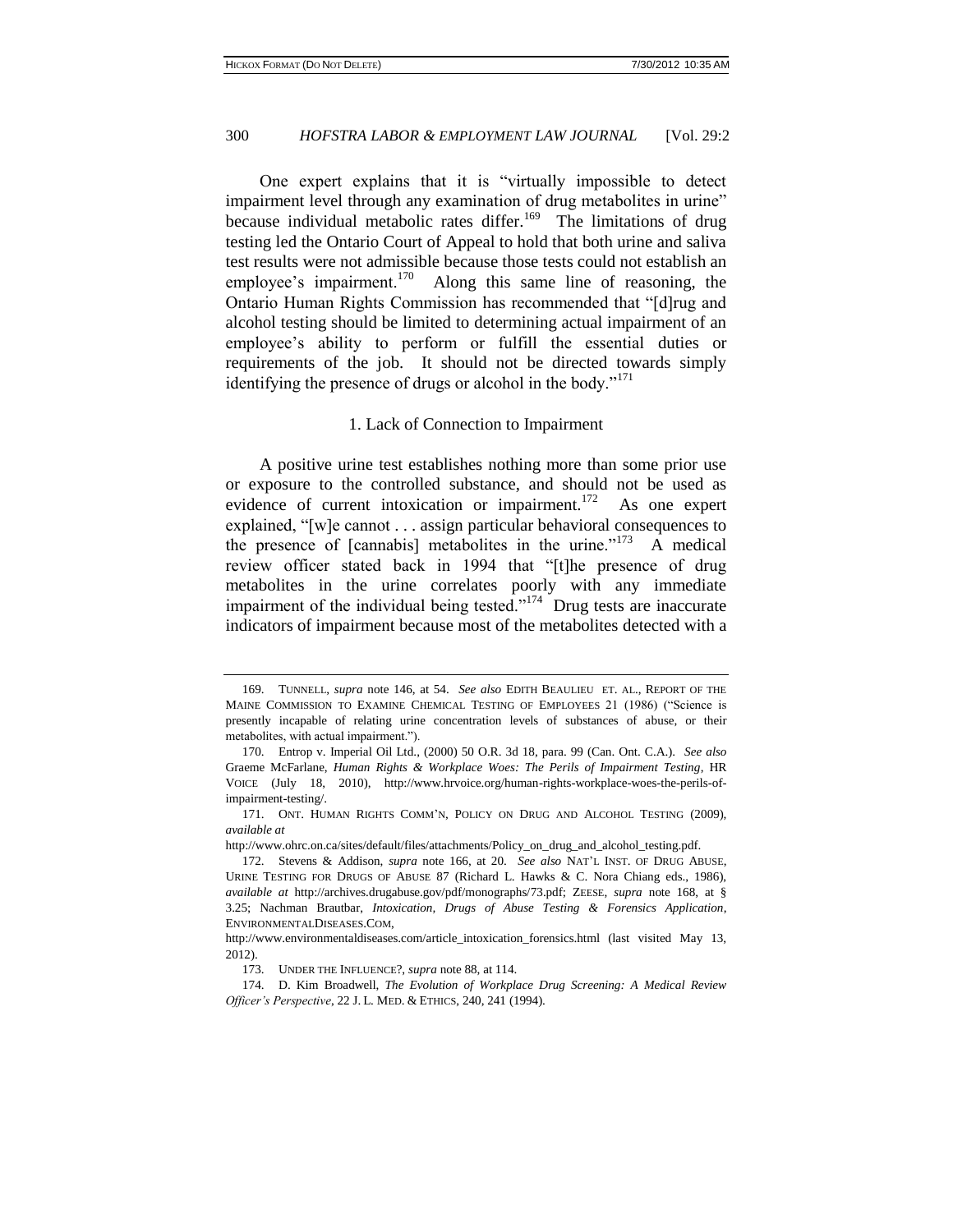One expert explains that it is "virtually impossible to detect impairment level through any examination of drug metabolites in urine" because individual metabolic rates differ.[169] The limitations of drug testing led the Ontario Court of Appeal to hold that both urine and saliva test results were not admissible because those tests could not establish an employee's impairment.[170] Along this same line of reasoning, the Ontario Human Rights Commission has recommended that "[d]rug and alcohol testing should be limited to determining actual impairment of an employee's ability to perform or fulfill the essential duties or requirements of the job. It should not be directed towards simply identifying the presence of drugs or alcohol in the body."[171]

### 1. Lack of Connection to Impairment

A positive urine test establishes nothing more than some prior use or exposure to the controlled substance, and should not be used as evidence of current intoxication or impairment.[172] As one expert explained, "[w]e cannot . . . assign particular behavioral consequences to the presence of [cannabis] metabolites in the urine."[173] A medical review officer stated back in 1994 that "[t]he presence of drug metabolites in the urine correlates poorly with any immediate impairment of the individual being tested."[174] Drug tests are inaccurate indicators of impairment because most of the metabolites detected with a

---

169. TUNNELL, *supra* note 146, at 54. *See also* EDITH BEAULIEU ET. AL., REPORT OF THE MAINE COMMISSION TO EXAMINE CHEMICAL TESTING OF EMPLOYEES 21 (1986) ("Science is presently incapable of relating urine concentration levels of substances of abuse, or their metabolites, with actual impairment.").

170. Entrop v. Imperial Oil Ltd., (2000) 50 O.R. 3d 18, para. 99 (Can. Ont. C.A.). *See also* Graeme McFarlane, *Human Rights & Workplace Woes: The Perils of Impairment Testing*, HR VOICE (July 18, 2010), http://www.hrvoice.org/human-rights-workplace-woes-the-perils-of-impairment-testing/.

171. ONT. HUMAN RIGHTS COMM'N, POLICY ON DRUG AND ALCOHOL TESTING (2009), *available at* http://www.ohrc.on.ca/sites/default/files/attachments/Policy_on_drug_and_alcohol_testing.pdf.

172. Stevens & Addison, *supra* note 166, at 20. *See also* NAT'L INST. OF DRUG ABUSE, URINE TESTING FOR DRUGS OF ABUSE 87 (Richard L. Hawks & C. Nora Chiang eds., 1986), *available at* http://archives.drugabuse.gov/pdf/monographs/73.pdf; ZEESE, *supra* note 168, at § 3.25; Nachman Brautbar, *Intoxication, Drugs of Abuse Testing & Forensics Application*, ENVIRONMENTALDISEASES.COM, http://www.environmentaldiseases.com/article_intoxication_forensics.html (last visited May 13, 2012).

173. UNDER THE INFLUENCE?, *supra* note 88, at 114.

174. D. Kim Broadwell, *The Evolution of Workplace Drug Screening: A Medical Review Officer's Perspective*, 22 J. L. MED. & ETHICS, 240, 241 (1994).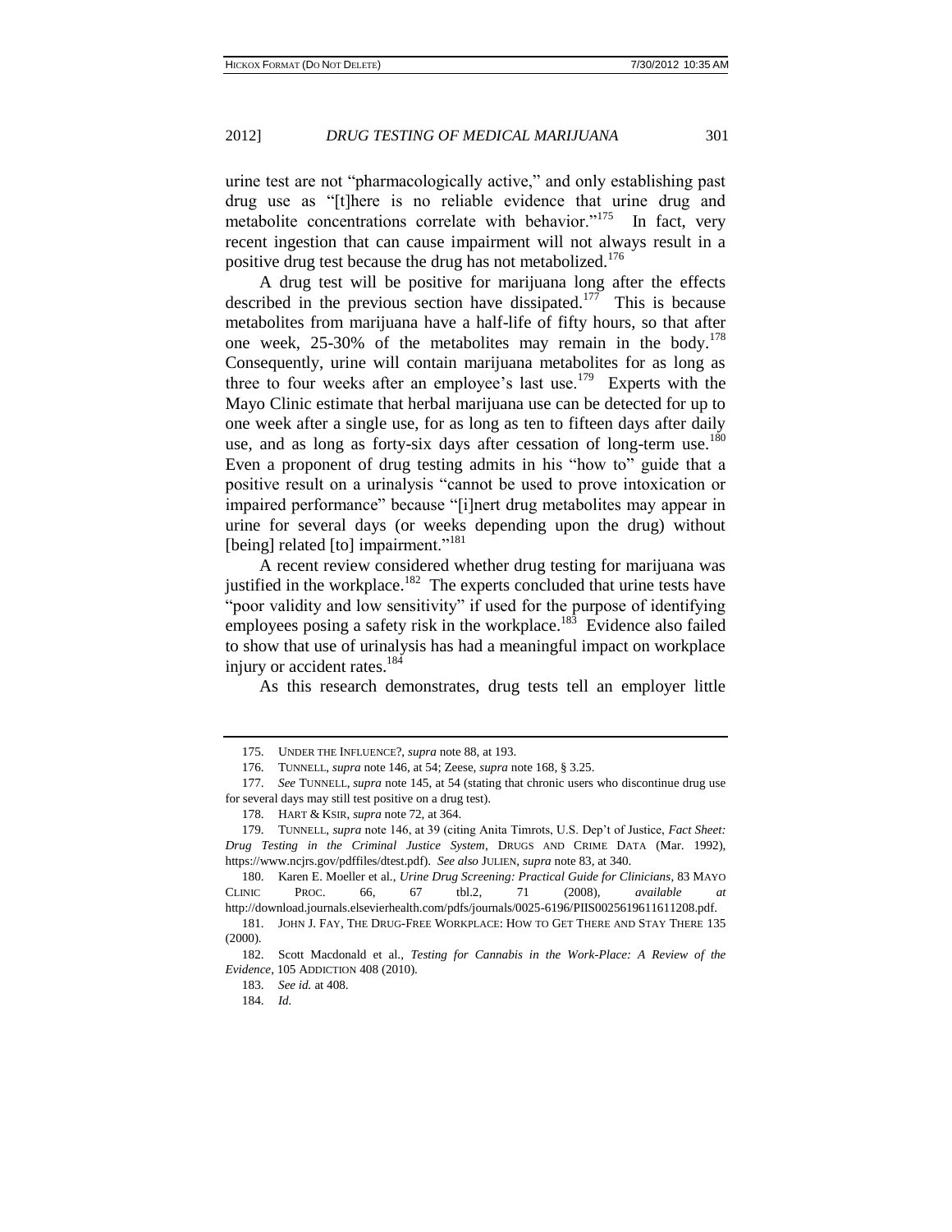urine test are not "pharmacologically active," and only establishing past drug use as "[t]here is no reliable evidence that urine drug and metabolite concentrations correlate with behavior."[175] In fact, very recent ingestion that can cause impairment will not always result in a positive drug test because the drug has not metabolized.[176]

A drug test will be positive for marijuana long after the effects described in the previous section have dissipated.[177] This is because metabolites from marijuana have a half-life of fifty hours, so that after one week, 25-30% of the metabolites may remain in the body.[178] Consequently, urine will contain marijuana metabolites for as long as three to four weeks after an employee's last use.[179] Experts with the Mayo Clinic estimate that herbal marijuana use can be detected for up to one week after a single use, for as long as ten to fifteen days after daily use, and as long as forty-six days after cessation of long-term use.[180] Even a proponent of drug testing admits in his "how to" guide that a positive result on a urinalysis "cannot be used to prove intoxication or impaired performance" because "[i]nert drug metabolites may appear in urine for several days (or weeks depending upon the drug) without [being] related [to] impairment."[181]

A recent review considered whether drug testing for marijuana was justified in the workplace.[182] The experts concluded that urine tests have "poor validity and low sensitivity" if used for the purpose of identifying employees posing a safety risk in the workplace.[183] Evidence also failed to show that use of urinalysis has had a meaningful impact on workplace injury or accident rates.[184]

As this research demonstrates, drug tests tell an employer little

---

175. UNDER THE INFLUENCE?, *supra* note 88, at 193.

176. TUNNELL, *supra* note 146, at 54; Zeese, *supra* note 168, § 3.25.

177. *See* TUNNELL, *supra* note 145, at 54 (stating that chronic users who discontinue drug use for several days may still test positive on a drug test).

178. HART & KSIR, *supra* note 72, at 364.

179. TUNNELL, *supra* note 146, at 39 (citing Anita Timrots, U.S. Dep't of Justice, *Fact Sheet: Drug Testing in the Criminal Justice System*, DRUGS AND CRIME DATA (Mar. 1992), https://www.ncjrs.gov/pdffiles/dtest.pdf). *See also* JULIEN, *supra* note 83, at 340.

180. Karen E. Moeller et al., *Urine Drug Screening: Practical Guide for Clinicians*, 83 MAYO CLINIC PROC. 66, 67 tbl.2, 71 (2008), *available at* http://download.journals.elsevierhealth.com/pdfs/journals/0025-6196/PIIS0025619611611208.pdf.

181. JOHN J. FAY, THE DRUG-FREE WORKPLACE: HOW TO GET THERE AND STAY THERE 135 (2000).

182. Scott Macdonald et al., *Testing for Cannabis in the Work-Place: A Review of the Evidence*, 105 ADDICTION 408 (2010).

183. *See id.* at 408.

184. *Id.*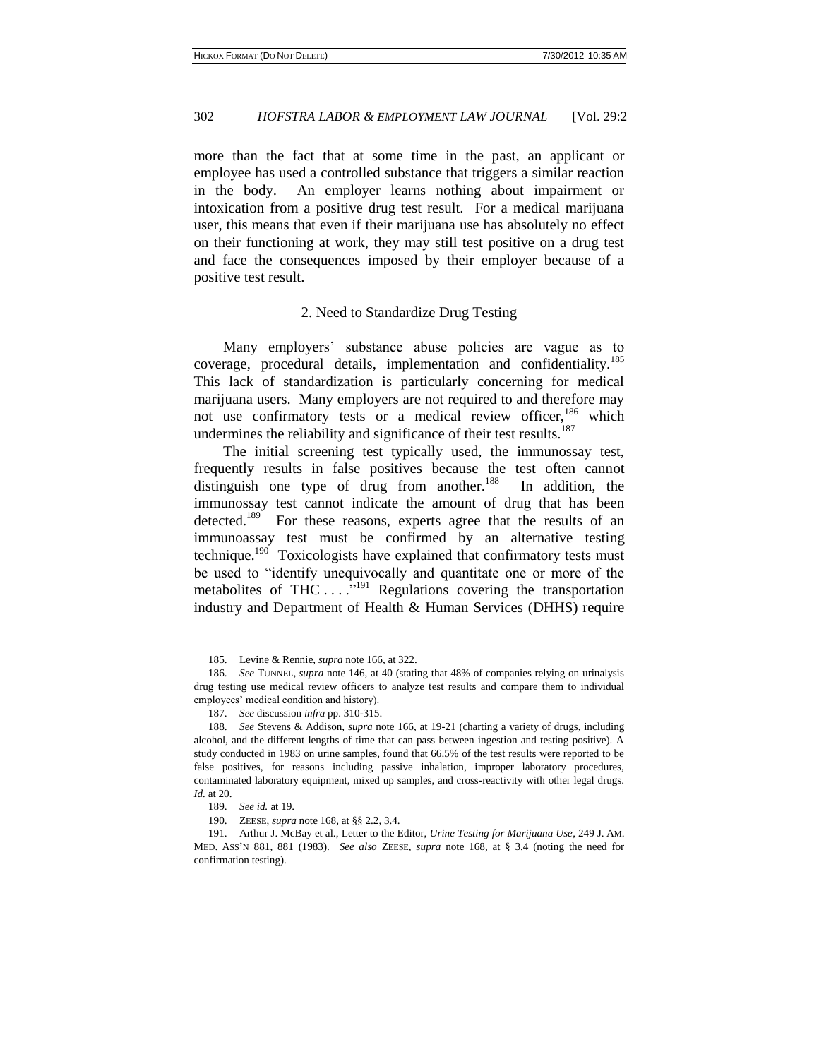more than the fact that at some time in the past, an applicant or employee has used a controlled substance that triggers a similar reaction in the body. An employer learns nothing about impairment or intoxication from a positive drug test result. For a medical marijuana user, this means that even if their marijuana use has absolutely no effect on their functioning at work, they may still test positive on a drug test and face the consequences imposed by their employer because of a positive test result.

### 2. Need to Standardize Drug Testing

Many employers' substance abuse policies are vague as to coverage, procedural details, implementation and confidentiality.[185] This lack of standardization is particularly concerning for medical marijuana users. Many employers are not required to and therefore may not use confirmatory tests or a medical review officer,[186] which undermines the reliability and significance of their test results.[187]

The initial screening test typically used, the immunossay test, frequently results in false positives because the test often cannot distinguish one type of drug from another.[188] In addition, the immunossay test cannot indicate the amount of drug that has been detected.[189] For these reasons, experts agree that the results of an immunoassay test must be confirmed by an alternative testing technique.[190] Toxicologists have explained that confirmatory tests must be used to "identify unequivocally and quantitate one or more of the metabolites of THC . . . ."[191] Regulations covering the transportation industry and Department of Health & Human Services (DHHS) require

---

185. Levine & Rennie, *supra* note 166, at 322.

186. *See* TUNNEL, *supra* note 146, at 40 (stating that 48% of companies relying on urinalysis drug testing use medical review officers to analyze test results and compare them to individual employees' medical condition and history).

187. *See* discussion *infra* pp. 310-315.

188. *See* Stevens & Addison, *supra* note 166, at 19-21 (charting a variety of drugs, including alcohol, and the different lengths of time that can pass between ingestion and testing positive). A study conducted in 1983 on urine samples, found that 66.5% of the test results were reported to be false positives, for reasons including passive inhalation, improper laboratory procedures, contaminated laboratory equipment, mixed up samples, and cross-reactivity with other legal drugs. *Id.* at 20.

189. *See id.* at 19.

190. ZEESE, *supra* note 168, at §§ 2.2, 3.4.

191. Arthur J. McBay et al., Letter to the Editor, *Urine Testing for Marijuana Use*, 249 J. AM. MED. ASS'N 881, 881 (1983). *See also* ZEESE, *supra* note 168, at § 3.4 (noting the need for confirmation testing).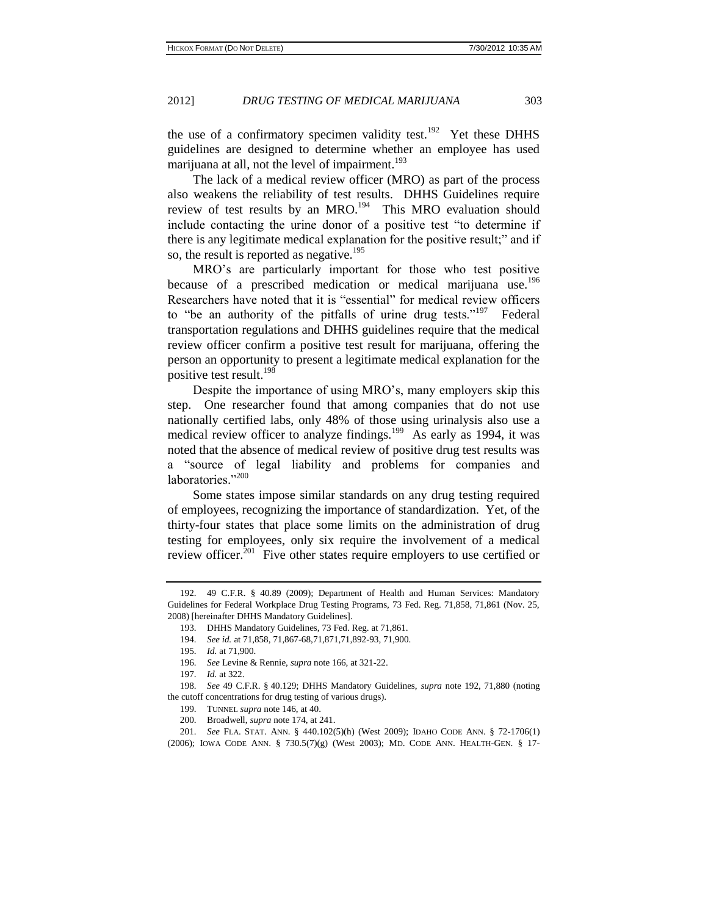the use of a confirmatory specimen validity test.[192] Yet these DHHS guidelines are designed to determine whether an employee has used marijuana at all, not the level of impairment.[193]

The lack of a medical review officer (MRO) as part of the process also weakens the reliability of test results. DHHS Guidelines require review of test results by an MRO.[194] This MRO evaluation should include contacting the urine donor of a positive test "to determine if there is any legitimate medical explanation for the positive result;" and if so, the result is reported as negative.[195]

MRO's are particularly important for those who test positive because of a prescribed medication or medical marijuana use.[196] Researchers have noted that it is "essential" for medical review officers to "be an authority of the pitfalls of urine drug tests."[197] Federal transportation regulations and DHHS guidelines require that the medical review officer confirm a positive test result for marijuana, offering the person an opportunity to present a legitimate medical explanation for the positive test result.[198]

Despite the importance of using MRO's, many employers skip this step. One researcher found that among companies that do not use nationally certified labs, only 48% of those using urinalysis also use a medical review officer to analyze findings.[199] As early as 1994, it was noted that the absence of medical review of positive drug test results was a "source of legal liability and problems for companies and laboratories."[200]

Some states impose similar standards on any drug testing required of employees, recognizing the importance of standardization. Yet, of the thirty-four states that place some limits on the administration of drug testing for employees, only six require the involvement of a medical review officer.[201] Five other states require employers to use certified or

---

192. 49 C.F.R. § 40.89 (2009); Department of Health and Human Services: Mandatory Guidelines for Federal Workplace Drug Testing Programs, 73 Fed. Reg. 71,858, 71,861 (Nov. 25, 2008) [hereinafter DHHS Mandatory Guidelines].

193. DHHS Mandatory Guidelines, 73 Fed. Reg. at 71,861.

194. *See id.* at 71,858, 71,867-68,71,871,71,892-93, 71,900.

195. *Id.* at 71,900.

196. *See* Levine & Rennie, *supra* note 166, at 321-22.

197. *Id.* at 322.

198. *See* 49 C.F.R. § 40.129; DHHS Mandatory Guidelines, *supra* note 192, 71,880 (noting the cutoff concentrations for drug testing of various drugs).

199. TUNNEL *supra* note 146, at 40.

200. Broadwell, *supra* note 174, at 241.

201. *See* FLA. STAT. ANN. § 440.102(5)(h) (West 2009); IDAHO CODE ANN. § 72-1706(1) (2006); IOWA CODE ANN. § 730.5(7)(g) (West 2003); MD. CODE ANN. HEALTH-GEN. § 17-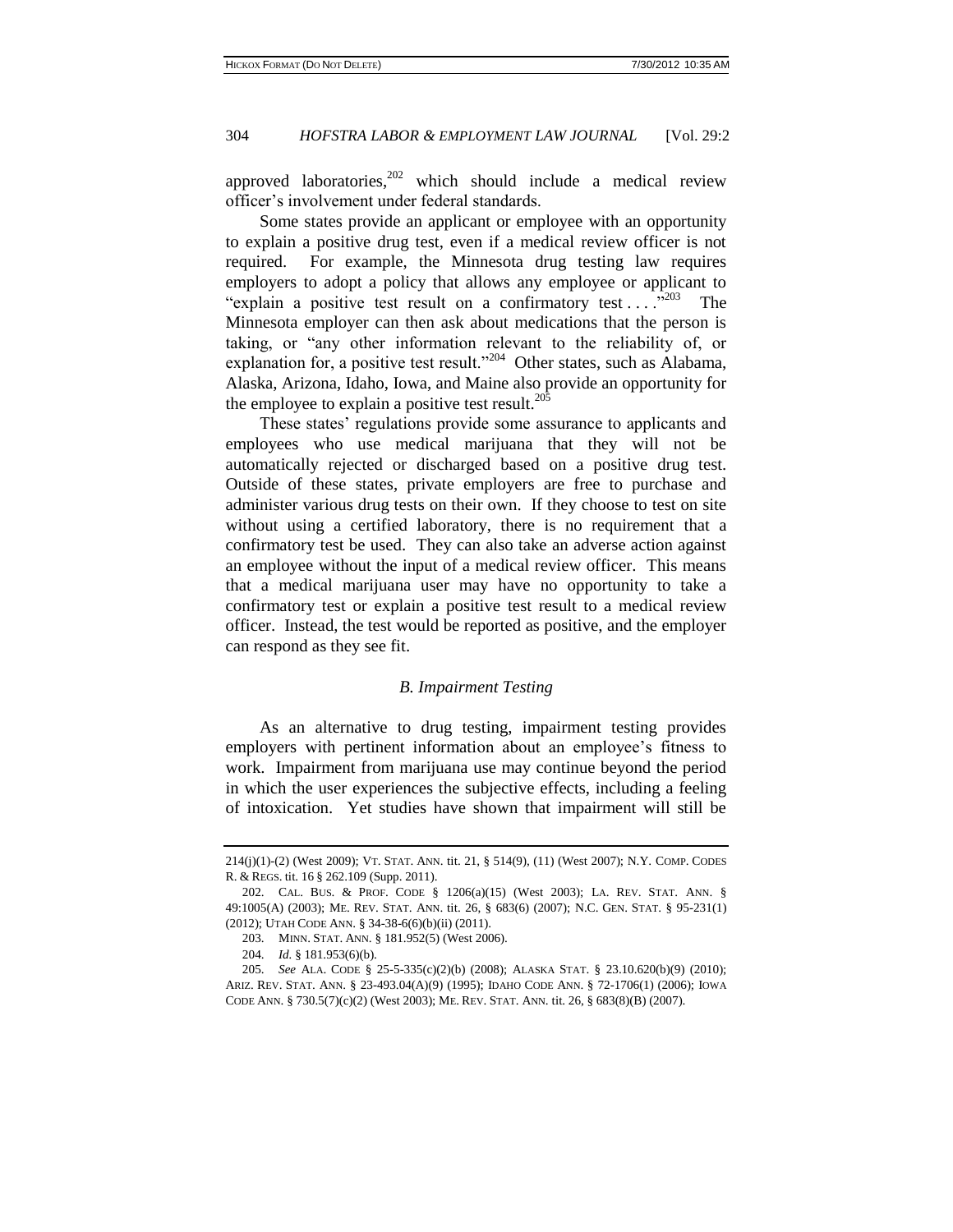approved laboratories,[202] which should include a medical review officer's involvement under federal standards.

Some states provide an applicant or employee with an opportunity to explain a positive drug test, even if a medical review officer is not required. For example, the Minnesota drug testing law requires employers to adopt a policy that allows any employee or applicant to "explain a positive test result on a confirmatory test . . . ."[203] The Minnesota employer can then ask about medications that the person is taking, or "any other information relevant to the reliability of, or explanation for, a positive test result."[204] Other states, such as Alabama, Alaska, Arizona, Idaho, Iowa, and Maine also provide an opportunity for the employee to explain a positive test result.[205]

These states' regulations provide some assurance to applicants and employees who use medical marijuana that they will not be automatically rejected or discharged based on a positive drug test. Outside of these states, private employers are free to purchase and administer various drug tests on their own. If they choose to test on site without using a certified laboratory, there is no requirement that a confirmatory test be used. They can also take an adverse action against an employee without the input of a medical review officer. This means that a medical marijuana user may have no opportunity to take a confirmatory test or explain a positive test result to a medical review officer. Instead, the test would be reported as positive, and the employer can respond as they see fit.

### *B. Impairment Testing*

As an alternative to drug testing, impairment testing provides employers with pertinent information about an employee's fitness to work. Impairment from marijuana use may continue beyond the period in which the user experiences the subjective effects, including a feeling of intoxication. Yet studies have shown that impairment will still be

---

214(j)(1)-(2) (West 2009); VT. STAT. ANN. tit. 21, § 514(9), (11) (West 2007); N.Y. COMP. CODES R. & REGS. tit. 16 § 262.109 (Supp. 2011).

202. CAL. BUS. & PROF. CODE § 1206(a)(15) (West 2003); LA. REV. STAT. ANN. § 49:1005(A) (2003); ME. REV. STAT. ANN. tit. 26, § 683(6) (2007); N.C. GEN. STAT. § 95-231(1) (2012); UTAH CODE ANN. § 34-38-6(6)(b)(ii) (2011).

203. MINN. STAT. ANN. § 181.952(5) (West 2006).

204. *Id.* § 181.953(6)(b).

205. *See* ALA. CODE § 25-5-335(c)(2)(b) (2008); ALASKA STAT. § 23.10.620(b)(9) (2010); ARIZ. REV. STAT. ANN. § 23-493.04(A)(9) (1995); IDAHO CODE ANN. § 72-1706(1) (2006); IOWA CODE ANN. § 730.5(7)(c)(2) (West 2003); ME. REV. STAT. ANN. tit. 26, § 683(8)(B) (2007).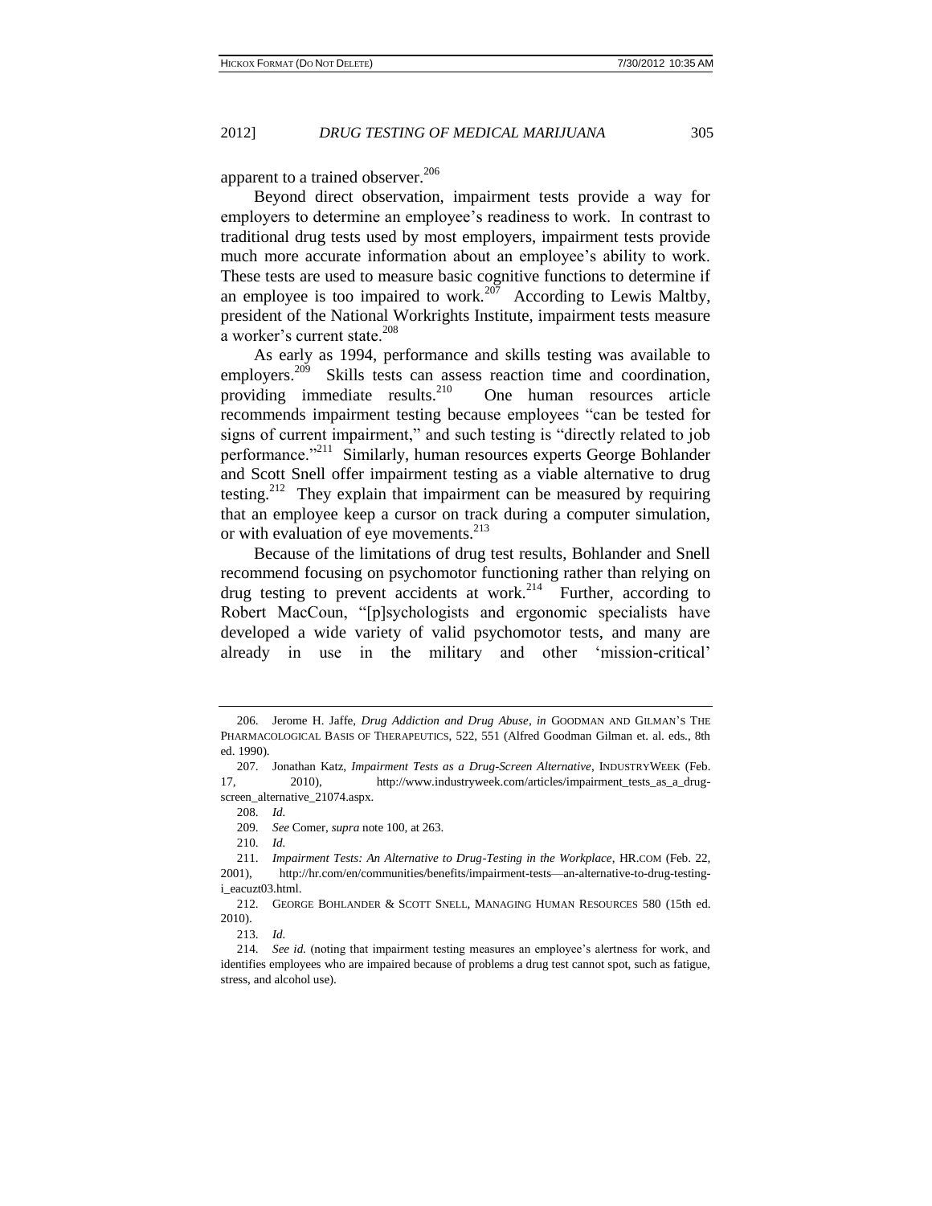apparent to a trained observer.[206]

Beyond direct observation, impairment tests provide a way for employers to determine an employee's readiness to work. In contrast to traditional drug tests used by most employers, impairment tests provide much more accurate information about an employee's ability to work. These tests are used to measure basic cognitive functions to determine if an employee is too impaired to work.[207] According to Lewis Maltby, president of the National Workrights Institute, impairment tests measure a worker's current state.[208]

As early as 1994, performance and skills testing was available to employers.[209] Skills tests can assess reaction time and coordination, providing immediate results.[210] One human resources article recommends impairment testing because employees "can be tested for signs of current impairment," and such testing is "directly related to job performance."[211] Similarly, human resources experts George Bohlander and Scott Snell offer impairment testing as a viable alternative to drug testing.[212] They explain that impairment can be measured by requiring that an employee keep a cursor on track during a computer simulation, or with evaluation of eye movements.[213]

Because of the limitations of drug test results, Bohlander and Snell recommend focusing on psychomotor functioning rather than relying on drug testing to prevent accidents at work.[214] Further, according to Robert MacCoun, "[p]sychologists and ergonomic specialists have developed a wide variety of valid psychomotor tests, and many are already in use in the military and other 'mission-critical'

---

206. Jerome H. Jaffe, *Drug Addiction and Drug Abuse*, *in* GOODMAN AND GILMAN'S THE PHARMACOLOGICAL BASIS OF THERAPEUTICS, 522, 551 (Alfred Goodman Gilman et. al. eds., 8th ed. 1990).

207. Jonathan Katz, *Impairment Tests as a Drug-Screen Alternative*, INDUSTRYWEEK (Feb. 17, 2010), http://www.industryweek.com/articles/impairment_tests_as_a_drug-screen_alternative_21074.aspx.

208. *Id.*

209. *See* Comer, *supra* note 100, at 263.

210. *Id.*

211. *Impairment Tests: An Alternative to Drug-Testing in the Workplace*, HR.COM (Feb. 22, 2001), http://hr.com/en/communities/benefits/impairment-tests—an-alternative-to-drug-testing-i_eacuzt03.html.

212. GEORGE BOHLANDER & SCOTT SNELL, MANAGING HUMAN RESOURCES 580 (15th ed. 2010).

213. *Id.*

214. *See id.* (noting that impairment testing measures an employee's alertness for work, and identifies employees who are impaired because of problems a drug test cannot spot, such as fatigue, stress, and alcohol use).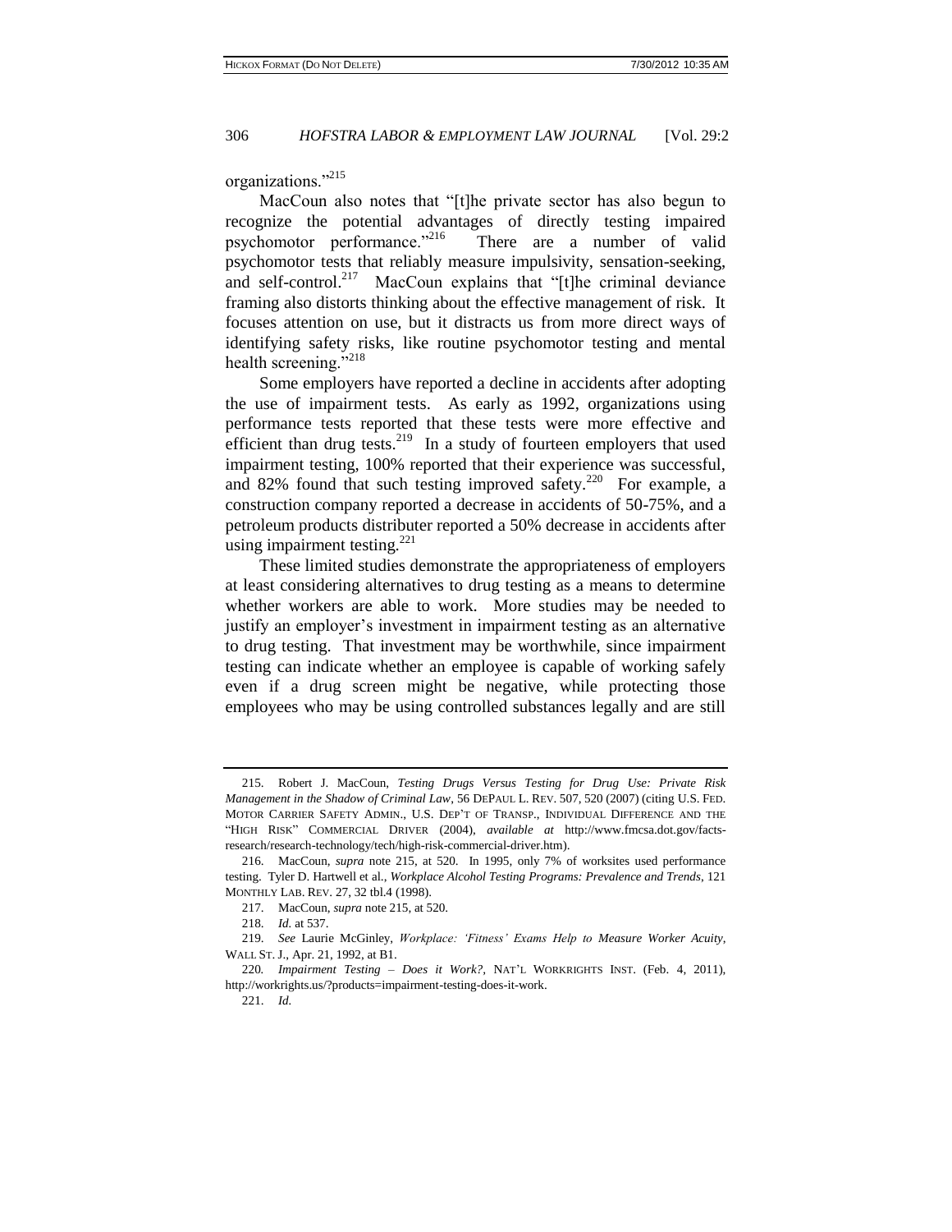organizations."[215]

MacCoun also notes that "[t]he private sector has also begun to recognize the potential advantages of directly testing impaired psychomotor performance."[216] There are a number of valid psychomotor tests that reliably measure impulsivity, sensation-seeking, and self-control.[217] MacCoun explains that "[t]he criminal deviance framing also distorts thinking about the effective management of risk. It focuses attention on use, but it distracts us from more direct ways of identifying safety risks, like routine psychomotor testing and mental health screening."[218]

Some employers have reported a decline in accidents after adopting the use of impairment tests. As early as 1992, organizations using performance tests reported that these tests were more effective and efficient than drug tests.[219] In a study of fourteen employers that used impairment testing, 100% reported that their experience was successful, and 82% found that such testing improved safety.[220] For example, a construction company reported a decrease in accidents of 50-75%, and a petroleum products distributer reported a 50% decrease in accidents after using impairment testing.[221]

These limited studies demonstrate the appropriateness of employers at least considering alternatives to drug testing as a means to determine whether workers are able to work. More studies may be needed to justify an employer's investment in impairment testing as an alternative to drug testing. That investment may be worthwhile, since impairment testing can indicate whether an employee is capable of working safely even if a drug screen might be negative, while protecting those employees who may be using controlled substances legally and are still

---

215. Robert J. MacCoun, *Testing Drugs Versus Testing for Drug Use: Private Risk Management in the Shadow of Criminal Law*, 56 DEPAUL L. REV. 507, 520 (2007) (citing U.S. FED. MOTOR CARRIER SAFETY ADMIN., U.S. DEP'T OF TRANSP., INDIVIDUAL DIFFERENCE AND THE "HIGH RISK" COMMERCIAL DRIVER (2004), *available at* http://www.fmcsa.dot.gov/facts-research/research-technology/tech/high-risk-commercial-driver.htm).

216. MacCoun, *supra* note 215, at 520. In 1995, only 7% of worksites used performance testing. Tyler D. Hartwell et al., *Workplace Alcohol Testing Programs: Prevalence and Trends*, 121 MONTHLY LAB. REV. 27, 32 tbl.4 (1998).

217. MacCoun, *supra* note 215, at 520.

218. *Id.* at 537.

219. *See* Laurie McGinley, *Workplace: 'Fitness' Exams Help to Measure Worker Acuity*, WALL ST. J., Apr. 21, 1992, at B1.

220. *Impairment Testing – Does it Work?*, NAT'L WORKRIGHTS INST. (Feb. 4, 2011), http://workrights.us/?products=impairment-testing-does-it-work.

221. *Id.*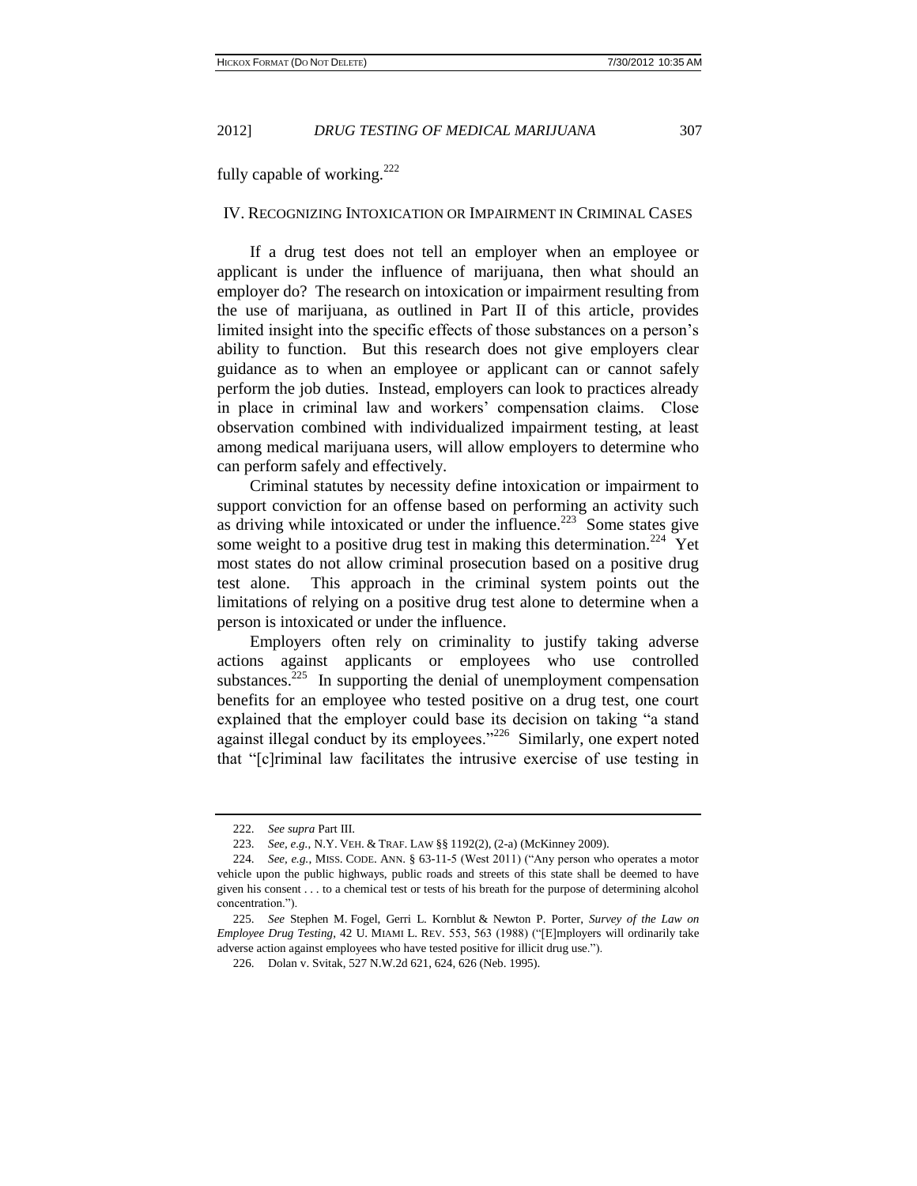fully capable of working.[222]

## IV. Recognizing Intoxication or Impairment in Criminal Cases

If a drug test does not tell an employer when an employee or applicant is under the influence of marijuana, then what should an employer do? The research on intoxication or impairment resulting from the use of marijuana, as outlined in Part II of this article, provides limited insight into the specific effects of those substances on a person's ability to function. But this research does not give employers clear guidance as to when an employee or applicant can or cannot safely perform the job duties. Instead, employers can look to practices already in place in criminal law and workers' compensation claims. Close observation combined with individualized impairment testing, at least among medical marijuana users, will allow employers to determine who can perform safely and effectively.

Criminal statutes by necessity define intoxication or impairment to support conviction for an offense based on performing an activity such as driving while intoxicated or under the influence.[223] Some states give some weight to a positive drug test in making this determination.[224] Yet most states do not allow criminal prosecution based on a positive drug test alone. This approach in the criminal system points out the limitations of relying on a positive drug test alone to determine when a person is intoxicated or under the influence.

Employers often rely on criminality to justify taking adverse actions against applicants or employees who use controlled substances.[225] In supporting the denial of unemployment compensation benefits for an employee who tested positive on a drug test, one court explained that the employer could base its decision on taking "a stand against illegal conduct by its employees."[226] Similarly, one expert noted that "[c]riminal law facilitates the intrusive exercise of use testing in

---

222. *See supra* Part III.

223. *See, e.g.*, N.Y. VEH. & TRAF. LAW §§ 1192(2), (2-a) (McKinney 2009).

224. *See, e.g.*, MISS. CODE. ANN. § 63-11-5 (West 2011) ("Any person who operates a motor vehicle upon the public highways, public roads and streets of this state shall be deemed to have given his consent . . . to a chemical test or tests of his breath for the purpose of determining alcohol concentration.").

225. *See* Stephen M. Fogel, Gerri L. Kornblut & Newton P. Porter, *Survey of the Law on Employee Drug Testing*, 42 U. MIAMI L. REV. 553, 563 (1988) ("[E]mployers will ordinarily take adverse action against employees who have tested positive for illicit drug use.").

226. Dolan v. Svitak, 527 N.W.2d 621, 624, 626 (Neb. 1995).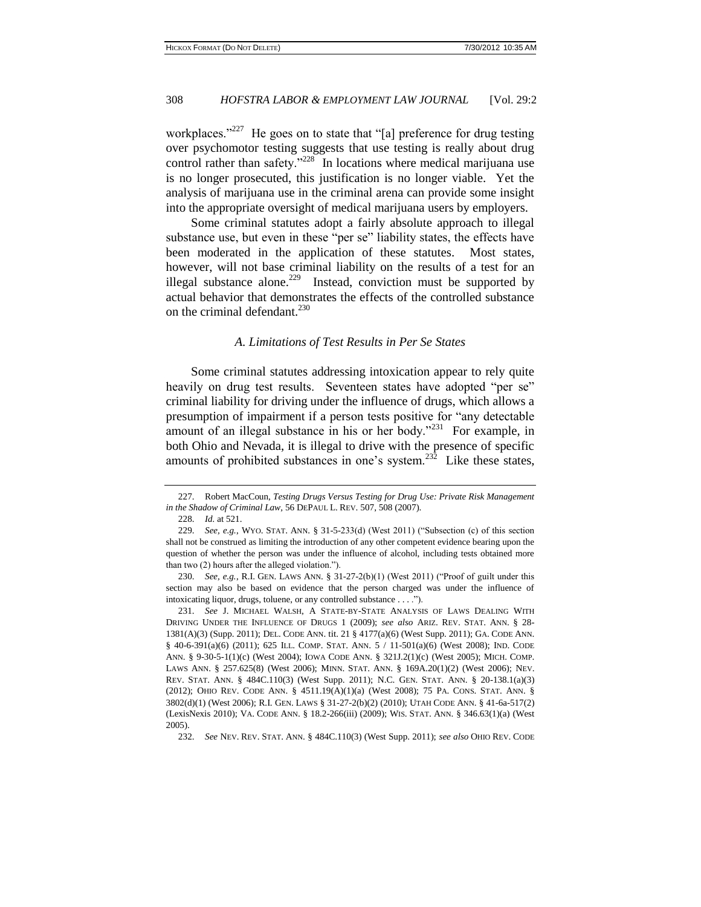workplaces."[227] He goes on to state that "[a] preference for drug testing over psychomotor testing suggests that use testing is really about drug control rather than safety."[228] In locations where medical marijuana use is no longer prosecuted, this justification is no longer viable. Yet the analysis of marijuana use in the criminal arena can provide some insight into the appropriate oversight of medical marijuana users by employers.

Some criminal statutes adopt a fairly absolute approach to illegal substance use, but even in these "per se" liability states, the effects have been moderated in the application of these statutes. Most states, however, will not base criminal liability on the results of a test for an illegal substance alone.[229] Instead, conviction must be supported by actual behavior that demonstrates the effects of the controlled substance on the criminal defendant.[230]

### *A. Limitations of Test Results in Per Se States*

Some criminal statutes addressing intoxication appear to rely quite heavily on drug test results. Seventeen states have adopted "per se" criminal liability for driving under the influence of drugs, which allows a presumption of impairment if a person tests positive for "any detectable amount of an illegal substance in his or her body."[231] For example, in both Ohio and Nevada, it is illegal to drive with the presence of specific amounts of prohibited substances in one's system.[232] Like these states,

---

227. Robert MacCoun, *Testing Drugs Versus Testing for Drug Use: Private Risk Management in the Shadow of Criminal Law*, 56 DEPAUL L. REV. 507, 508 (2007).

228. *Id.* at 521.

229. *See, e.g.*, WYO. STAT. ANN. § 31-5-233(d) (West 2011) ("Subsection (c) of this section shall not be construed as limiting the introduction of any other competent evidence bearing upon the question of whether the person was under the influence of alcohol, including tests obtained more than two (2) hours after the alleged violation.").

230. *See, e.g.*, R.I. GEN. LAWS ANN. § 31-27-2(b)(1) (West 2011) ("Proof of guilt under this section may also be based on evidence that the person charged was under the influence of intoxicating liquor, drugs, toluene, or any controlled substance . . . .").

231. *See* J. MICHAEL WALSH, A STATE-BY-STATE ANALYSIS OF LAWS DEALING WITH DRIVING UNDER THE INFLUENCE OF DRUGS 1 (2009); *see also* ARIZ. REV. STAT. ANN. § 28-1381(A)(3) (Supp. 2011); DEL. CODE ANN. tit. 21 § 4177(a)(6) (West Supp. 2011); GA. CODE ANN. § 40-6-391(a)(6) (2011); 625 ILL. COMP. STAT. ANN. 5 / 11-501(a)(6) (West 2008); IND. CODE ANN. § 9-30-5-1(1)(c) (West 2004); IOWA CODE ANN. § 321J.2(1)(c) (West 2005); MICH. COMP. LAWS ANN. § 257.625(8) (West 2006); MINN. STAT. ANN. § 169A.20(1)(2) (West 2006); NEV. REV. STAT. ANN. § 484C.110(3) (West Supp. 2011); N.C. GEN. STAT. ANN. § 20-138.1(a)(3) (2012); OHIO REV. CODE ANN. § 4511.19(A)(1)(a) (West 2008); 75 PA. CONS. STAT. ANN. § 3802(d)(1) (West 2006); R.I. GEN. LAWS § 31-27-2(b)(2) (2010); UTAH CODE ANN. § 41-6a-517(2) (LexisNexis 2010); VA. CODE ANN. § 18.2-266(iii) (2009); WIS. STAT. ANN. § 346.63(1)(a) (West 2005).

232. *See* NEV. REV. STAT. ANN. § 484C.110(3) (West Supp. 2011); *see also* OHIO REV. CODE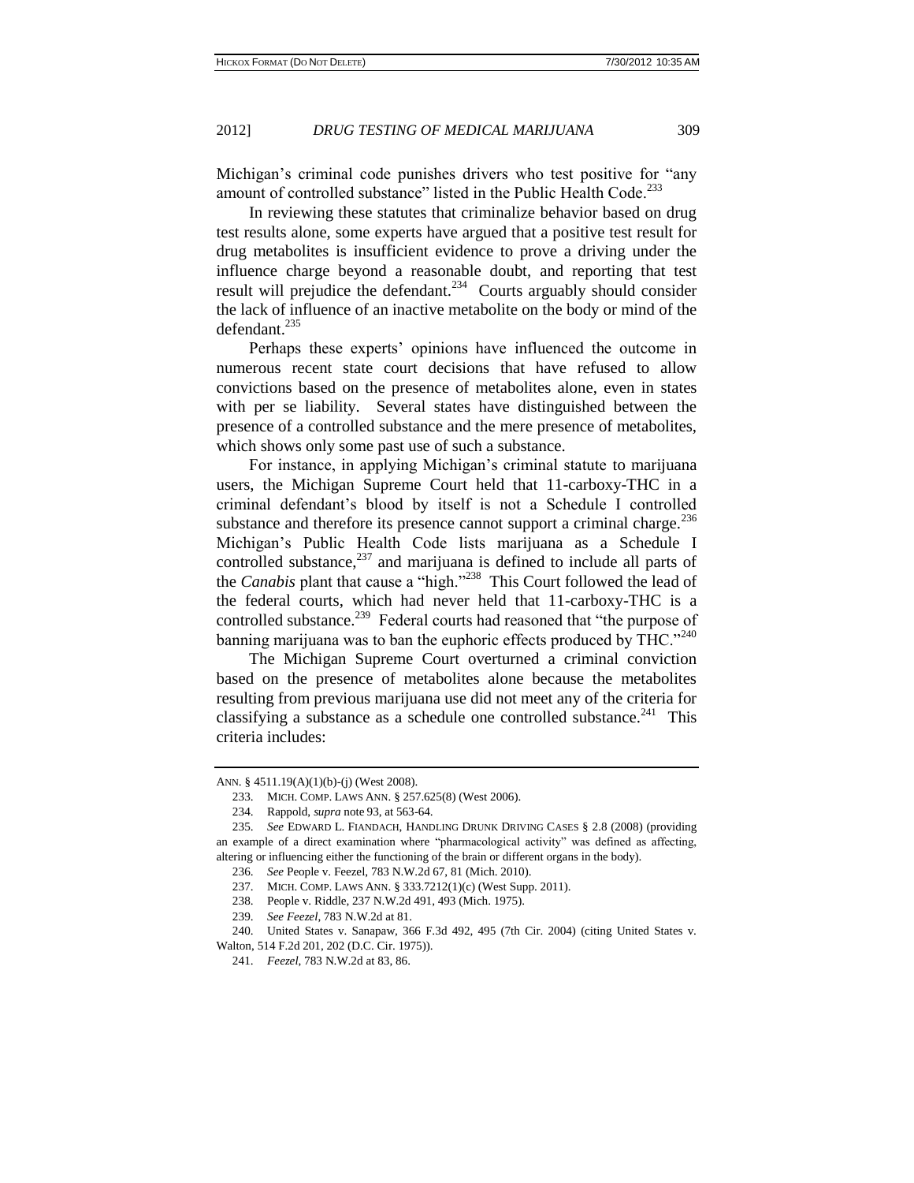Michigan's criminal code punishes drivers who test positive for "any amount of controlled substance" listed in the Public Health Code.[233]

In reviewing these statutes that criminalize behavior based on drug test results alone, some experts have argued that a positive test result for drug metabolites is insufficient evidence to prove a driving under the influence charge beyond a reasonable doubt, and reporting that test result will prejudice the defendant.[234] Courts arguably should consider the lack of influence of an inactive metabolite on the body or mind of the defendant.[235]

Perhaps these experts' opinions have influenced the outcome in numerous recent state court decisions that have refused to allow convictions based on the presence of metabolites alone, even in states with per se liability. Several states have distinguished between the presence of a controlled substance and the mere presence of metabolites, which shows only some past use of such a substance.

For instance, in applying Michigan's criminal statute to marijuana users, the Michigan Supreme Court held that 11-carboxy-THC in a criminal defendant's blood by itself is not a Schedule I controlled substance and therefore its presence cannot support a criminal charge.[236] Michigan's Public Health Code lists marijuana as a Schedule I controlled substance,[237] and marijuana is defined to include all parts of the *Canabis* plant that cause a "high."[238] This Court followed the lead of the federal courts, which had never held that 11-carboxy-THC is a controlled substance.[239] Federal courts had reasoned that "the purpose of banning marijuana was to ban the euphoric effects produced by THC."[240]

The Michigan Supreme Court overturned a criminal conviction based on the presence of metabolites alone because the metabolites resulting from previous marijuana use did not meet any of the criteria for classifying a substance as a schedule one controlled substance.[241] This criteria includes:

---

ANN. § 4511.19(A)(1)(b)-(j) (West 2008).

233. MICH. COMP. LAWS ANN. § 257.625(8) (West 2006).

234. Rappold, *supra* note 93, at 563-64.

235. *See* EDWARD L. FIANDACH, HANDLING DRUNK DRIVING CASES § 2.8 (2008) (providing an example of a direct examination where "pharmacological activity" was defined as affecting, altering or influencing either the functioning of the brain or different organs in the body).

236. *See* People v. Feezel, 783 N.W.2d 67, 81 (Mich. 2010).

237. MICH. COMP. LAWS ANN. § 333.7212(1)(c) (West Supp. 2011).

238. People v. Riddle, 237 N.W.2d 491, 493 (Mich. 1975).

239. *See Feezel*, 783 N.W.2d at 81.

240. United States v. Sanapaw, 366 F.3d 492, 495 (7th Cir. 2004) (citing United States v. Walton, 514 F.2d 201, 202 (D.C. Cir. 1975)).

241. *Feezel*, 783 N.W.2d at 83, 86.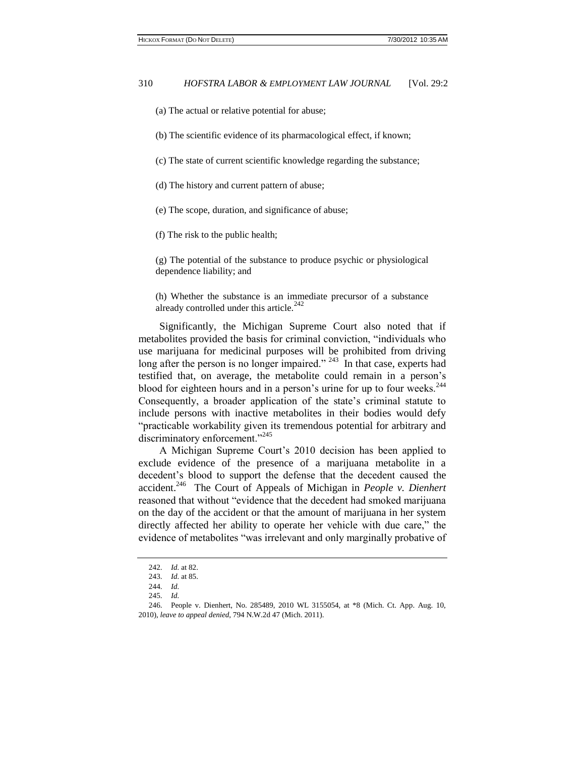(a) The actual or relative potential for abuse;

(b) The scientific evidence of its pharmacological effect, if known;

(c) The state of current scientific knowledge regarding the substance;

(d) The history and current pattern of abuse;

(e) The scope, duration, and significance of abuse;

(f) The risk to the public health;

(g) The potential of the substance to produce psychic or physiological dependence liability; and

(h) Whether the substance is an immediate precursor of a substance already controlled under this article.[242]

Significantly, the Michigan Supreme Court also noted that if metabolites provided the basis for criminal conviction, "individuals who use marijuana for medicinal purposes will be prohibited from driving long after the person is no longer impaired." [243] In that case, experts had testified that, on average, the metabolite could remain in a person's blood for eighteen hours and in a person's urine for up to four weeks.[244] Consequently, a broader application of the state's criminal statute to include persons with inactive metabolites in their bodies would defy "practicable workability given its tremendous potential for arbitrary and discriminatory enforcement."[245]

A Michigan Supreme Court's 2010 decision has been applied to exclude evidence of the presence of a marijuana metabolite in a decedent's blood to support the defense that the decedent caused the accident.[246] The Court of Appeals of Michigan in *People v. Dienhert* reasoned that without "evidence that the decedent had smoked marijuana on the day of the accident or that the amount of marijuana in her system directly affected her ability to operate her vehicle with due care," the evidence of metabolites "was irrelevant and only marginally probative of

---

242. *Id.* at 82.

243. *Id.* at 85.

244. *Id.*

245. *Id.*

246. People v. Dienhert, No. 285489, 2010 WL 3155054, at *8 (Mich. Ct. App. Aug. 10, 2010), *leave to appeal denied*, 794 N.W.2d 47 (Mich. 2011).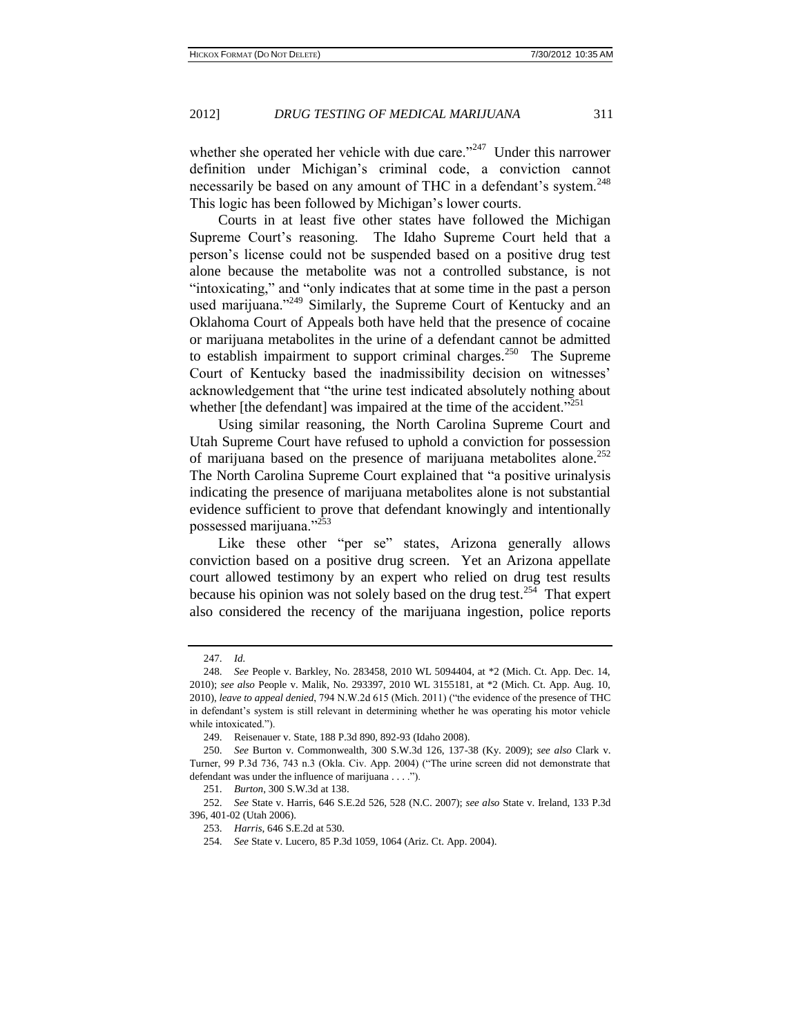whether she operated her vehicle with due care."[247] Under this narrower definition under Michigan's criminal code, a conviction cannot necessarily be based on any amount of THC in a defendant's system.[248] This logic has been followed by Michigan's lower courts.

Courts in at least five other states have followed the Michigan Supreme Court's reasoning. The Idaho Supreme Court held that a person's license could not be suspended based on a positive drug test alone because the metabolite was not a controlled substance, is not "intoxicating," and "only indicates that at some time in the past a person used marijuana."[249] Similarly, the Supreme Court of Kentucky and an Oklahoma Court of Appeals both have held that the presence of cocaine or marijuana metabolites in the urine of a defendant cannot be admitted to establish impairment to support criminal charges.[250] The Supreme Court of Kentucky based the inadmissibility decision on witnesses' acknowledgement that "the urine test indicated absolutely nothing about whether [the defendant] was impaired at the time of the accident."[251]

Using similar reasoning, the North Carolina Supreme Court and Utah Supreme Court have refused to uphold a conviction for possession of marijuana based on the presence of marijuana metabolites alone.[252] The North Carolina Supreme Court explained that "a positive urinalysis indicating the presence of marijuana metabolites alone is not substantial evidence sufficient to prove that defendant knowingly and intentionally possessed marijuana."[253]

Like these other "per se" states, Arizona generally allows conviction based on a positive drug screen. Yet an Arizona appellate court allowed testimony by an expert who relied on drug test results because his opinion was not solely based on the drug test.[254] That expert also considered the recency of the marijuana ingestion, police reports

---

247. *Id.*

248. *See* People v. Barkley, No. 283458, 2010 WL 5094404, at *2 (Mich. Ct. App. Dec. 14, 2010); *see also* People v. Malik, No. 293397, 2010 WL 3155181, at *2 (Mich. Ct. App. Aug. 10, 2010), *leave to appeal denied*, 794 N.W.2d 615 (Mich. 2011) ("the evidence of the presence of THC in defendant's system is still relevant in determining whether he was operating his motor vehicle while intoxicated.").

249. Reisenauer v. State, 188 P.3d 890, 892-93 (Idaho 2008).

250. *See* Burton v. Commonwealth, 300 S.W.3d 126, 137-38 (Ky. 2009); *see also* Clark v. Turner, 99 P.3d 736, 743 n.3 (Okla. Civ. App. 2004) ("The urine screen did not demonstrate that defendant was under the influence of marijuana . . . .").

251. *Burton*, 300 S.W.3d at 138.

252. *See* State v. Harris, 646 S.E.2d 526, 528 (N.C. 2007); *see also* State v. Ireland, 133 P.3d 396, 401-02 (Utah 2006).

253. *Harris*, 646 S.E.2d at 530.

254. *See* State v. Lucero, 85 P.3d 1059, 1064 (Ariz. Ct. App. 2004).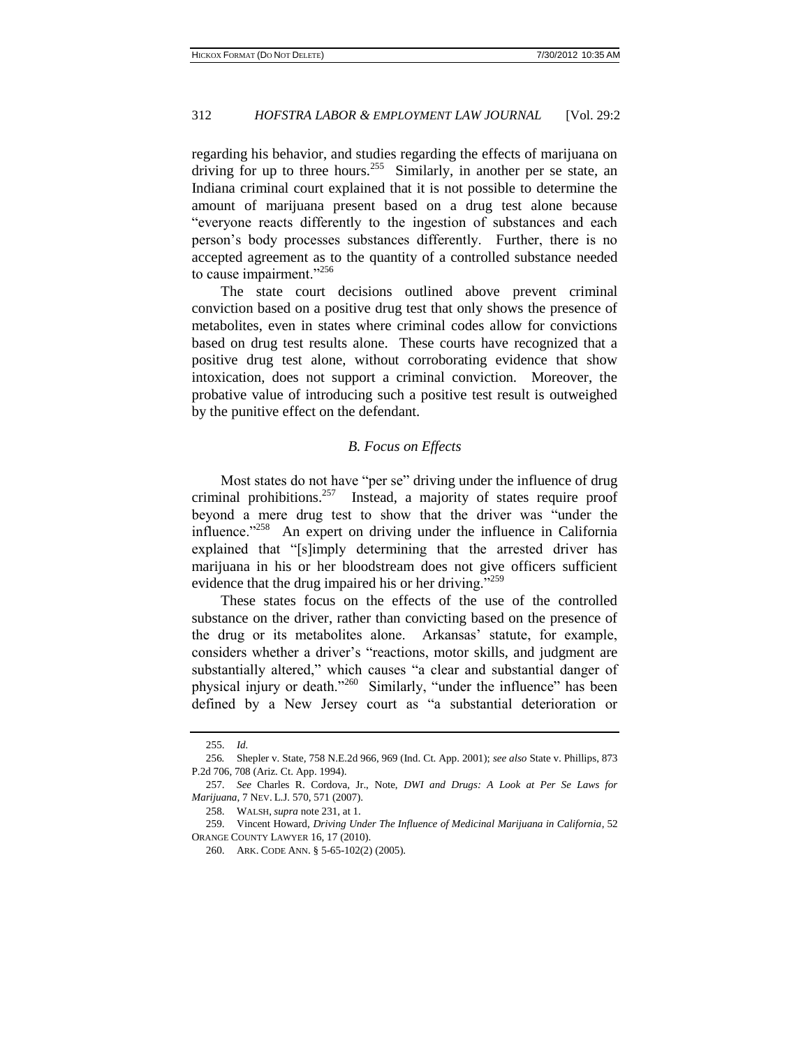regarding his behavior, and studies regarding the effects of marijuana on driving for up to three hours.[255] Similarly, in another per se state, an Indiana criminal court explained that it is not possible to determine the amount of marijuana present based on a drug test alone because "everyone reacts differently to the ingestion of substances and each person's body processes substances differently. Further, there is no accepted agreement as to the quantity of a controlled substance needed to cause impairment."[256]

The state court decisions outlined above prevent criminal conviction based on a positive drug test that only shows the presence of metabolites, even in states where criminal codes allow for convictions based on drug test results alone. These courts have recognized that a positive drug test alone, without corroborating evidence that show intoxication, does not support a criminal conviction. Moreover, the probative value of introducing such a positive test result is outweighed by the punitive effect on the defendant.

### *B. Focus on Effects*

Most states do not have "per se" driving under the influence of drug criminal prohibitions.[257] Instead, a majority of states require proof beyond a mere drug test to show that the driver was "under the influence."[258] An expert on driving under the influence in California explained that "[s]imply determining that the arrested driver has marijuana in his or her bloodstream does not give officers sufficient evidence that the drug impaired his or her driving."[259]

These states focus on the effects of the use of the controlled substance on the driver, rather than convicting based on the presence of the drug or its metabolites alone. Arkansas' statute, for example, considers whether a driver's "reactions, motor skills, and judgment are substantially altered," which causes "a clear and substantial danger of physical injury or death."[260] Similarly, "under the influence" has been defined by a New Jersey court as "a substantial deterioration or

---

255. *Id.*

256. Shepler v. State, 758 N.E.2d 966, 969 (Ind. Ct. App. 2001); *see also* State v. Phillips, 873 P.2d 706, 708 (Ariz. Ct. App. 1994).

257. *See* Charles R. Cordova, Jr., Note, *DWI and Drugs: A Look at Per Se Laws for Marijuana*, 7 NEV. L.J. 570, 571 (2007).

258. WALSH, *supra* note 231, at 1.

259. Vincent Howard, *Driving Under The Influence of Medicinal Marijuana in California*, 52 ORANGE COUNTY LAWYER 16, 17 (2010).

260. ARK. CODE ANN. § 5-65-102(2) (2005).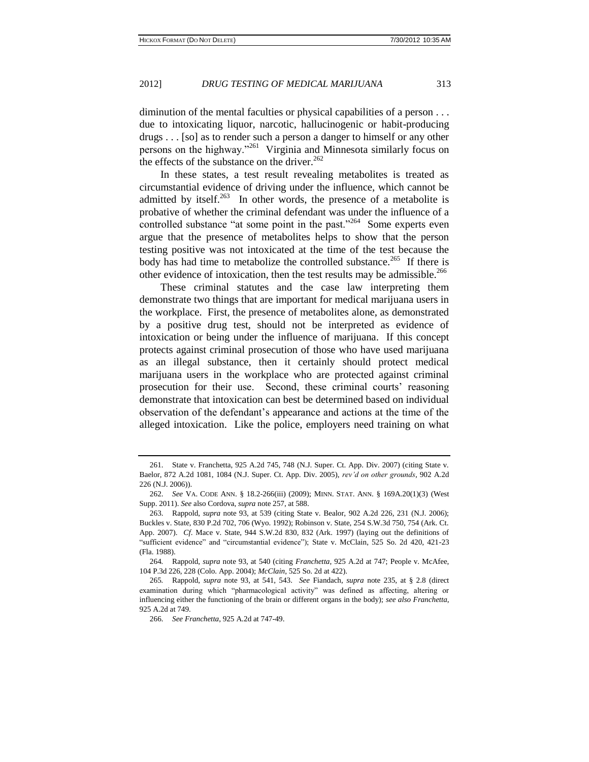diminution of the mental faculties or physical capabilities of a person . . . due to intoxicating liquor, narcotic, hallucinogenic or habit-producing drugs . . . [so] as to render such a person a danger to himself or any other persons on the highway."[261] Virginia and Minnesota similarly focus on the effects of the substance on the driver.[262]

In these states, a test result revealing metabolites is treated as circumstantial evidence of driving under the influence, which cannot be admitted by itself.[263] In other words, the presence of a metabolite is probative of whether the criminal defendant was under the influence of a controlled substance "at some point in the past."[264] Some experts even argue that the presence of metabolites helps to show that the person testing positive was not intoxicated at the time of the test because the body has had time to metabolize the controlled substance.[265] If there is other evidence of intoxication, then the test results may be admissible.[266]

These criminal statutes and the case law interpreting them demonstrate two things that are important for medical marijuana users in the workplace. First, the presence of metabolites alone, as demonstrated by a positive drug test, should not be interpreted as evidence of intoxication or being under the influence of marijuana. If this concept protects against criminal prosecution of those who have used marijuana as an illegal substance, then it certainly should protect medical marijuana users in the workplace who are protected against criminal prosecution for their use. Second, these criminal courts' reasoning demonstrate that intoxication can best be determined based on individual observation of the defendant's appearance and actions at the time of the alleged intoxication. Like the police, employers need training on what

---

261. State v. Franchetta, 925 A.2d 745, 748 (N.J. Super. Ct. App. Div. 2007) (citing State v. Baelor, 872 A.2d 1081, 1084 (N.J. Super. Ct. App. Div. 2005), *rev'd on other grounds*, 902 A.2d 226 (N.J. 2006)).

262. *See* VA. CODE ANN. § 18.2-266(iii) (2009); MINN. STAT. ANN. § 169A.20(1)(3) (West Supp. 2011). *See* also Cordova, *supra* note 257, at 588.

263. Rappold, *supra* note 93, at 539 (citing State v. Bealor, 902 A.2d 226, 231 (N.J. 2006); Buckles v. State, 830 P.2d 702, 706 (Wyo. 1992); Robinson v. State, 254 S.W.3d 750, 754 (Ark. Ct. App. 2007). *Cf*. Mace v. State, 944 S.W.2d 830, 832 (Ark. 1997) (laying out the definitions of "sufficient evidence" and "circumstantial evidence"); State v. McClain, 525 So. 2d 420, 421-23 (Fla. 1988).

264. Rappold, *supra* note 93, at 540 (citing *Franchetta*, 925 A.2d at 747; People v. McAfee, 104 P.3d 226, 228 (Colo. App. 2004); *McClain*, 525 So. 2d at 422).

265. Rappold, *supra* note 93, at 541, 543. *See* Fiandach, *supra* note 235, at § 2.8 (direct examination during which "pharmacological activity" was defined as affecting, altering or influencing either the functioning of the brain or different organs in the body); *see also Franchetta*, 925 A.2d at 749.

266. *See Franchetta*, 925 A.2d at 747-49.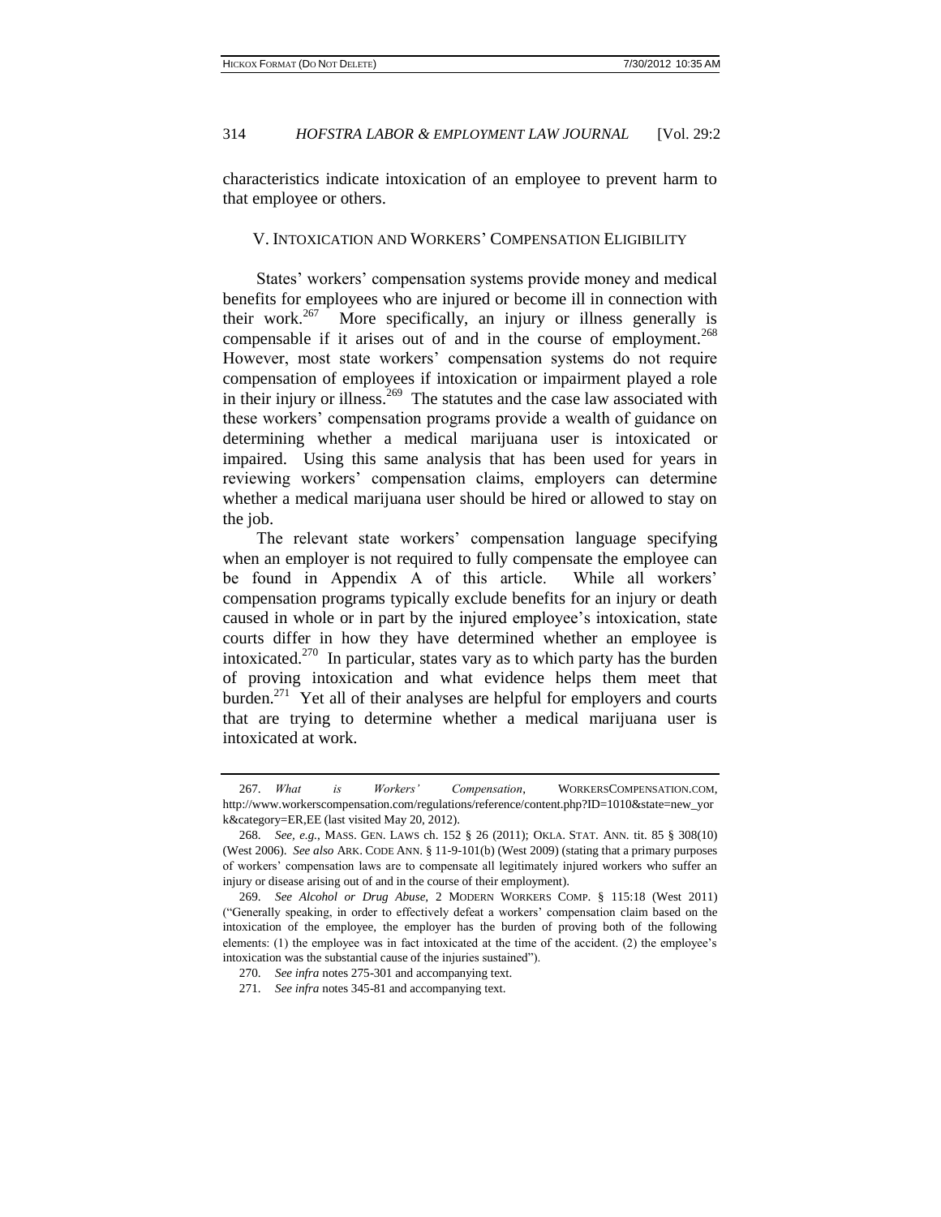characteristics indicate intoxication of an employee to prevent harm to that employee or others.

## V. INTOXICATION AND WORKERS' COMPENSATION ELIGIBILITY

States' workers' compensation systems provide money and medical benefits for employees who are injured or become ill in connection with their work.[267] More specifically, an injury or illness generally is compensable if it arises out of and in the course of employment.[268] However, most state workers' compensation systems do not require compensation of employees if intoxication or impairment played a role in their injury or illness.[269] The statutes and the case law associated with these workers' compensation programs provide a wealth of guidance on determining whether a medical marijuana user is intoxicated or impaired. Using this same analysis that has been used for years in reviewing workers' compensation claims, employers can determine whether a medical marijuana user should be hired or allowed to stay on the job.

The relevant state workers' compensation language specifying when an employer is not required to fully compensate the employee can be found in Appendix A of this article. While all workers' compensation programs typically exclude benefits for an injury or death caused in whole or in part by the injured employee's intoxication, state courts differ in how they have determined whether an employee is intoxicated.[270] In particular, states vary as to which party has the burden of proving intoxication and what evidence helps them meet that burden.[271] Yet all of their analyses are helpful for employers and courts that are trying to determine whether a medical marijuana user is intoxicated at work.

---

267. *What is Workers' Compensation*, WORKERSCOMPENSATION.COM, http://www.workerscompensation.com/regulations/reference/content.php?ID=1010&state=new_york&category=ER,EE (last visited May 20, 2012).

268. *See, e.g.*, MASS. GEN. LAWS ch. 152 § 26 (2011); OKLA. STAT. ANN. tit. 85 § 308(10) (West 2006). *See also* ARK. CODE ANN. § 11-9-101(b) (West 2009) (stating that a primary purposes of workers' compensation laws are to compensate all legitimately injured workers who suffer an injury or disease arising out of and in the course of their employment).

269. *See Alcohol or Drug Abuse*, 2 MODERN WORKERS COMP. § 115:18 (West 2011) ("Generally speaking, in order to effectively defeat a workers' compensation claim based on the intoxication of the employee, the employer has the burden of proving both of the following elements: (1) the employee was in fact intoxicated at the time of the accident. (2) the employee's intoxication was the substantial cause of the injuries sustained").

270. *See infra* notes 275-301 and accompanying text.

271. *See infra* notes 345-81 and accompanying text.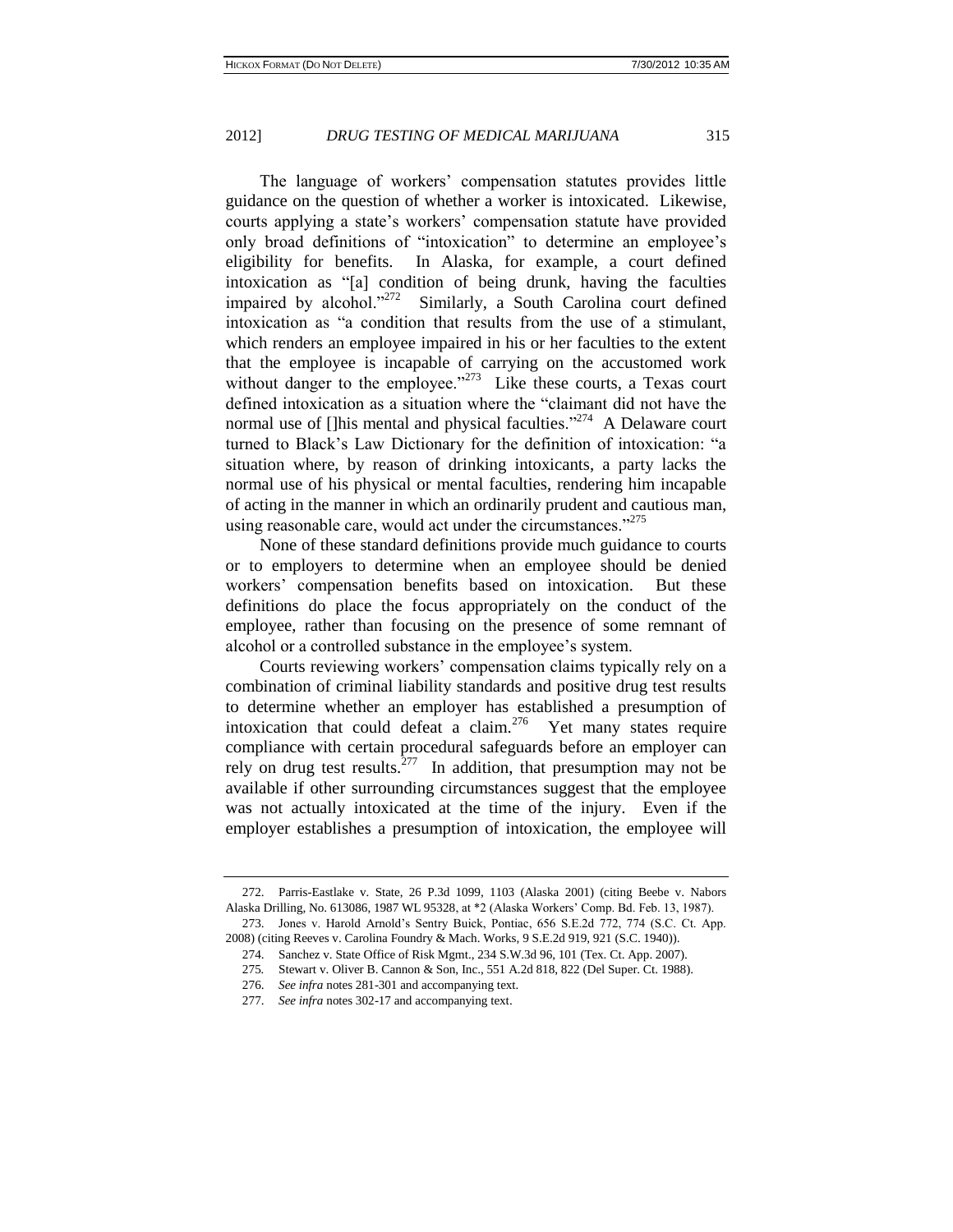The language of workers' compensation statutes provides little guidance on the question of whether a worker is intoxicated. Likewise, courts applying a state's workers' compensation statute have provided only broad definitions of "intoxication" to determine an employee's eligibility for benefits. In Alaska, for example, a court defined intoxication as "[a] condition of being drunk, having the faculties impaired by alcohol."[272] Similarly, a South Carolina court defined intoxication as "a condition that results from the use of a stimulant, which renders an employee impaired in his or her faculties to the extent that the employee is incapable of carrying on the accustomed work without danger to the employee."[273] Like these courts, a Texas court defined intoxication as a situation where the "claimant did not have the normal use of []his mental and physical faculties."[274] A Delaware court turned to Black's Law Dictionary for the definition of intoxication: "a situation where, by reason of drinking intoxicants, a party lacks the normal use of his physical or mental faculties, rendering him incapable of acting in the manner in which an ordinarily prudent and cautious man, using reasonable care, would act under the circumstances."[275]

None of these standard definitions provide much guidance to courts or to employers to determine when an employee should be denied workers' compensation benefits based on intoxication. But these definitions do place the focus appropriately on the conduct of the employee, rather than focusing on the presence of some remnant of alcohol or a controlled substance in the employee's system.

Courts reviewing workers' compensation claims typically rely on a combination of criminal liability standards and positive drug test results to determine whether an employer has established a presumption of intoxication that could defeat a claim.[276] Yet many states require compliance with certain procedural safeguards before an employer can rely on drug test results.[277] In addition, that presumption may not be available if other surrounding circumstances suggest that the employee was not actually intoxicated at the time of the injury. Even if the employer establishes a presumption of intoxication, the employee will

---

272. Parris-Eastlake v. State, 26 P.3d 1099, 1103 (Alaska 2001) (citing Beebe v. Nabors Alaska Drilling, No. 613086, 1987 WL 95328, at *2 (Alaska Workers' Comp. Bd. Feb. 13, 1987).

273. Jones v. Harold Arnold's Sentry Buick, Pontiac, 656 S.E.2d 772, 774 (S.C. Ct. App. 2008) (citing Reeves v. Carolina Foundry & Mach. Works, 9 S.E.2d 919, 921 (S.C. 1940)).

274. Sanchez v. State Office of Risk Mgmt., 234 S.W.3d 96, 101 (Tex. Ct. App. 2007).

275. Stewart v. Oliver B. Cannon & Son, Inc., 551 A.2d 818, 822 (Del Super. Ct. 1988).

276. *See infra* notes 281-301 and accompanying text.

277. *See infra* notes 302-17 and accompanying text.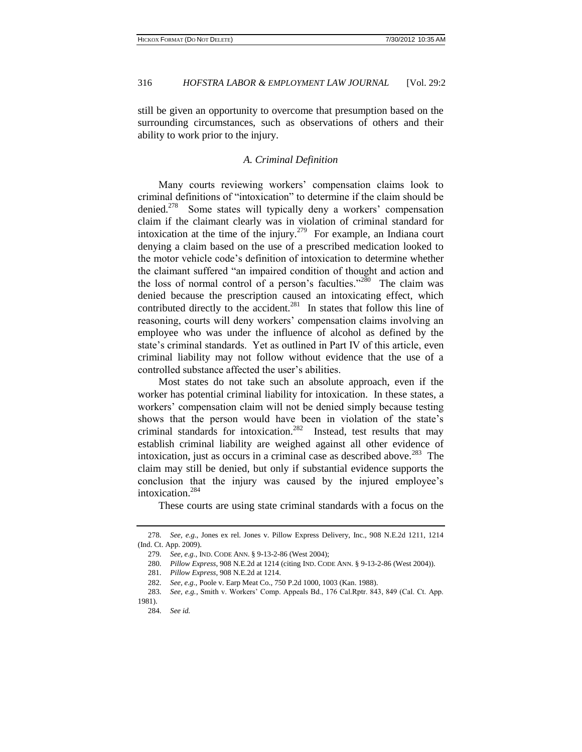still be given an opportunity to overcome that presumption based on the surrounding circumstances, such as observations of others and their ability to work prior to the injury.

### *A. Criminal Definition*

Many courts reviewing workers' compensation claims look to criminal definitions of "intoxication" to determine if the claim should be denied.[278] Some states will typically deny a workers' compensation claim if the claimant clearly was in violation of criminal standard for intoxication at the time of the injury.[279] For example, an Indiana court denying a claim based on the use of a prescribed medication looked to the motor vehicle code's definition of intoxication to determine whether the claimant suffered "an impaired condition of thought and action and the loss of normal control of a person's faculties."[280] The claim was denied because the prescription caused an intoxicating effect, which contributed directly to the accident.[281] In states that follow this line of reasoning, courts will deny workers' compensation claims involving an employee who was under the influence of alcohol as defined by the state's criminal standards. Yet as outlined in Part IV of this article, even criminal liability may not follow without evidence that the use of a controlled substance affected the user's abilities.

Most states do not take such an absolute approach, even if the worker has potential criminal liability for intoxication. In these states, a workers' compensation claim will not be denied simply because testing shows that the person would have been in violation of the state's criminal standards for intoxication.[282] Instead, test results that may establish criminal liability are weighed against all other evidence of intoxication, just as occurs in a criminal case as described above.[283] The claim may still be denied, but only if substantial evidence supports the conclusion that the injury was caused by the injured employee's intoxication.[284]

These courts are using state criminal standards with a focus on the

---

278. *See, e.g.*, Jones ex rel. Jones v. Pillow Express Delivery, Inc., 908 N.E.2d 1211, 1214 (Ind. Ct. App. 2009).

279. *See, e.g.*, IND. CODE ANN. § 9-13-2-86 (West 2004);

280. *Pillow Express*, 908 N.E.2d at 1214 (citing IND. CODE ANN. § 9-13-2-86 (West 2004)).

281. *Pillow Express*, 908 N.E.2d at 1214.

282. *See, e.g.*, Poole v. Earp Meat Co., 750 P.2d 1000, 1003 (Kan. 1988).

283. *See, e.g.*, Smith v. Workers' Comp. Appeals Bd., 176 Cal.Rptr. 843, 849 (Cal. Ct. App. 1981).

284. *See id.*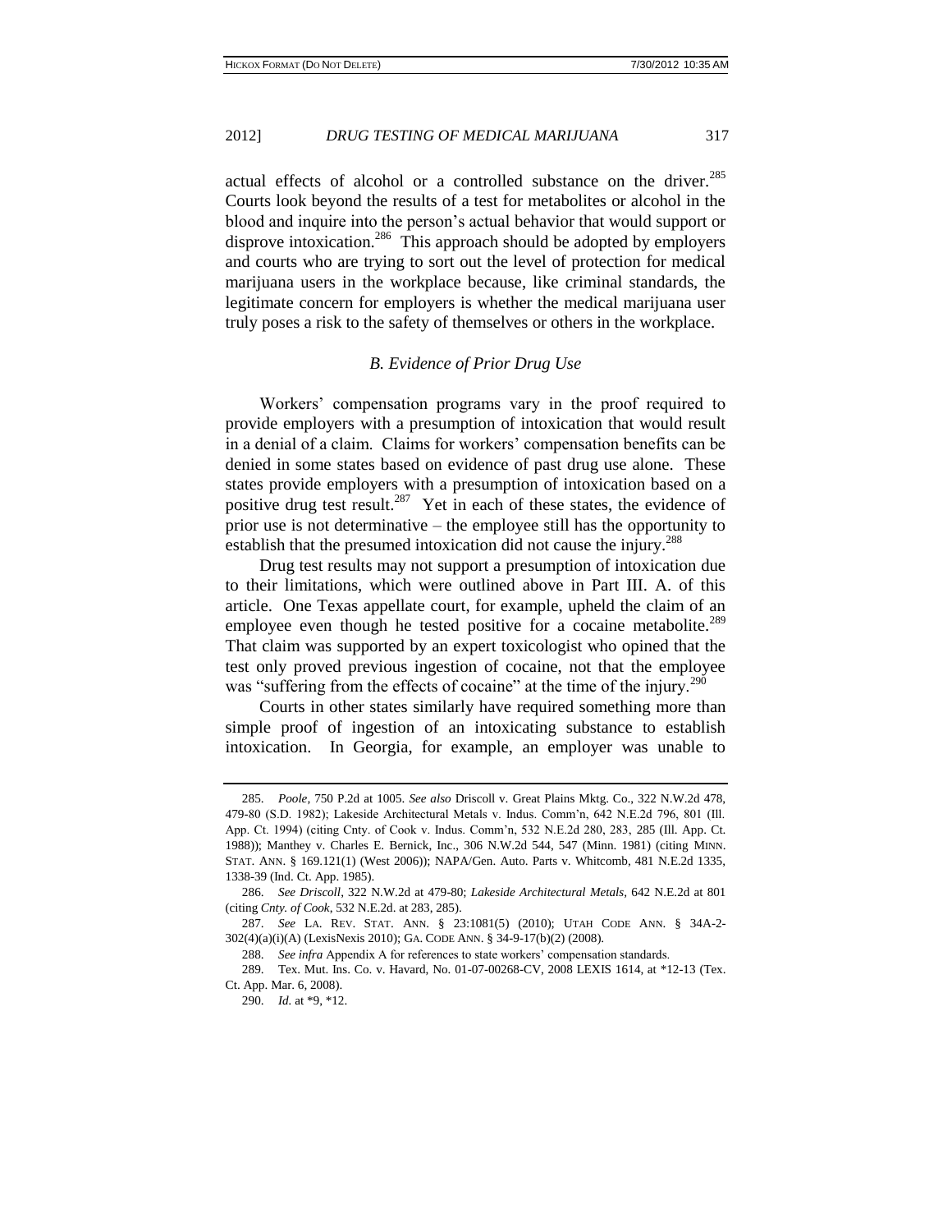actual effects of alcohol or a controlled substance on the driver.[285] Courts look beyond the results of a test for metabolites or alcohol in the blood and inquire into the person's actual behavior that would support or disprove intoxication.[286] This approach should be adopted by employers and courts who are trying to sort out the level of protection for medical marijuana users in the workplace because, like criminal standards, the legitimate concern for employers is whether the medical marijuana user truly poses a risk to the safety of themselves or others in the workplace.

### *B. Evidence of Prior Drug Use*

Workers' compensation programs vary in the proof required to provide employers with a presumption of intoxication that would result in a denial of a claim. Claims for workers' compensation benefits can be denied in some states based on evidence of past drug use alone. These states provide employers with a presumption of intoxication based on a positive drug test result.[287] Yet in each of these states, the evidence of prior use is not determinative – the employee still has the opportunity to establish that the presumed intoxication did not cause the injury.[288]

Drug test results may not support a presumption of intoxication due to their limitations, which were outlined above in Part III. A. of this article. One Texas appellate court, for example, upheld the claim of an employee even though he tested positive for a cocaine metabolite.[289] That claim was supported by an expert toxicologist who opined that the test only proved previous ingestion of cocaine, not that the employee was "suffering from the effects of cocaine" at the time of the injury.[290]

Courts in other states similarly have required something more than simple proof of ingestion of an intoxicating substance to establish intoxication. In Georgia, for example, an employer was unable to

---

285. *Poole*, 750 P.2d at 1005. *See also* Driscoll v. Great Plains Mktg. Co., 322 N.W.2d 478, 479-80 (S.D. 1982); Lakeside Architectural Metals v. Indus. Comm'n, 642 N.E.2d 796, 801 (Ill. App. Ct. 1994) (citing Cnty. of Cook v. Indus. Comm'n, 532 N.E.2d 280, 283, 285 (Ill. App. Ct. 1988)); Manthey v. Charles E. Bernick, Inc., 306 N.W.2d 544, 547 (Minn. 1981) (citing MINN. STAT. ANN. § 169.121(1) (West 2006)); NAPA/Gen. Auto. Parts v. Whitcomb, 481 N.E.2d 1335, 1338-39 (Ind. Ct. App. 1985).

286. *See Driscoll*, 322 N.W.2d at 479-80; *Lakeside Architectural Metals*, 642 N.E.2d at 801 (citing *Cnty. of Cook*, 532 N.E.2d. at 283, 285).

287. *See* LA. REV. STAT. ANN. § 23:1081(5) (2010); UTAH CODE ANN. § 34A-2-302(4)(a)(i)(A) (LexisNexis 2010); GA. CODE ANN. § 34-9-17(b)(2) (2008).

288. *See infra* Appendix A for references to state workers' compensation standards.

289. Tex. Mut. Ins. Co. v. Havard, No. 01-07-00268-CV, 2008 LEXIS 1614, at *12-13 (Tex. Ct. App. Mar. 6, 2008).

290. *Id.* at *9, *12.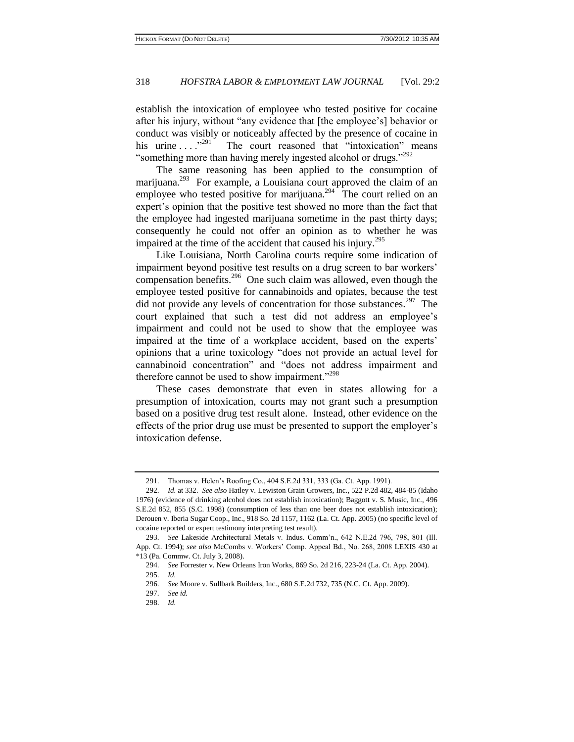establish the intoxication of employee who tested positive for cocaine after his injury, without "any evidence that [the employee's] behavior or conduct was visibly or noticeably affected by the presence of cocaine in his urine . . . ."[291] The court reasoned that "intoxication" means "something more than having merely ingested alcohol or drugs."[292]

The same reasoning has been applied to the consumption of marijuana.[293] For example, a Louisiana court approved the claim of an employee who tested positive for marijuana.[294] The court relied on an expert's opinion that the positive test showed no more than the fact that the employee had ingested marijuana sometime in the past thirty days; consequently he could not offer an opinion as to whether he was impaired at the time of the accident that caused his injury.[295]

Like Louisiana, North Carolina courts require some indication of impairment beyond positive test results on a drug screen to bar workers' compensation benefits.[296] One such claim was allowed, even though the employee tested positive for cannabinoids and opiates, because the test did not provide any levels of concentration for those substances.[297] The court explained that such a test did not address an employee's impairment and could not be used to show that the employee was impaired at the time of a workplace accident, based on the experts' opinions that a urine toxicology "does not provide an actual level for cannabinoid concentration" and "does not address impairment and therefore cannot be used to show impairment."[298]

These cases demonstrate that even in states allowing for a presumption of intoxication, courts may not grant such a presumption based on a positive drug test result alone. Instead, other evidence on the effects of the prior drug use must be presented to support the employer's intoxication defense.

---

291. Thomas v. Helen's Roofing Co., 404 S.E.2d 331, 333 (Ga. Ct. App. 1991).

292. *Id.* at 332. *See also* Hatley v. Lewiston Grain Growers, Inc., 522 P.2d 482, 484-85 (Idaho 1976) (evidence of drinking alcohol does not establish intoxication); Baggott v. S. Music, Inc., 496 S.E.2d 852, 855 (S.C. 1998) (consumption of less than one beer does not establish intoxication); Derouen v. Iberia Sugar Coop., Inc., 918 So. 2d 1157, 1162 (La. Ct. App. 2005) (no specific level of cocaine reported or expert testimony interpreting test result).

293. *See* Lakeside Architectural Metals v. Indus. Comm'n., 642 N.E.2d 796, 798, 801 (Ill. App. Ct. 1994); *see also* McCombs v. Workers' Comp. Appeal Bd., No. 268, 2008 LEXIS 430 at \*13 (Pa. Commw. Ct. July 3, 2008).

294. *See* Forrester v. New Orleans Iron Works, 869 So. 2d 216, 223-24 (La. Ct. App. 2004).

295. *Id.*

296. *See* Moore v. Sullbark Builders, Inc., 680 S.E.2d 732, 735 (N.C. Ct. App. 2009).

297. *See id.*

298. *Id.*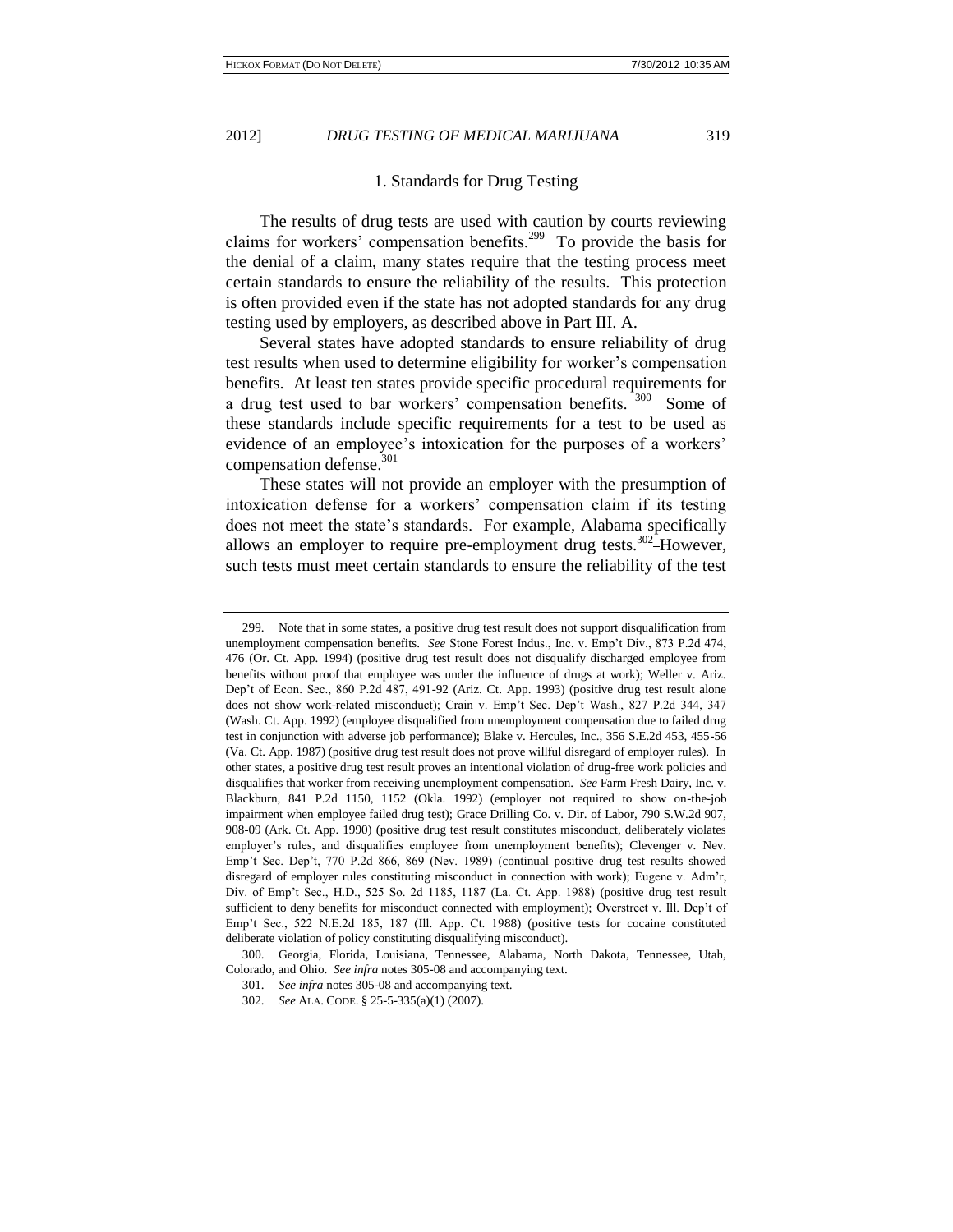### 1. Standards for Drug Testing

The results of drug tests are used with caution by courts reviewing claims for workers' compensation benefits.[299] To provide the basis for the denial of a claim, many states require that the testing process meet certain standards to ensure the reliability of the results. This protection is often provided even if the state has not adopted standards for any drug testing used by employers, as described above in Part III. A.

Several states have adopted standards to ensure reliability of drug test results when used to determine eligibility for worker's compensation benefits. At least ten states provide specific procedural requirements for a drug test used to bar workers' compensation benefits.[300] Some of these standards include specific requirements for a test to be used as evidence of an employee's intoxication for the purposes of a workers' compensation defense.[301]

These states will not provide an employer with the presumption of intoxication defense for a workers' compensation claim if its testing does not meet the state's standards. For example, Alabama specifically allows an employer to require pre-employment drug tests.[302] However, such tests must meet certain standards to ensure the reliability of the test

---

299. Note that in some states, a positive drug test result does not support disqualification from unemployment compensation benefits. *See* Stone Forest Indus., Inc. v. Emp't Div., 873 P.2d 474, 476 (Or. Ct. App. 1994) (positive drug test result does not disqualify discharged employee from benefits without proof that employee was under the influence of drugs at work); Weller v. Ariz. Dep't of Econ. Sec., 860 P.2d 487, 491-92 (Ariz. Ct. App. 1993) (positive drug test result alone does not show work-related misconduct); Crain v. Emp't Sec. Dep't Wash., 827 P.2d 344, 347 (Wash. Ct. App. 1992) (employee disqualified from unemployment compensation due to failed drug test in conjunction with adverse job performance); Blake v. Hercules, Inc., 356 S.E.2d 453, 455-56 (Va. Ct. App. 1987) (positive drug test result does not prove willful disregard of employer rules). In other states, a positive drug test result proves an intentional violation of drug-free work policies and disqualifies that worker from receiving unemployment compensation. *See* Farm Fresh Dairy, Inc. v. Blackburn, 841 P.2d 1150, 1152 (Okla. 1992) (employer not required to show on-the-job impairment when employee failed drug test); Grace Drilling Co. v. Dir. of Labor, 790 S.W.2d 907, 908-09 (Ark. Ct. App. 1990) (positive drug test result constitutes misconduct, deliberately violates employer's rules, and disqualifies employee from unemployment benefits); Clevenger v. Nev. Emp't Sec. Dep't, 770 P.2d 866, 869 (Nev. 1989) (continual positive drug test results showed disregard of employer rules constituting misconduct in connection with work); Eugene v. Adm'r, Div. of Emp't Sec., H.D., 525 So. 2d 1185, 1187 (La. Ct. App. 1988) (positive drug test result sufficient to deny benefits for misconduct connected with employment); Overstreet v. Ill. Dep't of Emp't Sec., 522 N.E.2d 185, 187 (Ill. App. Ct. 1988) (positive tests for cocaine constituted deliberate violation of policy constituting disqualifying misconduct).

300. Georgia, Florida, Louisiana, Tennessee, Alabama, North Dakota, Tennessee, Utah, Colorado, and Ohio. *See infra* notes 305-08 and accompanying text.

301. *See infra* notes 305-08 and accompanying text.

302. *See* ALA. CODE. § 25-5-335(a)(1) (2007).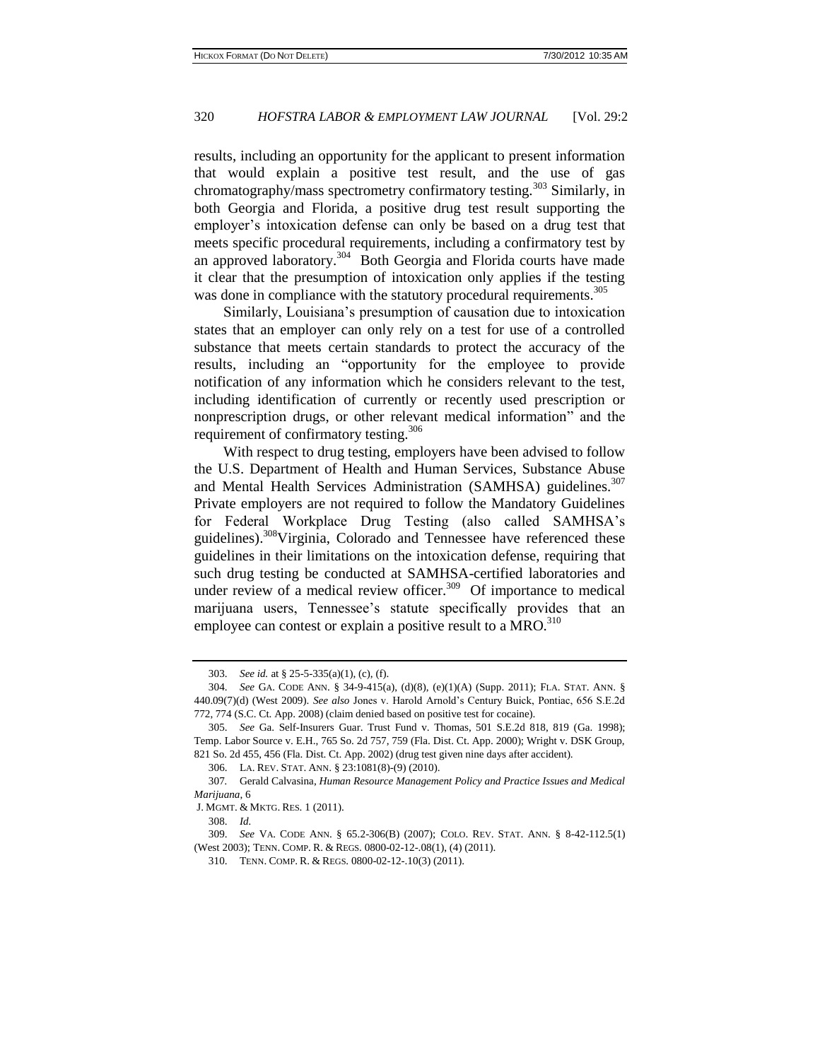results, including an opportunity for the applicant to present information that would explain a positive test result, and the use of gas chromatography/mass spectrometry confirmatory testing.[303] Similarly, in both Georgia and Florida, a positive drug test result supporting the employer's intoxication defense can only be based on a drug test that meets specific procedural requirements, including a confirmatory test by an approved laboratory.[304] Both Georgia and Florida courts have made it clear that the presumption of intoxication only applies if the testing was done in compliance with the statutory procedural requirements.[305]

Similarly, Louisiana's presumption of causation due to intoxication states that an employer can only rely on a test for use of a controlled substance that meets certain standards to protect the accuracy of the results, including an "opportunity for the employee to provide notification of any information which he considers relevant to the test, including identification of currently or recently used prescription or nonprescription drugs, or other relevant medical information" and the requirement of confirmatory testing.[306]

With respect to drug testing, employers have been advised to follow the U.S. Department of Health and Human Services, Substance Abuse and Mental Health Services Administration (SAMHSA) guidelines.[307] Private employers are not required to follow the Mandatory Guidelines for Federal Workplace Drug Testing (also called SAMHSA's guidelines).[308] Virginia, Colorado and Tennessee have referenced these guidelines in their limitations on the intoxication defense, requiring that such drug testing be conducted at SAMHSA-certified laboratories and under review of a medical review officer.[309] Of importance to medical marijuana users, Tennessee's statute specifically provides that an employee can contest or explain a positive result to a MRO.[310]

---

303. *See id.* at § 25-5-335(a)(1), (c), (f).

304. *See* GA. CODE ANN. § 34-9-415(a), (d)(8), (e)(1)(A) (Supp. 2011); FLA. STAT. ANN. § 440.09(7)(d) (West 2009). *See also* Jones v. Harold Arnold's Century Buick, Pontiac, 656 S.E.2d 772, 774 (S.C. Ct. App. 2008) (claim denied based on positive test for cocaine).

305. *See* Ga. Self-Insurers Guar. Trust Fund v. Thomas, 501 S.E.2d 818, 819 (Ga. 1998); Temp. Labor Source v. E.H., 765 So. 2d 757, 759 (Fla. Dist. Ct. App. 2000); Wright v. DSK Group, 821 So. 2d 455, 456 (Fla. Dist. Ct. App. 2002) (drug test given nine days after accident).

306. LA. REV. STAT. ANN. § 23:1081(8)-(9) (2010).

307. Gerald Calvasina, *Human Resource Management Policy and Practice Issues and Medical Marijuana*, 6 J. MGMT. & MKTG. RES. 1 (2011).

308. *Id.*

309. *See* VA. CODE ANN. § 65.2-306(B) (2007); COLO. REV. STAT. ANN. § 8-42-112.5(1) (West 2003); TENN. COMP. R. & REGS. 0800-02-12-.08(1), (4) (2011).

310. TENN. COMP. R. & REGS. 0800-02-12-.10(3) (2011).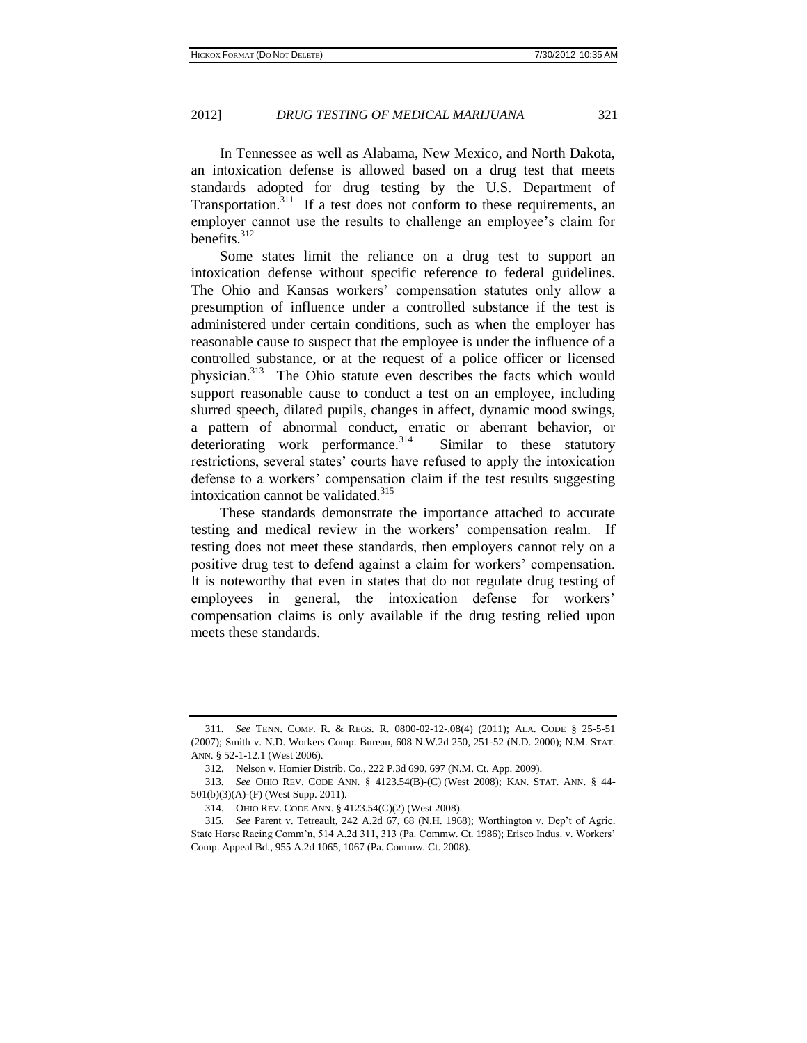In Tennessee as well as Alabama, New Mexico, and North Dakota, an intoxication defense is allowed based on a drug test that meets standards adopted for drug testing by the U.S. Department of Transportation.[311] If a test does not conform to these requirements, an employer cannot use the results to challenge an employee's claim for benefits.[312]

Some states limit the reliance on a drug test to support an intoxication defense without specific reference to federal guidelines. The Ohio and Kansas workers' compensation statutes only allow a presumption of influence under a controlled substance if the test is administered under certain conditions, such as when the employer has reasonable cause to suspect that the employee is under the influence of a controlled substance, or at the request of a police officer or licensed physician.[313] The Ohio statute even describes the facts which would support reasonable cause to conduct a test on an employee, including slurred speech, dilated pupils, changes in affect, dynamic mood swings, a pattern of abnormal conduct, erratic or aberrant behavior, or deteriorating work performance.[314] Similar to these statutory restrictions, several states' courts have refused to apply the intoxication defense to a workers' compensation claim if the test results suggesting intoxication cannot be validated.[315]

These standards demonstrate the importance attached to accurate testing and medical review in the workers' compensation realm. If testing does not meet these standards, then employers cannot rely on a positive drug test to defend against a claim for workers' compensation. It is noteworthy that even in states that do not regulate drug testing of employees in general, the intoxication defense for workers' compensation claims is only available if the drug testing relied upon meets these standards.

---

311. *See* TENN. COMP. R. & REGS. R. 0800-02-12-.08(4) (2011); ALA. CODE § 25-5-51 (2007); Smith v. N.D. Workers Comp. Bureau, 608 N.W.2d 250, 251-52 (N.D. 2000); N.M. STAT. ANN. § 52-1-12.1 (West 2006).

312. Nelson v. Homier Distrib. Co., 222 P.3d 690, 697 (N.M. Ct. App. 2009).

313. *See* OHIO REV. CODE ANN. § 4123.54(B)-(C) (West 2008); KAN. STAT. ANN. § 44-501(b)(3)(A)-(F) (West Supp. 2011).

314. OHIO REV. CODE ANN. § 4123.54(C)(2) (West 2008).

315. *See* Parent v. Tetreault, 242 A.2d 67, 68 (N.H. 1968); Worthington v. Dep't of Agric. State Horse Racing Comm'n, 514 A.2d 311, 313 (Pa. Commw. Ct. 1986); Erisco Indus. v. Workers' Comp. Appeal Bd., 955 A.2d 1065, 1067 (Pa. Commw. Ct. 2008).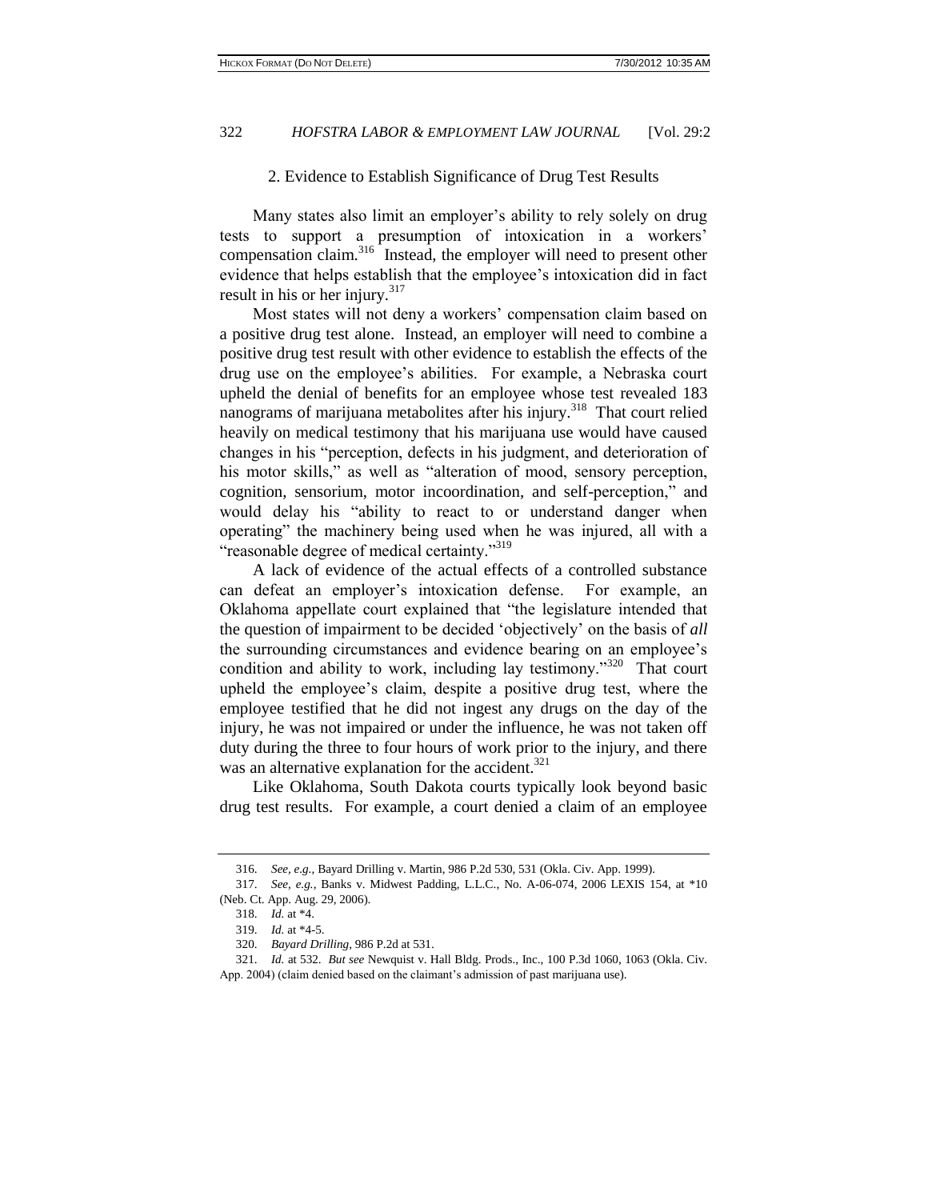### 2. Evidence to Establish Significance of Drug Test Results

Many states also limit an employer's ability to rely solely on drug tests to support a presumption of intoxication in a workers' compensation claim.[316] Instead, the employer will need to present other evidence that helps establish that the employee's intoxication did in fact result in his or her injury.[317]

Most states will not deny a workers' compensation claim based on a positive drug test alone. Instead, an employer will need to combine a positive drug test result with other evidence to establish the effects of the drug use on the employee's abilities. For example, a Nebraska court upheld the denial of benefits for an employee whose test revealed 183 nanograms of marijuana metabolites after his injury.[318] That court relied heavily on medical testimony that his marijuana use would have caused changes in his "perception, defects in his judgment, and deterioration of his motor skills," as well as "alteration of mood, sensory perception, cognition, sensorium, motor incoordination, and self-perception," and would delay his "ability to react to or understand danger when operating" the machinery being used when he was injured, all with a "reasonable degree of medical certainty."[319]

A lack of evidence of the actual effects of a controlled substance can defeat an employer's intoxication defense. For example, an Oklahoma appellate court explained that "the legislature intended that the question of impairment to be decided 'objectively' on the basis of *all* the surrounding circumstances and evidence bearing on an employee's condition and ability to work, including lay testimony."[320] That court upheld the employee's claim, despite a positive drug test, where the employee testified that he did not ingest any drugs on the day of the injury, he was not impaired or under the influence, he was not taken off duty during the three to four hours of work prior to the injury, and there was an alternative explanation for the accident.[321]

Like Oklahoma, South Dakota courts typically look beyond basic drug test results. For example, a court denied a claim of an employee

---

316. *See, e.g.*, Bayard Drilling v. Martin, 986 P.2d 530, 531 (Okla. Civ. App. 1999).

317. *See, e.g.*, Banks v. Midwest Padding, L.L.C., No. A-06-074, 2006 LEXIS 154, at *10 (Neb. Ct. App. Aug. 29, 2006).

318. *Id.* at *4.

319. *Id.* at *4-5.

320. *Bayard Drilling*, 986 P.2d at 531.

321. *Id.* at 532. *But see* Newquist v. Hall Bldg. Prods., Inc., 100 P.3d 1060, 1063 (Okla. Civ. App. 2004) (claim denied based on the claimant's admission of past marijuana use).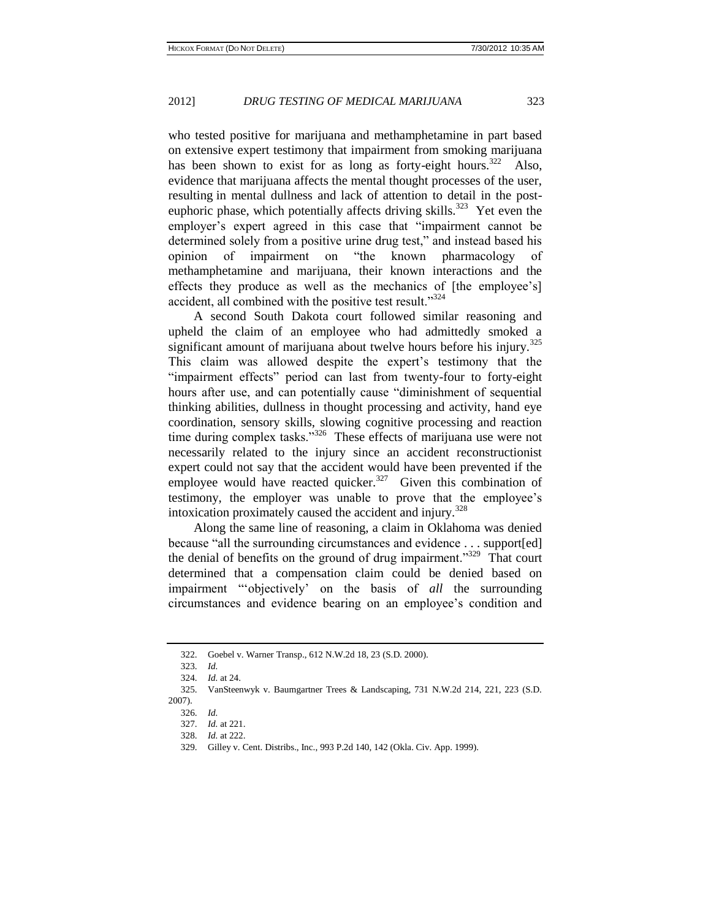who tested positive for marijuana and methamphetamine in part based on extensive expert testimony that impairment from smoking marijuana has been shown to exist for as long as forty-eight hours.[322] Also, evidence that marijuana affects the mental thought processes of the user, resulting in mental dullness and lack of attention to detail in the post-euphoric phase, which potentially affects driving skills.[323] Yet even the employer's expert agreed in this case that "impairment cannot be determined solely from a positive urine drug test," and instead based his opinion of impairment on "the known pharmacology of methamphetamine and marijuana, their known interactions and the effects they produce as well as the mechanics of [the employee's] accident, all combined with the positive test result."[324]

A second South Dakota court followed similar reasoning and upheld the claim of an employee who had admittedly smoked a significant amount of marijuana about twelve hours before his injury.[325] This claim was allowed despite the expert's testimony that the "impairment effects" period can last from twenty-four to forty-eight hours after use, and can potentially cause "diminishment of sequential thinking abilities, dullness in thought processing and activity, hand eye coordination, sensory skills, slowing cognitive processing and reaction time during complex tasks."[326] These effects of marijuana use were not necessarily related to the injury since an accident reconstructionist expert could not say that the accident would have been prevented if the employee would have reacted quicker.[327] Given this combination of testimony, the employer was unable to prove that the employee's intoxication proximately caused the accident and injury.[328]

Along the same line of reasoning, a claim in Oklahoma was denied because "all the surrounding circumstances and evidence . . . support[ed] the denial of benefits on the ground of drug impairment."[329] That court determined that a compensation claim could be denied based on impairment "'objectively' on the basis of *all* the surrounding circumstances and evidence bearing on an employee's condition and

---

322. Goebel v. Warner Transp., 612 N.W.2d 18, 23 (S.D. 2000).

323. *Id.*

324. *Id.* at 24.

325. VanSteenwyk v. Baumgartner Trees & Landscaping, 731 N.W.2d 214, 221, 223 (S.D. 2007).

326. *Id.*

327. *Id.* at 221.

328. *Id.* at 222.

329. Gilley v. Cent. Distribs., Inc., 993 P.2d 140, 142 (Okla. Civ. App. 1999).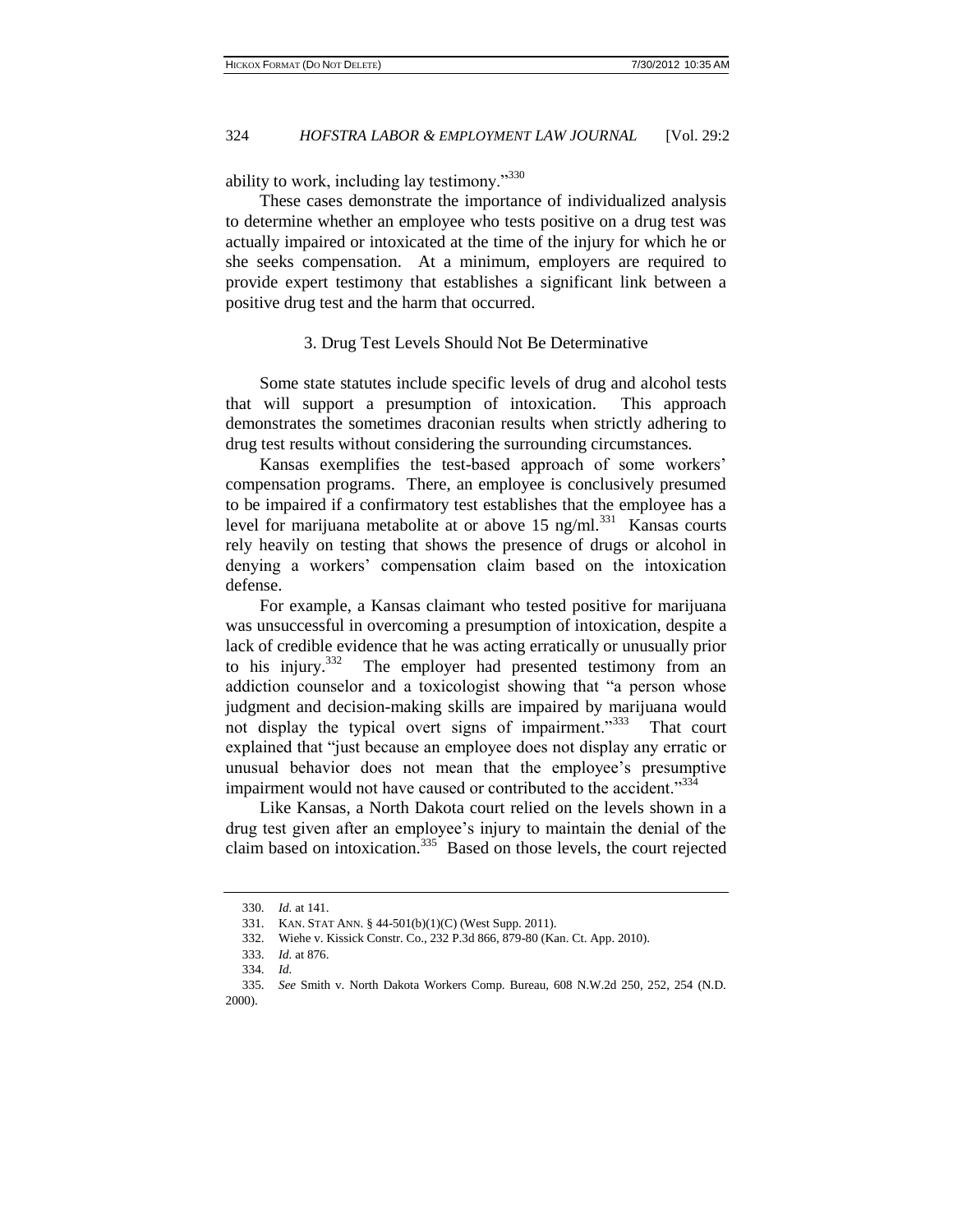ability to work, including lay testimony."[330]

These cases demonstrate the importance of individualized analysis to determine whether an employee who tests positive on a drug test was actually impaired or intoxicated at the time of the injury for which he or she seeks compensation. At a minimum, employers are required to provide expert testimony that establishes a significant link between a positive drug test and the harm that occurred.

### 3. Drug Test Levels Should Not Be Determinative

Some state statutes include specific levels of drug and alcohol tests that will support a presumption of intoxication. This approach demonstrates the sometimes draconian results when strictly adhering to drug test results without considering the surrounding circumstances.

Kansas exemplifies the test-based approach of some workers' compensation programs. There, an employee is conclusively presumed to be impaired if a confirmatory test establishes that the employee has a level for marijuana metabolite at or above 15 ng/ml.[331] Kansas courts rely heavily on testing that shows the presence of drugs or alcohol in denying a workers' compensation claim based on the intoxication defense.

For example, a Kansas claimant who tested positive for marijuana was unsuccessful in overcoming a presumption of intoxication, despite a lack of credible evidence that he was acting erratically or unusually prior to his injury.[332] The employer had presented testimony from an addiction counselor and a toxicologist showing that "a person whose judgment and decision-making skills are impaired by marijuana would not display the typical overt signs of impairment."[333] That court explained that "just because an employee does not display any erratic or unusual behavior does not mean that the employee's presumptive impairment would not have caused or contributed to the accident."[334]

Like Kansas, a North Dakota court relied on the levels shown in a drug test given after an employee's injury to maintain the denial of the claim based on intoxication.[335] Based on those levels, the court rejected

---

330. *Id.* at 141.

331. KAN. STAT ANN. § 44-501(b)(1)(C) (West Supp. 2011).

332. Wiehe v. Kissick Constr. Co., 232 P.3d 866, 879-80 (Kan. Ct. App. 2010).

333. *Id.* at 876.

334. *Id.*

335. *See* Smith v. North Dakota Workers Comp. Bureau, 608 N.W.2d 250, 252, 254 (N.D. 2000).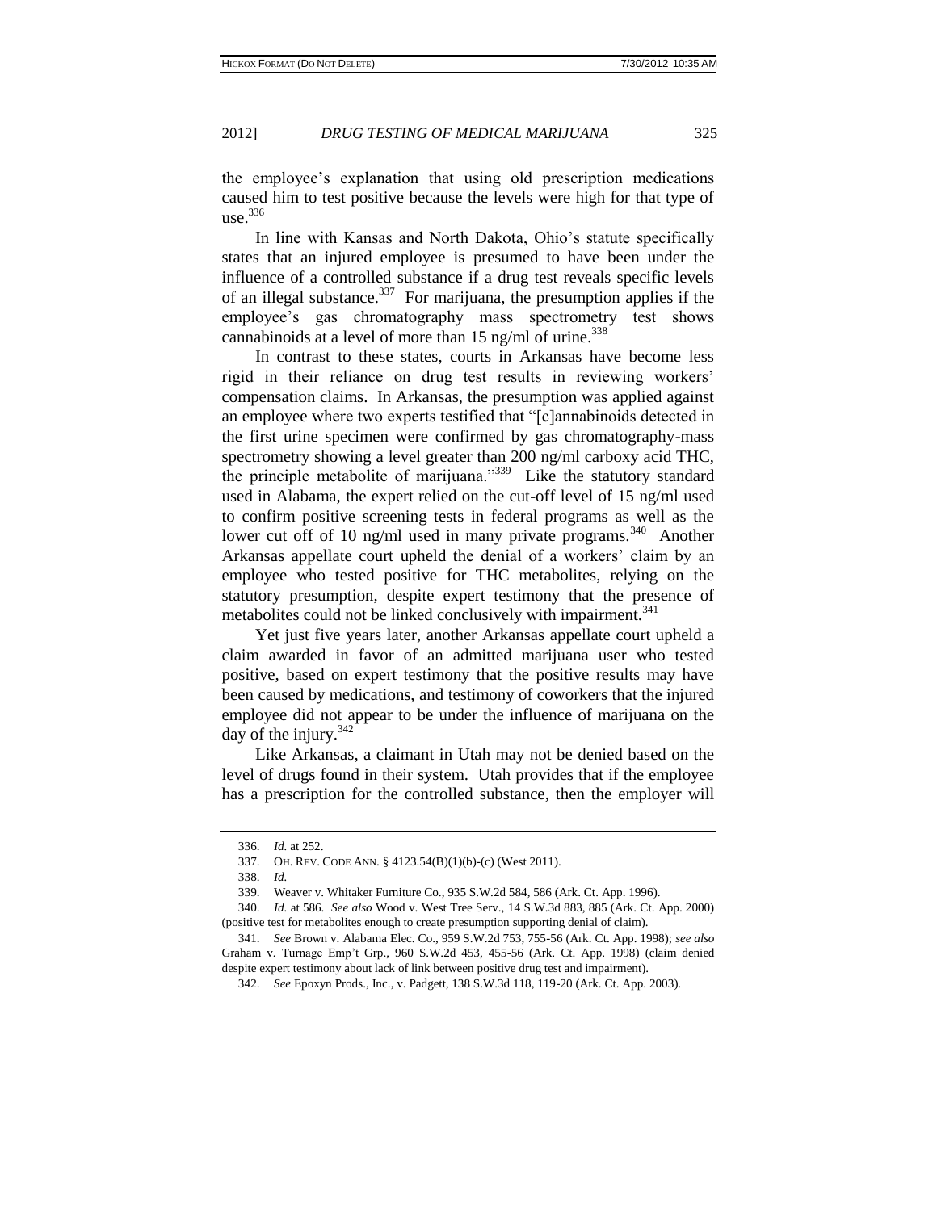the employee's explanation that using old prescription medications caused him to test positive because the levels were high for that type of use.[336]

In line with Kansas and North Dakota, Ohio's statute specifically states that an injured employee is presumed to have been under the influence of a controlled substance if a drug test reveals specific levels of an illegal substance.[337] For marijuana, the presumption applies if the employee's gas chromatography mass spectrometry test shows cannabinoids at a level of more than 15 ng/ml of urine.[338]

In contrast to these states, courts in Arkansas have become less rigid in their reliance on drug test results in reviewing workers' compensation claims. In Arkansas, the presumption was applied against an employee where two experts testified that "[c]annabinoids detected in the first urine specimen were confirmed by gas chromatography-mass spectrometry showing a level greater than 200 ng/ml carboxy acid THC, the principle metabolite of marijuana."[339] Like the statutory standard used in Alabama, the expert relied on the cut-off level of 15 ng/ml used to confirm positive screening tests in federal programs as well as the lower cut off of 10 ng/ml used in many private programs.[340] Another Arkansas appellate court upheld the denial of a workers' claim by an employee who tested positive for THC metabolites, relying on the statutory presumption, despite expert testimony that the presence of metabolites could not be linked conclusively with impairment.[341]

Yet just five years later, another Arkansas appellate court upheld a claim awarded in favor of an admitted marijuana user who tested positive, based on expert testimony that the positive results may have been caused by medications, and testimony of coworkers that the injured employee did not appear to be under the influence of marijuana on the day of the injury.[342]

Like Arkansas, a claimant in Utah may not be denied based on the level of drugs found in their system. Utah provides that if the employee has a prescription for the controlled substance, then the employer will

---

336. *Id.* at 252.

337. OH. REV. CODE ANN. § 4123.54(B)(1)(b)-(c) (West 2011).

338. *Id.*

339. Weaver v. Whitaker Furniture Co., 935 S.W.2d 584, 586 (Ark. Ct. App. 1996).

340. *Id.* at 586. *See also* Wood v. West Tree Serv., 14 S.W.3d 883, 885 (Ark. Ct. App. 2000) (positive test for metabolites enough to create presumption supporting denial of claim).

341. *See* Brown v. Alabama Elec. Co., 959 S.W.2d 753, 755-56 (Ark. Ct. App. 1998); *see also* Graham v. Turnage Emp't Grp., 960 S.W.2d 453, 455-56 (Ark. Ct. App. 1998) (claim denied despite expert testimony about lack of link between positive drug test and impairment).

342. *See* Epoxyn Prods., Inc., v. Padgett, 138 S.W.3d 118, 119-20 (Ark. Ct. App. 2003).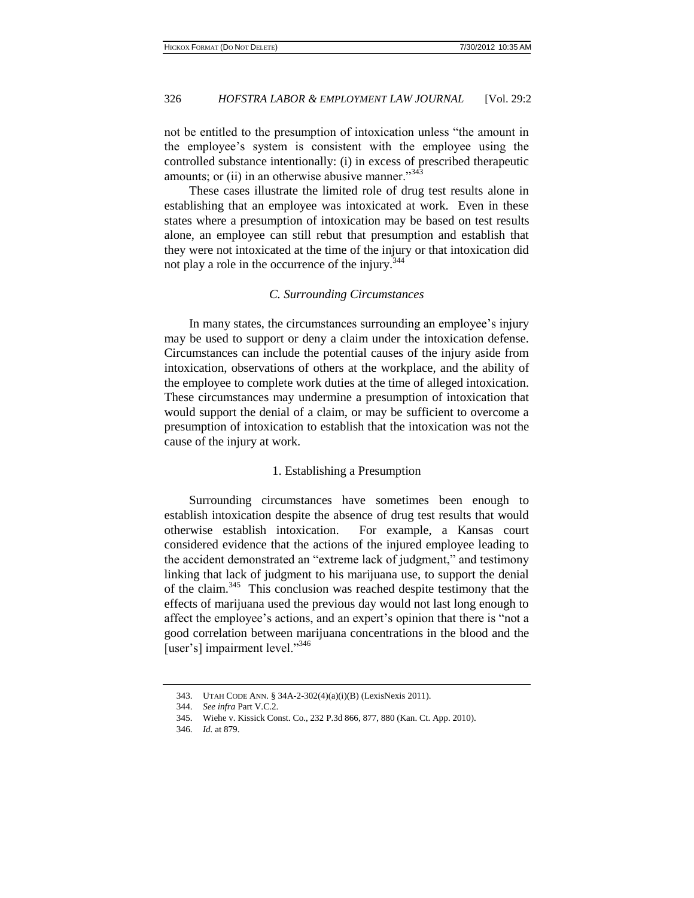not be entitled to the presumption of intoxication unless "the amount in the employee's system is consistent with the employee using the controlled substance intentionally: (i) in excess of prescribed therapeutic amounts; or (ii) in an otherwise abusive manner."[343]

These cases illustrate the limited role of drug test results alone in establishing that an employee was intoxicated at work. Even in these states where a presumption of intoxication may be based on test results alone, an employee can still rebut that presumption and establish that they were not intoxicated at the time of the injury or that intoxication did not play a role in the occurrence of the injury.[344]

### *C. Surrounding Circumstances*

In many states, the circumstances surrounding an employee's injury may be used to support or deny a claim under the intoxication defense. Circumstances can include the potential causes of the injury aside from intoxication, observations of others at the workplace, and the ability of the employee to complete work duties at the time of alleged intoxication. These circumstances may undermine a presumption of intoxication that would support the denial of a claim, or may be sufficient to overcome a presumption of intoxication to establish that the intoxication was not the cause of the injury at work.

#### 1. Establishing a Presumption

Surrounding circumstances have sometimes been enough to establish intoxication despite the absence of drug test results that would otherwise establish intoxication. For example, a Kansas court considered evidence that the actions of the injured employee leading to the accident demonstrated an "extreme lack of judgment," and testimony linking that lack of judgment to his marijuana use, to support the denial of the claim.[345] This conclusion was reached despite testimony that the effects of marijuana used the previous day would not last long enough to affect the employee's actions, and an expert's opinion that there is "not a good correlation between marijuana concentrations in the blood and the [user's] impairment level."[346]

---

343. UTAH CODE ANN. § 34A-2-302(4)(a)(i)(B) (LexisNexis 2011).

344. *See infra* Part V.C.2.

345. Wiehe v. Kissick Const. Co., 232 P.3d 866, 877, 880 (Kan. Ct. App. 2010).

346. *Id.* at 879.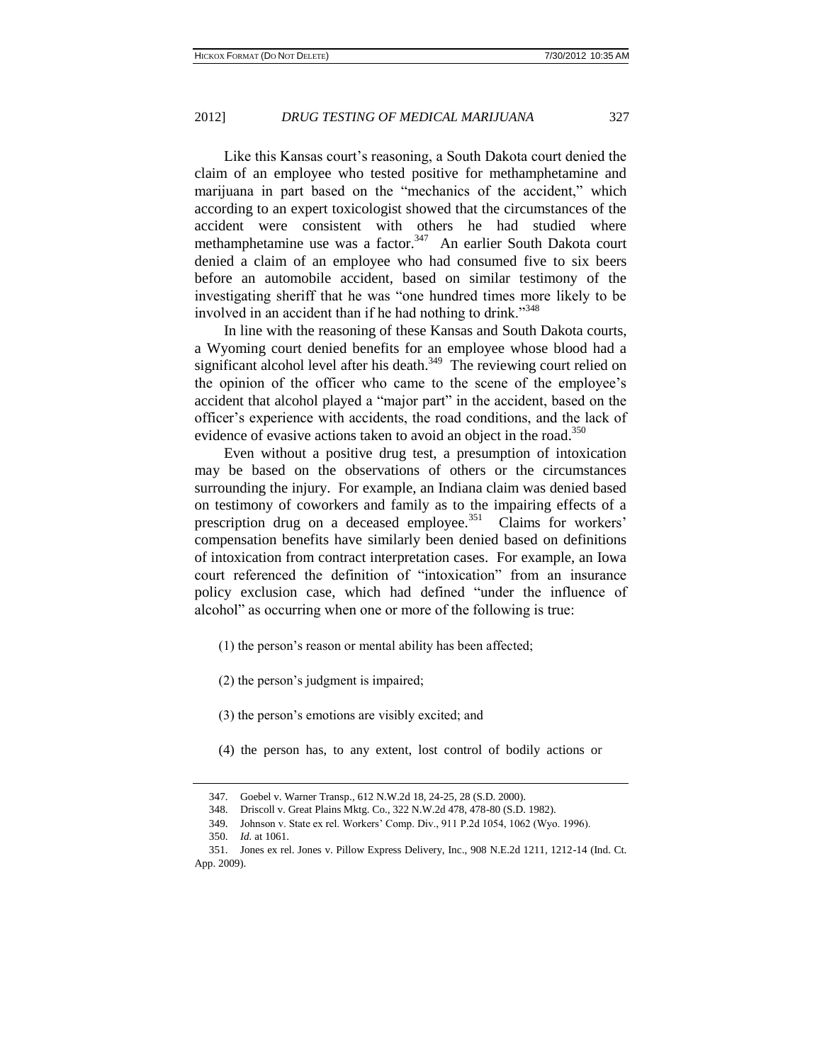Like this Kansas court's reasoning, a South Dakota court denied the claim of an employee who tested positive for methamphetamine and marijuana in part based on the "mechanics of the accident," which according to an expert toxicologist showed that the circumstances of the accident were consistent with others he had studied where methamphetamine use was a factor.[347] An earlier South Dakota court denied a claim of an employee who had consumed five to six beers before an automobile accident, based on similar testimony of the investigating sheriff that he was "one hundred times more likely to be involved in an accident than if he had nothing to drink."[348]

In line with the reasoning of these Kansas and South Dakota courts, a Wyoming court denied benefits for an employee whose blood had a significant alcohol level after his death.[349] The reviewing court relied on the opinion of the officer who came to the scene of the employee's accident that alcohol played a "major part" in the accident, based on the officer's experience with accidents, the road conditions, and the lack of evidence of evasive actions taken to avoid an object in the road.[350]

Even without a positive drug test, a presumption of intoxication may be based on the observations of others or the circumstances surrounding the injury. For example, an Indiana claim was denied based on testimony of coworkers and family as to the impairing effects of a prescription drug on a deceased employee.[351] Claims for workers' compensation benefits have similarly been denied based on definitions of intoxication from contract interpretation cases. For example, an Iowa court referenced the definition of "intoxication" from an insurance policy exclusion case, which had defined "under the influence of alcohol" as occurring when one or more of the following is true:

> (1) the person's reason or mental ability has been affected;
>
> (2) the person's judgment is impaired;
>
> (3) the person's emotions are visibly excited; and
>
> (4) the person has, to any extent, lost control of bodily actions or

---

347. Goebel v. Warner Transp., 612 N.W.2d 18, 24-25, 28 (S.D. 2000).

348. Driscoll v. Great Plains Mktg. Co., 322 N.W.2d 478, 478-80 (S.D. 1982).

349. Johnson v. State ex rel. Workers' Comp. Div., 911 P.2d 1054, 1062 (Wyo. 1996).

350. *Id.* at 1061.

351. Jones ex rel. Jones v. Pillow Express Delivery, Inc., 908 N.E.2d 1211, 1212-14 (Ind. Ct. App. 2009).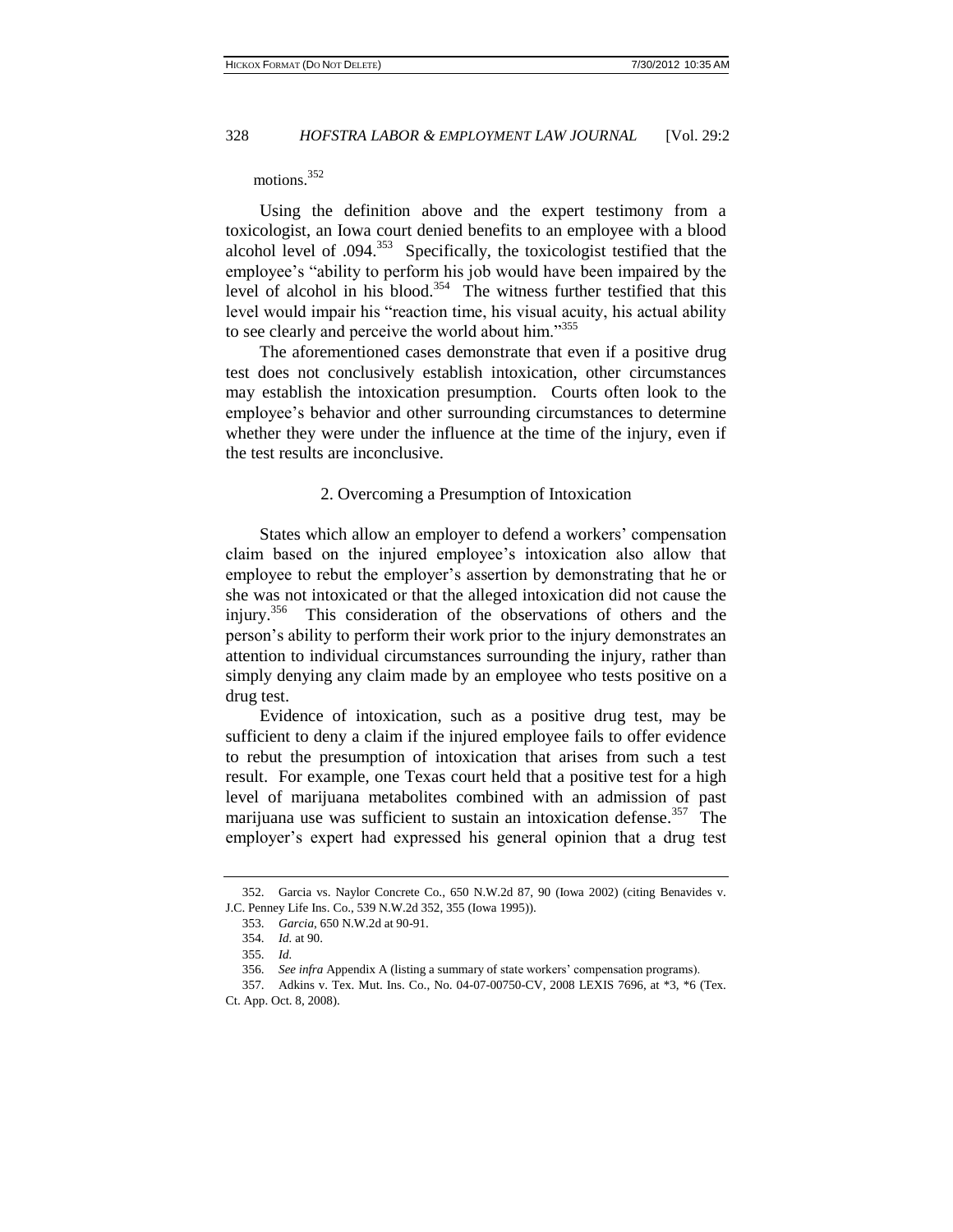motions.[352]

Using the definition above and the expert testimony from a toxicologist, an Iowa court denied benefits to an employee with a blood alcohol level of .094.[353] Specifically, the toxicologist testified that the employee's "ability to perform his job would have been impaired by the level of alcohol in his blood.[354] The witness further testified that this level would impair his "reaction time, his visual acuity, his actual ability to see clearly and perceive the world about him."[355]

The aforementioned cases demonstrate that even if a positive drug test does not conclusively establish intoxication, other circumstances may establish the intoxication presumption. Courts often look to the employee's behavior and other surrounding circumstances to determine whether they were under the influence at the time of the injury, even if the test results are inconclusive.

### 2. Overcoming a Presumption of Intoxication

States which allow an employer to defend a workers' compensation claim based on the injured employee's intoxication also allow that employee to rebut the employer's assertion by demonstrating that he or she was not intoxicated or that the alleged intoxication did not cause the injury.[356] This consideration of the observations of others and the person's ability to perform their work prior to the injury demonstrates an attention to individual circumstances surrounding the injury, rather than simply denying any claim made by an employee who tests positive on a drug test.

Evidence of intoxication, such as a positive drug test, may be sufficient to deny a claim if the injured employee fails to offer evidence to rebut the presumption of intoxication that arises from such a test result. For example, one Texas court held that a positive test for a high level of marijuana metabolites combined with an admission of past marijuana use was sufficient to sustain an intoxication defense.[357] The employer's expert had expressed his general opinion that a drug test

---

352. Garcia vs. Naylor Concrete Co., 650 N.W.2d 87, 90 (Iowa 2002) (citing Benavides v. J.C. Penney Life Ins. Co., 539 N.W.2d 352, 355 (Iowa 1995)).

353. *Garcia*, 650 N.W.2d at 90-91.

354. *Id.* at 90.

355. *Id.*

356. *See infra* Appendix A (listing a summary of state workers' compensation programs).

357. Adkins v. Tex. Mut. Ins. Co., No. 04-07-00750-CV, 2008 LEXIS 7696, at *3, *6 (Tex. Ct. App. Oct. 8, 2008).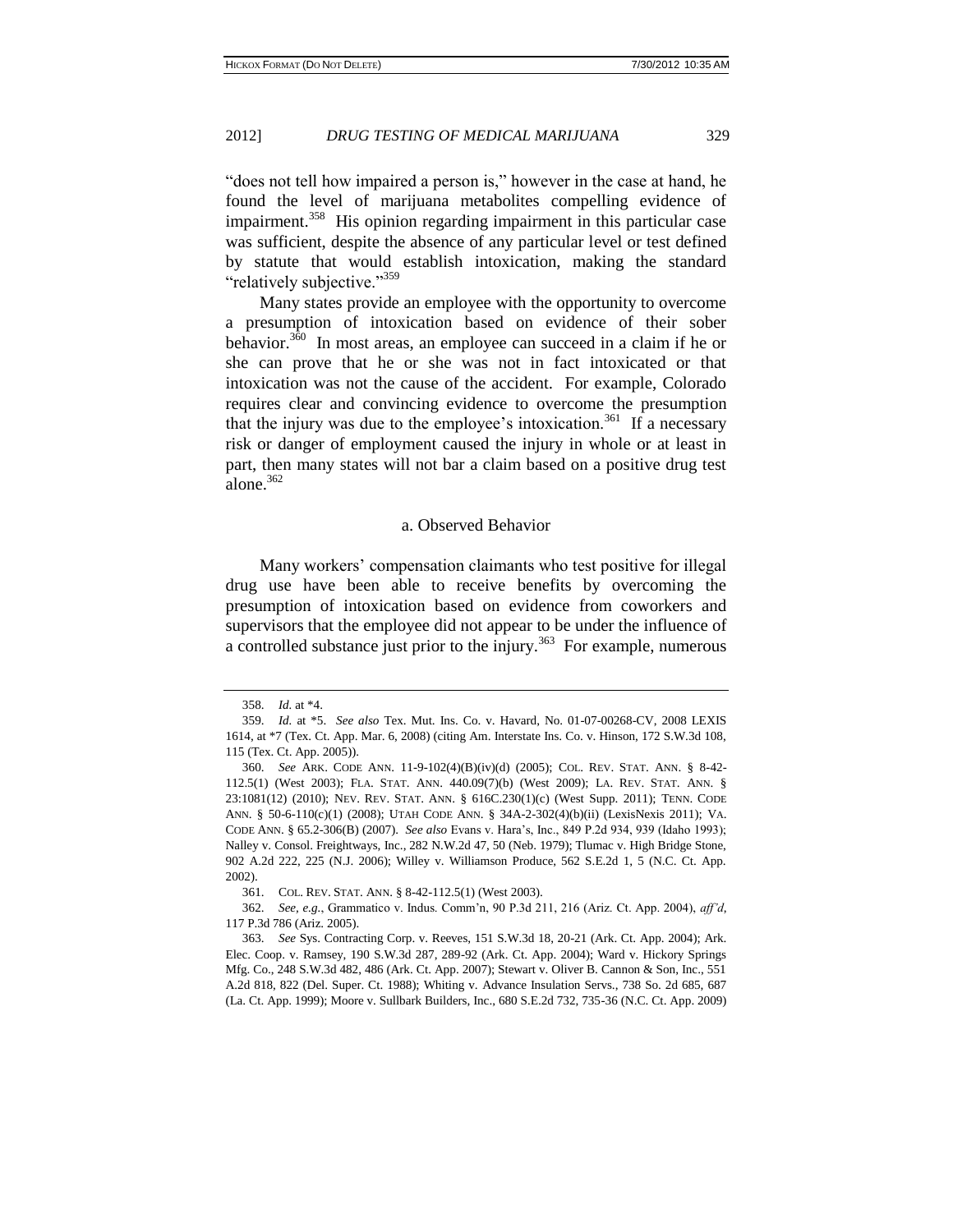"does not tell how impaired a person is," however in the case at hand, he found the level of marijuana metabolites compelling evidence of impairment.[358] His opinion regarding impairment in this particular case was sufficient, despite the absence of any particular level or test defined by statute that would establish intoxication, making the standard "relatively subjective."[359]

Many states provide an employee with the opportunity to overcome a presumption of intoxication based on evidence of their sober behavior.[360] In most areas, an employee can succeed in a claim if he or she can prove that he or she was not in fact intoxicated or that intoxication was not the cause of the accident. For example, Colorado requires clear and convincing evidence to overcome the presumption that the injury was due to the employee's intoxication.[361] If a necessary risk or danger of employment caused the injury in whole or at least in part, then many states will not bar a claim based on a positive drug test alone.[362]

### a. Observed Behavior

Many workers' compensation claimants who test positive for illegal drug use have been able to receive benefits by overcoming the presumption of intoxication based on evidence from coworkers and supervisors that the employee did not appear to be under the influence of a controlled substance just prior to the injury.[363] For example, numerous

---

358. *Id.* at *4.

359. *Id.* at *5. *See also* Tex. Mut. Ins. Co. v. Havard, No. 01-07-00268-CV, 2008 LEXIS 1614, at *7 (Tex. Ct. App. Mar. 6, 2008) (citing Am. Interstate Ins. Co. v. Hinson, 172 S.W.3d 108, 115 (Tex. Ct. App. 2005)).

360. *See* ARK. CODE ANN. 11-9-102(4)(B)(iv)(d) (2005); COL. REV. STAT. ANN. § 8-42-112.5(1) (West 2003); FLA. STAT. ANN. 440.09(7)(b) (West 2009); LA. REV. STAT. ANN. § 23:1081(12) (2010); NEV. REV. STAT. ANN. § 616C.230(1)(c) (West Supp. 2011); TENN. CODE ANN. § 50-6-110(c)(1) (2008); UTAH CODE ANN. § 34A-2-302(4)(b)(ii) (LexisNexis 2011); VA. CODE ANN. § 65.2-306(B) (2007). *See also* Evans v. Hara's, Inc., 849 P.2d 934, 939 (Idaho 1993); Nalley v. Consol. Freightways, Inc., 282 N.W.2d 47, 50 (Neb. 1979); Tlumac v. High Bridge Stone, 902 A.2d 222, 225 (N.J. 2006); Willey v. Williamson Produce, 562 S.E.2d 1, 5 (N.C. Ct. App. 2002).

361. COL. REV. STAT. ANN. § 8-42-112.5(1) (West 2003).

362. *See, e.g.*, Grammatico v. Indus. Comm'n, 90 P.3d 211, 216 (Ariz. Ct. App. 2004), *aff'd*, 117 P.3d 786 (Ariz. 2005).

363. *See* Sys. Contracting Corp. v. Reeves, 151 S.W.3d 18, 20-21 (Ark. Ct. App. 2004); Ark. Elec. Coop. v. Ramsey, 190 S.W.3d 287, 289-92 (Ark. Ct. App. 2004); Ward v. Hickory Springs Mfg. Co., 248 S.W.3d 482, 486 (Ark. Ct. App. 2007); Stewart v. Oliver B. Cannon & Son, Inc., 551 A.2d 818, 822 (Del. Super. Ct. 1988); Whiting v. Advance Insulation Servs., 738 So. 2d 685, 687 (La. Ct. App. 1999); Moore v. Sullbark Builders, Inc., 680 S.E.2d 732, 735-36 (N.C. Ct. App. 2009)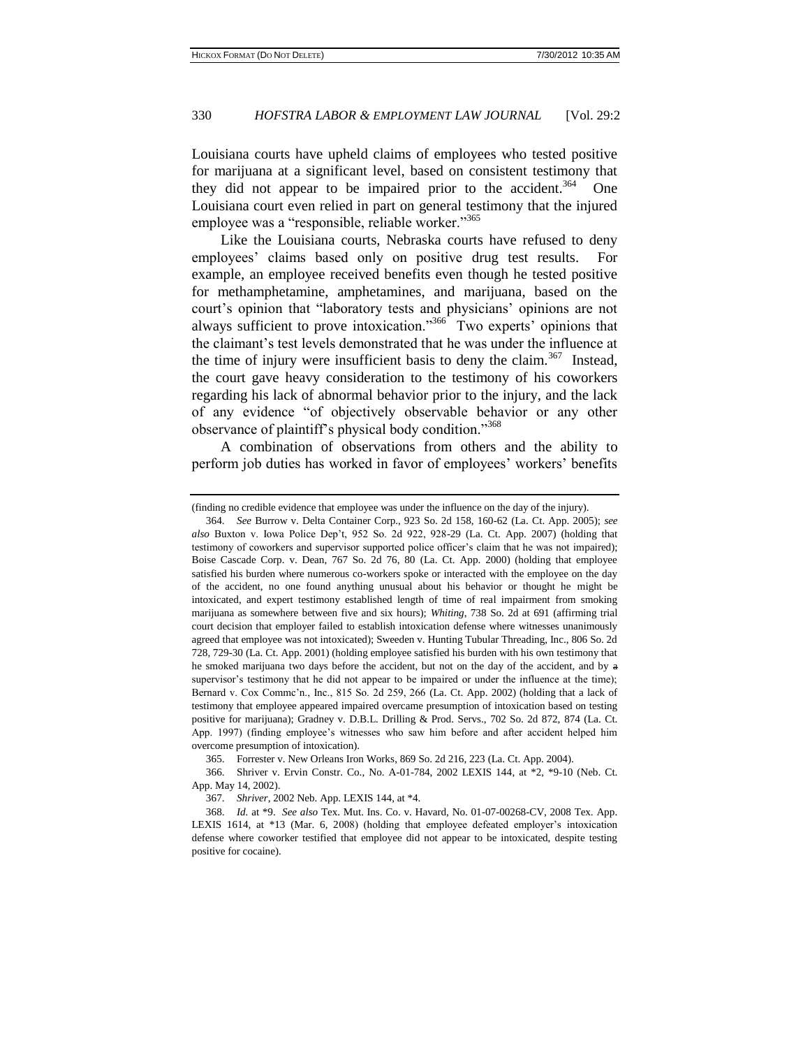Louisiana courts have upheld claims of employees who tested positive for marijuana at a significant level, based on consistent testimony that they did not appear to be impaired prior to the accident.[364] One Louisiana court even relied in part on general testimony that the injured employee was a "responsible, reliable worker."[365]

Like the Louisiana courts, Nebraska courts have refused to deny employees' claims based only on positive drug test results. For example, an employee received benefits even though he tested positive for methamphetamine, amphetamines, and marijuana, based on the court's opinion that "laboratory tests and physicians' opinions are not always sufficient to prove intoxication."[366] Two experts' opinions that the claimant's test levels demonstrated that he was under the influence at the time of injury were insufficient basis to deny the claim.[367] Instead, the court gave heavy consideration to the testimony of his coworkers regarding his lack of abnormal behavior prior to the injury, and the lack of any evidence "of objectively observable behavior or any other observance of plaintiff's physical body condition."[368]

A combination of observations from others and the ability to perform job duties has worked in favor of employees' workers' benefits

---

(finding no credible evidence that employee was under the influence on the day of the injury).

364. *See* Burrow v. Delta Container Corp., 923 So. 2d 158, 160-62 (La. Ct. App. 2005); *see also* Buxton v. Iowa Police Dep't, 952 So. 2d 922, 928-29 (La. Ct. App. 2007) (holding that testimony of coworkers and supervisor supported police officer's claim that he was not impaired); Boise Cascade Corp. v. Dean, 767 So. 2d 76, 80 (La. Ct. App. 2000) (holding that employee satisfied his burden where numerous co-workers spoke or interacted with the employee on the day of the accident, no one found anything unusual about his behavior or thought he might be intoxicated, and expert testimony established length of time of real impairment from smoking marijuana as somewhere between five and six hours); *Whiting*, 738 So. 2d at 691 (affirming trial court decision that employer failed to establish intoxication defense where witnesses unanimously agreed that employee was not intoxicated); Sweeden v. Hunting Tubular Threading, Inc., 806 So. 2d 728, 729-30 (La. Ct. App. 2001) (holding employee satisfied his burden with his own testimony that he smoked marijuana two days before the accident, but not on the day of the accident, and by a supervisor's testimony that he did not appear to be impaired or under the influence at the time); Bernard v. Cox Commc'n., Inc., 815 So. 2d 259, 266 (La. Ct. App. 2002) (holding that a lack of testimony that employee appeared impaired overcame presumption of intoxication based on testing positive for marijuana); Gradney v. D.B.L. Drilling & Prod. Servs., 702 So. 2d 872, 874 (La. Ct. App. 1997) (finding employee's witnesses who saw him before and after accident helped him overcome presumption of intoxication).

365. Forrester v. New Orleans Iron Works, 869 So. 2d 216, 223 (La. Ct. App. 2004).

366. Shriver v. Ervin Constr. Co., No. A-01-784, 2002 LEXIS 144, at *2, *9-10 (Neb. Ct. App. May 14, 2002).

367. *Shriver*, 2002 Neb. App. LEXIS 144, at *4.

368. *Id.* at *9. *See also* Tex. Mut. Ins. Co. v. Havard, No. 01-07-00268-CV, 2008 Tex. App. LEXIS 1614, at *13 (Mar. 6, 2008) (holding that employee defeated employer's intoxication defense where coworker testified that employee did not appear to be intoxicated, despite testing positive for cocaine).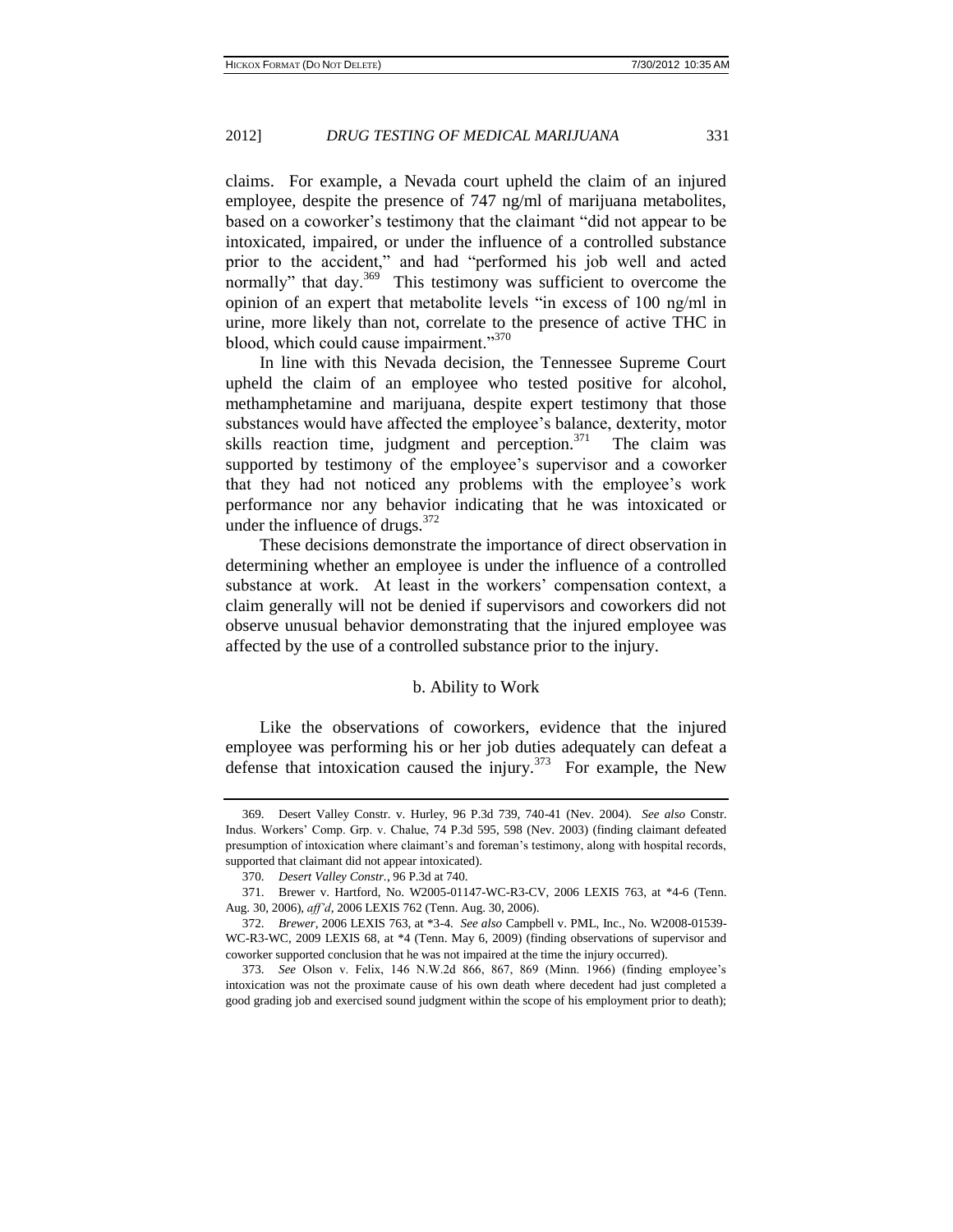claims. For example, a Nevada court upheld the claim of an injured employee, despite the presence of 747 ng/ml of marijuana metabolites, based on a coworker's testimony that the claimant "did not appear to be intoxicated, impaired, or under the influence of a controlled substance prior to the accident," and had "performed his job well and acted normally" that day.[369] This testimony was sufficient to overcome the opinion of an expert that metabolite levels "in excess of 100 ng/ml in urine, more likely than not, correlate to the presence of active THC in blood, which could cause impairment."[370]

In line with this Nevada decision, the Tennessee Supreme Court upheld the claim of an employee who tested positive for alcohol, methamphetamine and marijuana, despite expert testimony that those substances would have affected the employee's balance, dexterity, motor skills reaction time, judgment and perception.[371] The claim was supported by testimony of the employee's supervisor and a coworker that they had not noticed any problems with the employee's work performance nor any behavior indicating that he was intoxicated or under the influence of drugs.[372]

These decisions demonstrate the importance of direct observation in determining whether an employee is under the influence of a controlled substance at work. At least in the workers' compensation context, a claim generally will not be denied if supervisors and coworkers did not observe unusual behavior demonstrating that the injured employee was affected by the use of a controlled substance prior to the injury.

#### b. Ability to Work

Like the observations of coworkers, evidence that the injured employee was performing his or her job duties adequately can defeat a defense that intoxication caused the injury.[373] For example, the New

369. Desert Valley Constr. v. Hurley, 96 P.3d 739, 740-41 (Nev. 2004). *See also* Constr. Indus. Workers' Comp. Grp. v. Chalue, 74 P.3d 595, 598 (Nev. 2003) (finding claimant defeated presumption of intoxication where claimant's and foreman's testimony, along with hospital records, supported that claimant did not appear intoxicated).

370. *Desert Valley Constr.*, 96 P.3d at 740.

371. Brewer v. Hartford, No. W2005-01147-WC-R3-CV, 2006 LEXIS 763, at *4-6 (Tenn. Aug. 30, 2006), *aff'd*, 2006 LEXIS 762 (Tenn. Aug. 30, 2006).

372. *Brewer*, 2006 LEXIS 763, at *3-4. *See also* Campbell v. PML, Inc., No. W2008-01539-WC-R3-WC, 2009 LEXIS 68, at *4 (Tenn. May 6, 2009) (finding observations of supervisor and coworker supported conclusion that he was not impaired at the time the injury occurred).

373. *See* Olson v. Felix, 146 N.W.2d 866, 867, 869 (Minn. 1966) (finding employee's intoxication was not the proximate cause of his own death where decedent had just completed a good grading job and exercised sound judgment within the scope of his employment prior to death);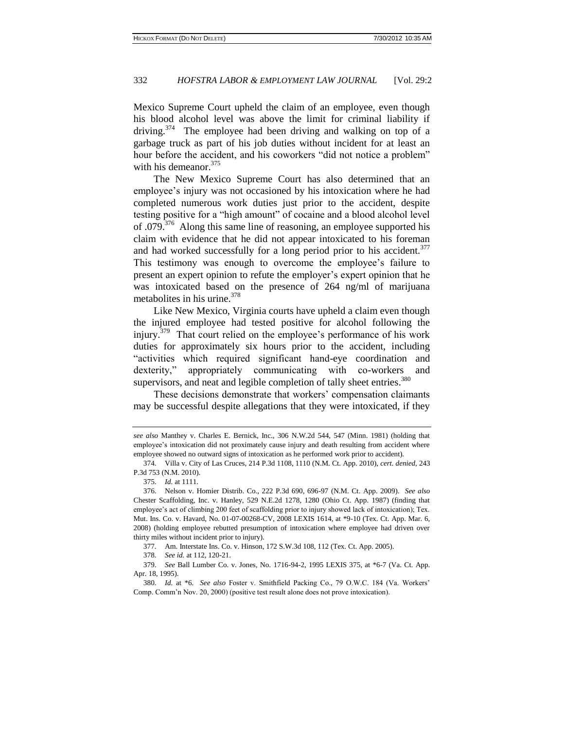Mexico Supreme Court upheld the claim of an employee, even though his blood alcohol level was above the limit for criminal liability if driving.[374] The employee had been driving and walking on top of a garbage truck as part of his job duties without incident for at least an hour before the accident, and his coworkers "did not notice a problem" with his demeanor.[375]

The New Mexico Supreme Court has also determined that an employee's injury was not occasioned by his intoxication where he had completed numerous work duties just prior to the accident, despite testing positive for a "high amount" of cocaine and a blood alcohol level of .079.[376] Along this same line of reasoning, an employee supported his claim with evidence that he did not appear intoxicated to his foreman and had worked successfully for a long period prior to his accident.[377] This testimony was enough to overcome the employee's failure to present an expert opinion to refute the employer's expert opinion that he was intoxicated based on the presence of 264 ng/ml of marijuana metabolites in his urine.[378]

Like New Mexico, Virginia courts have upheld a claim even though the injured employee had tested positive for alcohol following the injury.[379] That court relied on the employee's performance of his work duties for approximately six hours prior to the accident, including "activities which required significant hand-eye coordination and dexterity," appropriately communicating with co-workers and supervisors, and neat and legible completion of tally sheet entries.[380]

These decisions demonstrate that workers' compensation claimants may be successful despite allegations that they were intoxicated, if they

---

*see also* Manthey v. Charles E. Bernick, Inc., 306 N.W.2d 544, 547 (Minn. 1981) (holding that employee's intoxication did not proximately cause injury and death resulting from accident where employee showed no outward signs of intoxication as he performed work prior to accident).

374. Villa v. City of Las Cruces, 214 P.3d 1108, 1110 (N.M. Ct. App. 2010), *cert. denied*, 243 P.3d 753 (N.M. 2010).

375. *Id.* at 1111.

376. Nelson v. Homier Distrib. Co., 222 P.3d 690, 696-97 (N.M. Ct. App. 2009). *See also* Chester Scaffolding, Inc. v. Hanley, 529 N.E.2d 1278, 1280 (Ohio Ct. App. 1987) (finding that employee's act of climbing 200 feet of scaffolding prior to injury showed lack of intoxication); Tex. Mut. Ins. Co. v. Havard, No. 01-07-00268-CV, 2008 LEXIS 1614, at *9-10 (Tex. Ct. App. Mar. 6, 2008) (holding employee rebutted presumption of intoxication where employee had driven over thirty miles without incident prior to injury).

377. Am. Interstate Ins. Co. v. Hinson, 172 S.W.3d 108, 112 (Tex. Ct. App. 2005).

378. *See id.* at 112, 120-21.

379. *See* Ball Lumber Co. v. Jones, No. 1716-94-2, 1995 LEXIS 375, at *6-7 (Va. Ct. App. Apr. 18, 1995).

380. *Id.* at *6. *See also* Foster v. Smithfield Packing Co., 79 O.W.C. 184 (Va. Workers' Comp. Comm'n Nov. 20, 2000) (positive test result alone does not prove intoxication).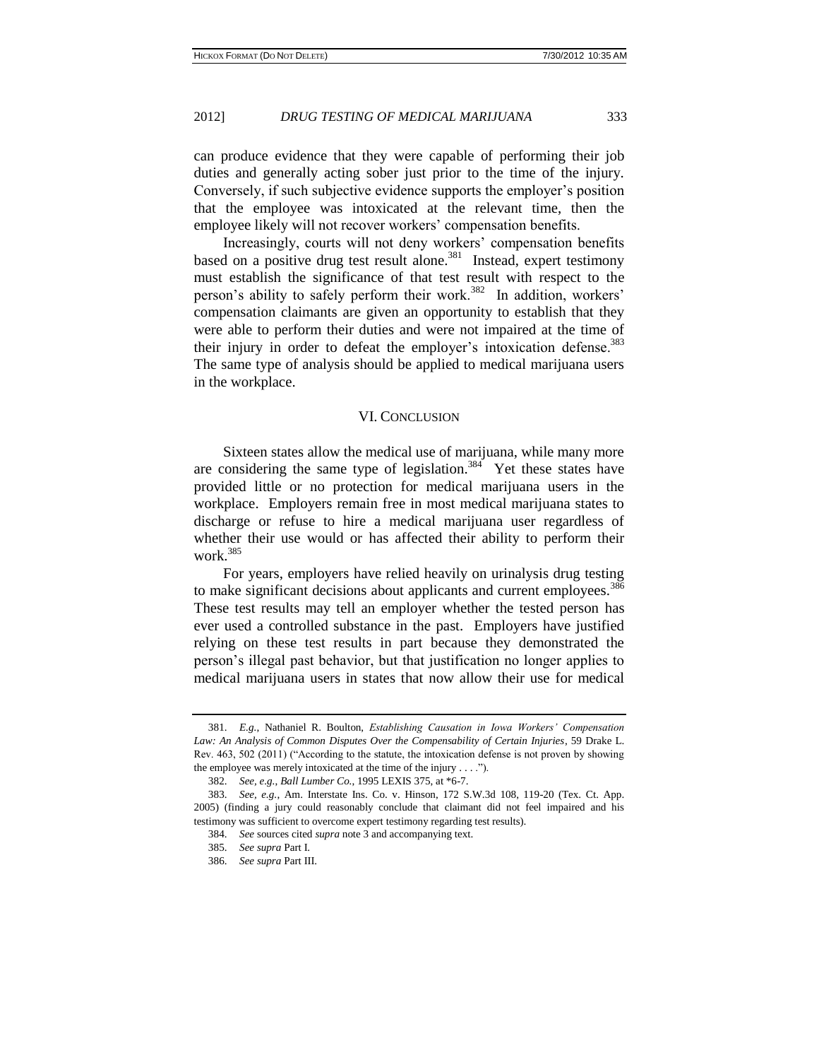can produce evidence that they were capable of performing their job duties and generally acting sober just prior to the time of the injury. Conversely, if such subjective evidence supports the employer's position that the employee was intoxicated at the relevant time, then the employee likely will not recover workers' compensation benefits.

Increasingly, courts will not deny workers' compensation benefits based on a positive drug test result alone.[381] Instead, expert testimony must establish the significance of that test result with respect to the person's ability to safely perform their work.[382] In addition, workers' compensation claimants are given an opportunity to establish that they were able to perform their duties and were not impaired at the time of their injury in order to defeat the employer's intoxication defense.[383] The same type of analysis should be applied to medical marijuana users in the workplace.

## VI. CONCLUSION

Sixteen states allow the medical use of marijuana, while many more are considering the same type of legislation.[384] Yet these states have provided little or no protection for medical marijuana users in the workplace. Employers remain free in most medical marijuana states to discharge or refuse to hire a medical marijuana user regardless of whether their use would or has affected their ability to perform their work.[385]

For years, employers have relied heavily on urinalysis drug testing to make significant decisions about applicants and current employees.[386] These test results may tell an employer whether the tested person has ever used a controlled substance in the past. Employers have justified relying on these test results in part because they demonstrated the person's illegal past behavior, but that justification no longer applies to medical marijuana users in states that now allow their use for medical

---

381. *E.g.*, Nathaniel R. Boulton, *Establishing Causation in Iowa Workers' Compensation Law: An Analysis of Common Disputes Over the Compensability of Certain Injuries*, 59 Drake L. Rev. 463, 502 (2011) ("According to the statute, the intoxication defense is not proven by showing the employee was merely intoxicated at the time of the injury . . . .").

382. *See, e.g.*, *Ball Lumber Co.*, 1995 LEXIS 375, at *6-7.

383. *See, e.g.*, Am. Interstate Ins. Co. v. Hinson, 172 S.W.3d 108, 119-20 (Tex. Ct. App. 2005) (finding a jury could reasonably conclude that claimant did not feel impaired and his testimony was sufficient to overcome expert testimony regarding test results).

384. *See* sources cited *supra* note 3 and accompanying text.

385. *See supra* Part I.

386. *See supra* Part III.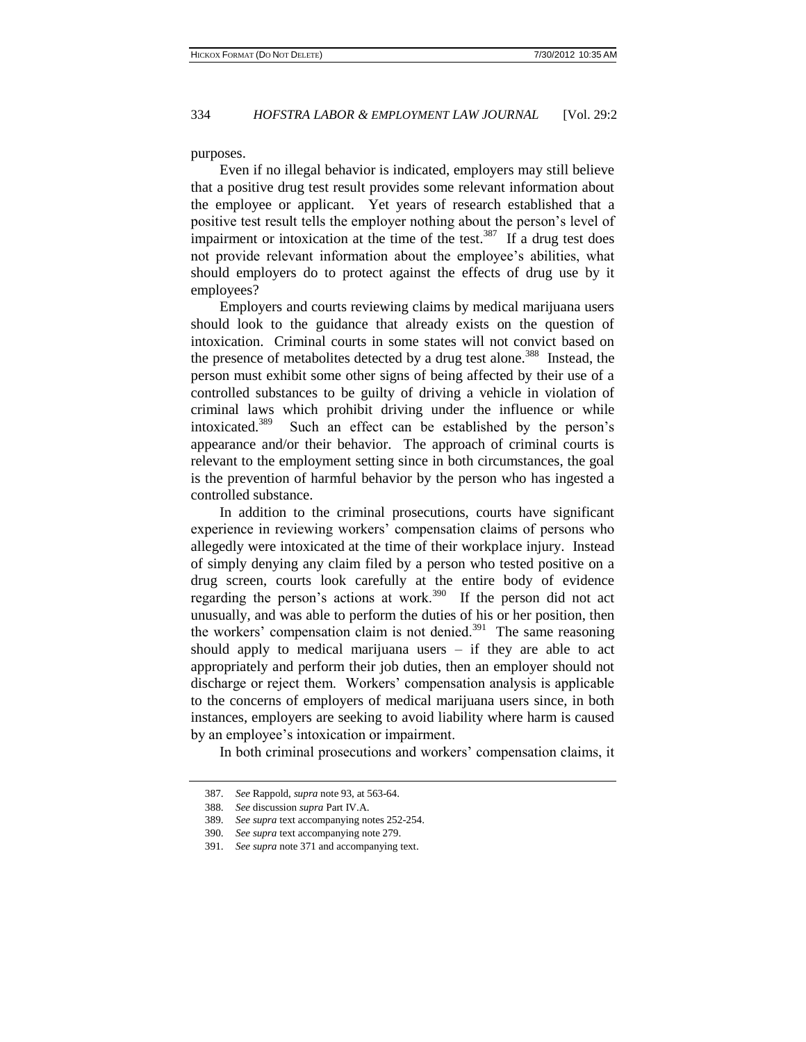purposes.

Even if no illegal behavior is indicated, employers may still believe that a positive drug test result provides some relevant information about the employee or applicant. Yet years of research established that a positive test result tells the employer nothing about the person's level of impairment or intoxication at the time of the test.[387] If a drug test does not provide relevant information about the employee's abilities, what should employers do to protect against the effects of drug use by it employees?

Employers and courts reviewing claims by medical marijuana users should look to the guidance that already exists on the question of intoxication. Criminal courts in some states will not convict based on the presence of metabolites detected by a drug test alone.[388] Instead, the person must exhibit some other signs of being affected by their use of a controlled substances to be guilty of driving a vehicle in violation of criminal laws which prohibit driving under the influence or while intoxicated.[389] Such an effect can be established by the person's appearance and/or their behavior. The approach of criminal courts is relevant to the employment setting since in both circumstances, the goal is the prevention of harmful behavior by the person who has ingested a controlled substance.

In addition to the criminal prosecutions, courts have significant experience in reviewing workers' compensation claims of persons who allegedly were intoxicated at the time of their workplace injury. Instead of simply denying any claim filed by a person who tested positive on a drug screen, courts look carefully at the entire body of evidence regarding the person's actions at work.[390] If the person did not act unusually, and was able to perform the duties of his or her position, then the workers' compensation claim is not denied.[391] The same reasoning should apply to medical marijuana users – if they are able to act appropriately and perform their job duties, then an employer should not discharge or reject them. Workers' compensation analysis is applicable to the concerns of employers of medical marijuana users since, in both instances, employers are seeking to avoid liability where harm is caused by an employee's intoxication or impairment.

In both criminal prosecutions and workers' compensation claims, it

387. *See* Rappold, *supra* note 93, at 563-64.

388. *See* discussion *supra* Part IV.A.

389. *See supra* text accompanying notes 252-254.

390. *See supra* text accompanying note 279.

391. *See supra* note 371 and accompanying text.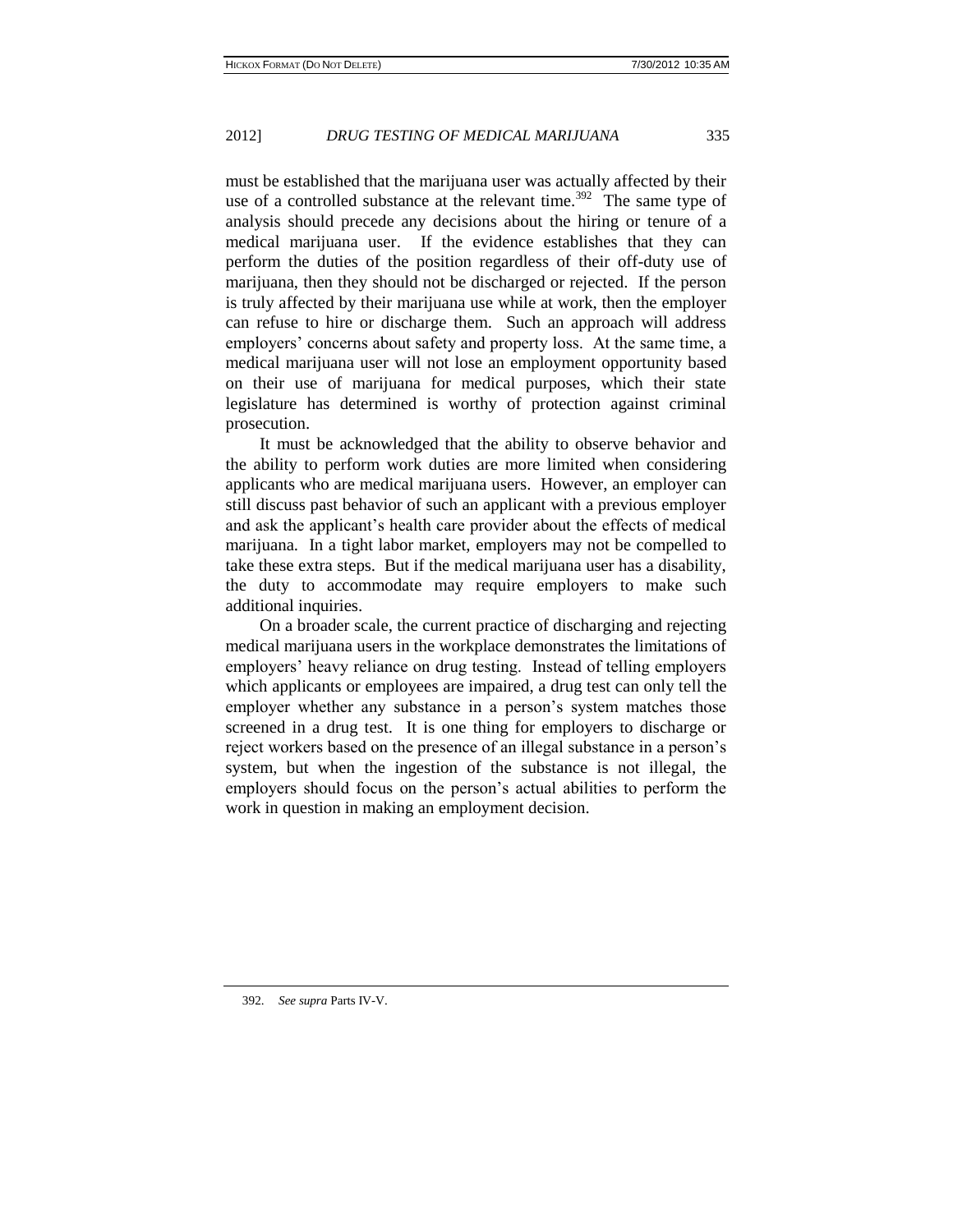must be established that the marijuana user was actually affected by their use of a controlled substance at the relevant time.[392] The same type of analysis should precede any decisions about the hiring or tenure of a medical marijuana user. If the evidence establishes that they can perform the duties of the position regardless of their off-duty use of marijuana, then they should not be discharged or rejected. If the person is truly affected by their marijuana use while at work, then the employer can refuse to hire or discharge them. Such an approach will address employers' concerns about safety and property loss. At the same time, a medical marijuana user will not lose an employment opportunity based on their use of marijuana for medical purposes, which their state legislature has determined is worthy of protection against criminal prosecution.

It must be acknowledged that the ability to observe behavior and the ability to perform work duties are more limited when considering applicants who are medical marijuana users. However, an employer can still discuss past behavior of such an applicant with a previous employer and ask the applicant's health care provider about the effects of medical marijuana. In a tight labor market, employers may not be compelled to take these extra steps. But if the medical marijuana user has a disability, the duty to accommodate may require employers to make such additional inquiries.

On a broader scale, the current practice of discharging and rejecting medical marijuana users in the workplace demonstrates the limitations of employers' heavy reliance on drug testing. Instead of telling employers which applicants or employees are impaired, a drug test can only tell the employer whether any substance in a person's system matches those screened in a drug test. It is one thing for employers to discharge or reject workers based on the presence of an illegal substance in a person's system, but when the ingestion of the substance is not illegal, the employers should focus on the person's actual abilities to perform the work in question in making an employment decision.

392. *See supra* Parts IV-V.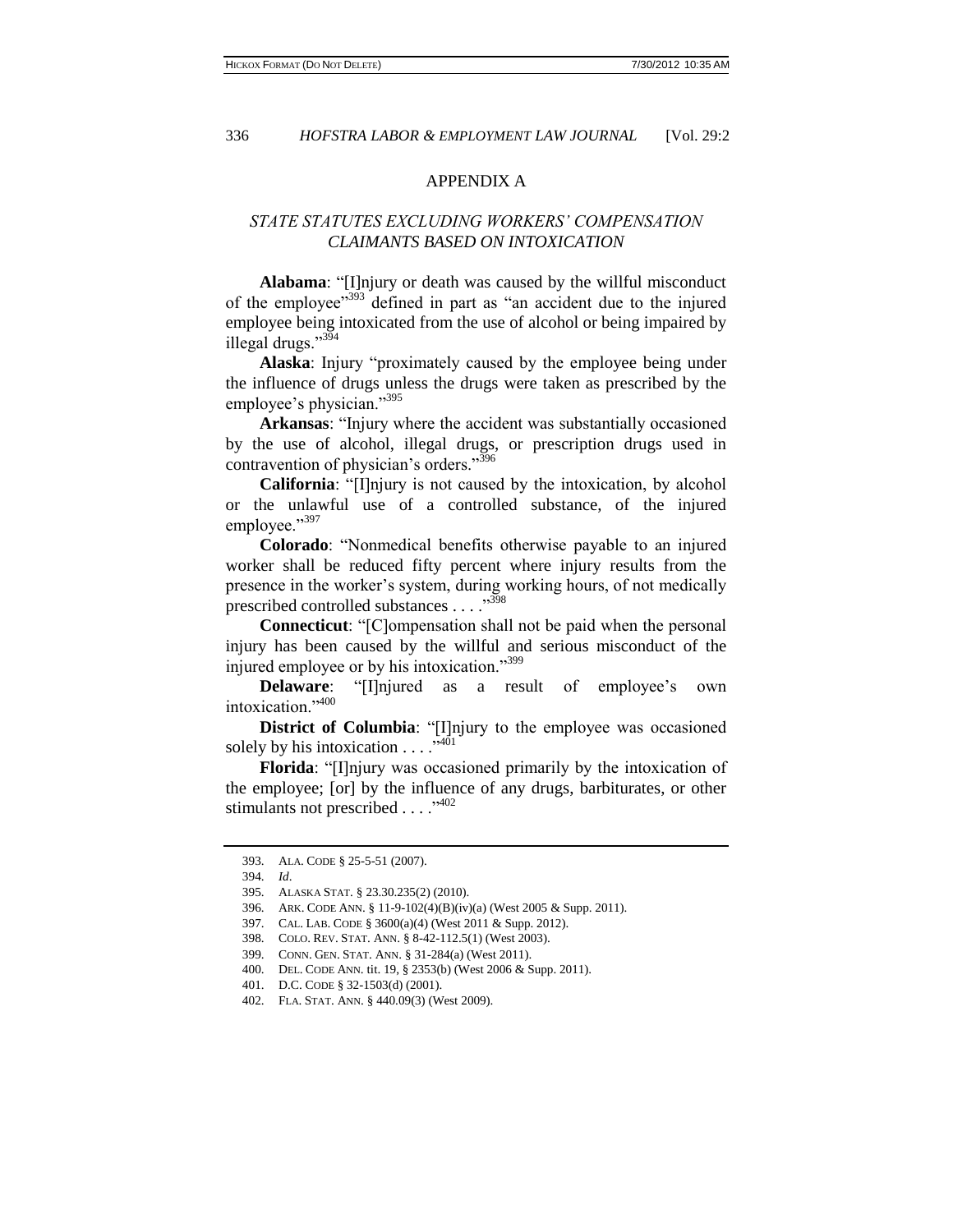## APPENDIX A

### *STATE STATUTES EXCLUDING WORKERS' COMPENSATION CLAIMANTS BASED ON INTOXICATION*

**Alabama**: "[I]njury or death was caused by the willful misconduct of the employee"[393] defined in part as "an accident due to the injured employee being intoxicated from the use of alcohol or being impaired by illegal drugs."[394]

**Alaska**: Injury "proximately caused by the employee being under the influence of drugs unless the drugs were taken as prescribed by the employee's physician."[395]

**Arkansas**: "Injury where the accident was substantially occasioned by the use of alcohol, illegal drugs, or prescription drugs used in contravention of physician's orders."[396]

**California**: "[I]njury is not caused by the intoxication, by alcohol or the unlawful use of a controlled substance, of the injured employee."[397]

**Colorado**: "Nonmedical benefits otherwise payable to an injured worker shall be reduced fifty percent where injury results from the presence in the worker's system, during working hours, of not medically prescribed controlled substances . . . ."[398]

**Connecticut**: "[C]ompensation shall not be paid when the personal injury has been caused by the willful and serious misconduct of the injured employee or by his intoxication."[399]

**Delaware**: "[I]njured as a result of employee's own intoxication."[400]

**District of Columbia**: "[I]njury to the employee was occasioned solely by his intoxication . . . ."[401]

**Florida**: "[I]njury was occasioned primarily by the intoxication of the employee; [or] by the influence of any drugs, barbiturates, or other stimulants not prescribed . . . ."[402]

---

393. ALA. CODE § 25-5-51 (2007).

394. *Id*.

395. ALASKA STAT. § 23.30.235(2) (2010).

396. ARK. CODE ANN. § 11-9-102(4)(B)(iv)(a) (West 2005 & Supp. 2011).

397. CAL. LAB. CODE § 3600(a)(4) (West 2011 & Supp. 2012).

398. COLO. REV. STAT. ANN. § 8-42-112.5(1) (West 2003).

399. CONN. GEN. STAT. ANN. § 31-284(a) (West 2011).

400. DEL. CODE ANN. tit. 19, § 2353(b) (West 2006 & Supp. 2011).

401. D.C. CODE § 32-1503(d) (2001).

402. FLA. STAT. ANN. § 440.09(3) (West 2009).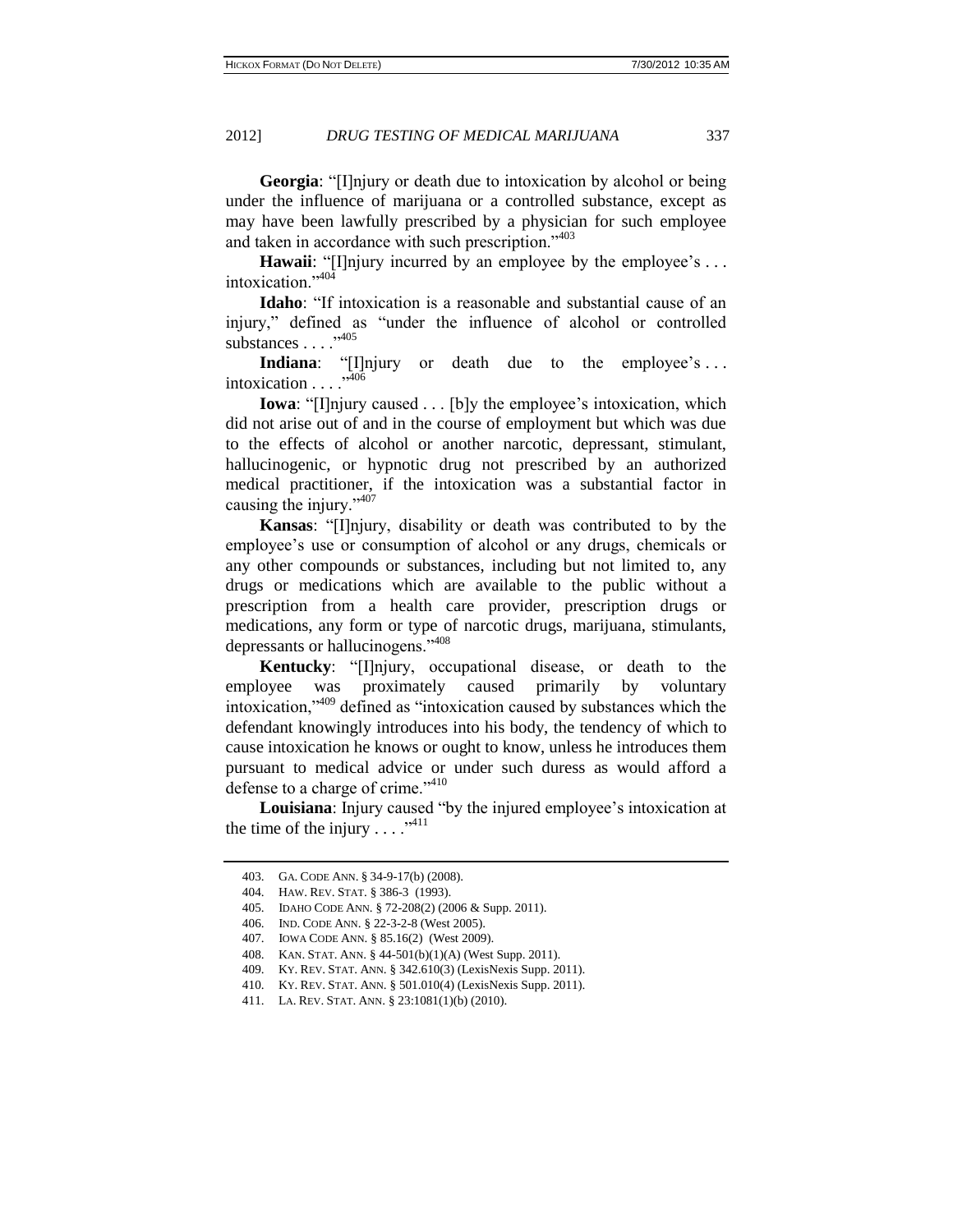**Georgia**: "[I]njury or death due to intoxication by alcohol or being under the influence of marijuana or a controlled substance, except as may have been lawfully prescribed by a physician for such employee and taken in accordance with such prescription."[403]

**Hawaii**: "[I]njury incurred by an employee by the employee's . . . intoxication."[404]

**Idaho**: "If intoxication is a reasonable and substantial cause of an injury," defined as "under the influence of alcohol or controlled substances . . . ."[405]

**Indiana**: "[I]njury or death due to the employee's . . . intoxication . . . ."[406]

**Iowa**: "[I]njury caused . . . [b]y the employee's intoxication, which did not arise out of and in the course of employment but which was due to the effects of alcohol or another narcotic, depressant, stimulant, hallucinogenic, or hypnotic drug not prescribed by an authorized medical practitioner, if the intoxication was a substantial factor in causing the injury."[407]

**Kansas**: "[I]njury, disability or death was contributed to by the employee's use or consumption of alcohol or any drugs, chemicals or any other compounds or substances, including but not limited to, any drugs or medications which are available to the public without a prescription from a health care provider, prescription drugs or medications, any form or type of narcotic drugs, marijuana, stimulants, depressants or hallucinogens."[408]

**Kentucky**: "[I]njury, occupational disease, or death to the employee was proximately caused primarily by voluntary intoxication,"[409] defined as "intoxication caused by substances which the defendant knowingly introduces into his body, the tendency of which to cause intoxication he knows or ought to know, unless he introduces them pursuant to medical advice or under such duress as would afford a defense to a charge of crime."[410]

**Louisiana**: Injury caused "by the injured employee's intoxication at the time of the injury . . . ."[411]

---

403. GA. CODE ANN. § 34-9-17(b) (2008).

404. HAW. REV. STAT. § 386-3 (1993).

405. IDAHO CODE ANN. § 72-208(2) (2006 & Supp. 2011).

406. IND. CODE ANN. § 22-3-2-8 (West 2005).

407. IOWA CODE ANN. § 85.16(2) (West 2009).

408. KAN. STAT. ANN. § 44-501(b)(1)(A) (West Supp. 2011).

409. KY. REV. STAT. ANN. § 342.610(3) (LexisNexis Supp. 2011).

410. KY. REV. STAT. ANN. § 501.010(4) (LexisNexis Supp. 2011).

411. LA. REV. STAT. ANN. § 23:1081(1)(b) (2010).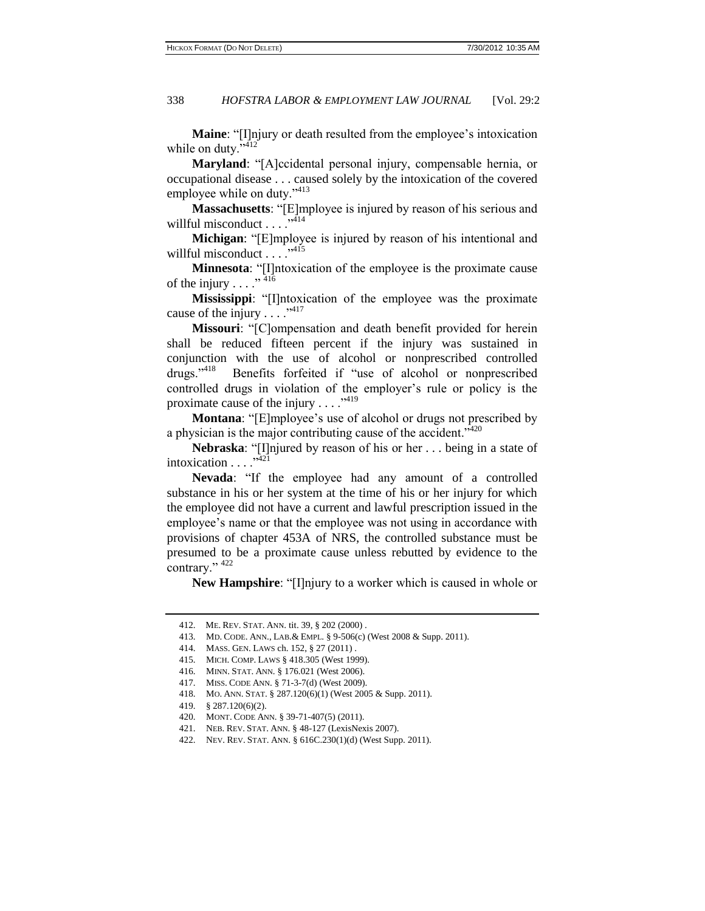**Maine**: "[I]njury or death resulted from the employee's intoxication while on duty."[412]

**Maryland**: "[A]ccidental personal injury, compensable hernia, or occupational disease . . . caused solely by the intoxication of the covered employee while on duty."[413]

**Massachusetts**: "[E]mployee is injured by reason of his serious and willful misconduct . . . ."[414]

**Michigan**: "[E]mployee is injured by reason of his intentional and willful misconduct . . . ."[415]

**Minnesota**: "[I]ntoxication of the employee is the proximate cause of the injury . . . ."[416]

**Mississippi**: "[I]ntoxication of the employee was the proximate cause of the injury . . . ."[417]

**Missouri**: "[C]ompensation and death benefit provided for herein shall be reduced fifteen percent if the injury was sustained in conjunction with the use of alcohol or nonprescribed controlled drugs."[418] Benefits forfeited if "use of alcohol or nonprescribed controlled drugs in violation of the employer's rule or policy is the proximate cause of the injury . . . ."[419]

**Montana**: "[E]mployee's use of alcohol or drugs not prescribed by a physician is the major contributing cause of the accident."[420]

**Nebraska**: "[I]njured by reason of his or her . . . being in a state of intoxication . . . ."[421]

**Nevada**: "If the employee had any amount of a controlled substance in his or her system at the time of his or her injury for which the employee did not have a current and lawful prescription issued in the employee's name or that the employee was not using in accordance with provisions of chapter 453A of NRS, the controlled substance must be presumed to be a proximate cause unless rebutted by evidence to the contrary."[422]

**New Hampshire**: "[I]njury to a worker which is caused in whole or

---

412. ME. REV. STAT. ANN. tit. 39, § 202 (2000) .
413. MD. CODE. ANN., LAB.& EMPL. § 9-506(c) (West 2008 & Supp. 2011).
414. MASS. GEN. LAWS ch. 152, § 27 (2011) .
415. MICH. COMP. LAWS § 418.305 (West 1999).
416. MINN. STAT. ANN. § 176.021 (West 2006).
417. MISS. CODE ANN. § 71-3-7(d) (West 2009).
418. MO. ANN. STAT. § 287.120(6)(1) (West 2005 & Supp. 2011).
419. § 287.120(6)(2).
420. MONT. CODE ANN. § 39-71-407(5) (2011).
421. NEB. REV. STAT. ANN. § 48-127 (LexisNexis 2007).
422. NEV. REV. STAT. ANN. § 616C.230(1)(d) (West Supp. 2011).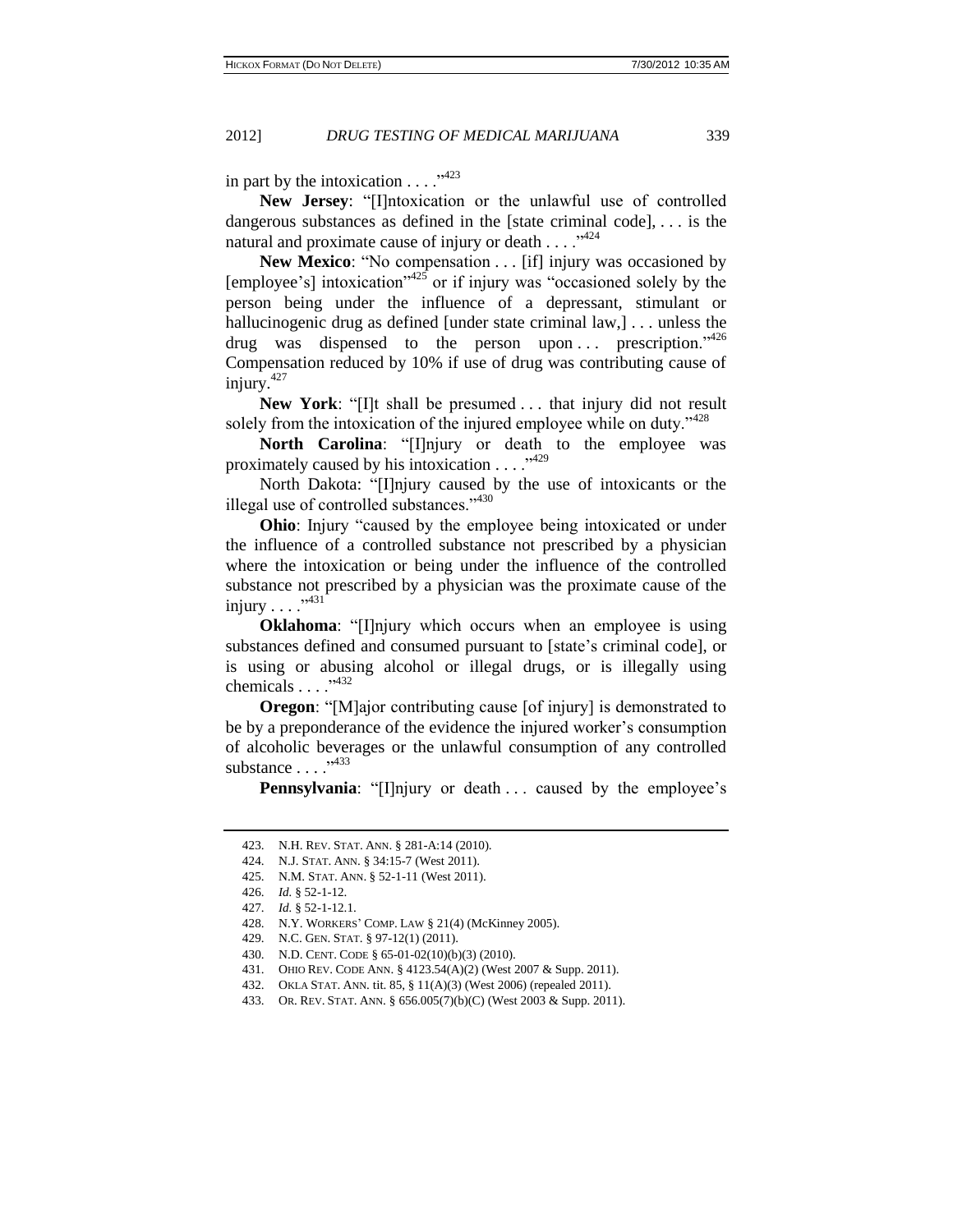in part by the intoxication . . . ."[423]

**New Jersey**: "[I]ntoxication or the unlawful use of controlled dangerous substances as defined in the [state criminal code], . . . is the natural and proximate cause of injury or death . . . ."[424]

**New Mexico**: "No compensation . . . [if] injury was occasioned by [employee's] intoxication"[425] or if injury was "occasioned solely by the person being under the influence of a depressant, stimulant or hallucinogenic drug as defined [under state criminal law,] . . . unless the drug was dispensed to the person upon . . . prescription."[426] Compensation reduced by 10% if use of drug was contributing cause of injury.[427]

**New York**: "[I]t shall be presumed . . . that injury did not result solely from the intoxication of the injured employee while on duty."[428]

**North Carolina**: "[I]njury or death to the employee was proximately caused by his intoxication . . . ."[429]

North Dakota: "[I]njury caused by the use of intoxicants or the illegal use of controlled substances."[430]

**Ohio**: Injury "caused by the employee being intoxicated or under the influence of a controlled substance not prescribed by a physician where the intoxication or being under the influence of the controlled substance not prescribed by a physician was the proximate cause of the injury . . . ."[431]

**Oklahoma**: "[I]njury which occurs when an employee is using substances defined and consumed pursuant to [state's criminal code], or is using or abusing alcohol or illegal drugs, or is illegally using chemicals . . . ."[432]

**Oregon**: "[M]ajor contributing cause [of injury] is demonstrated to be by a preponderance of the evidence the injured worker's consumption of alcoholic beverages or the unlawful consumption of any controlled substance . . . ."[433]

**Pennsylvania**: "[I]njury or death . . . caused by the employee's

---

423. N.H. REV. STAT. ANN. § 281-A:14 (2010).
424. N.J. STAT. ANN. § 34:15-7 (West 2011).
425. N.M. STAT. ANN. § 52-1-11 (West 2011).
426. *Id.* § 52-1-12.
427. *Id.* § 52-1-12.1.
428. N.Y. WORKERS' COMP. LAW § 21(4) (McKinney 2005).
429. N.C. GEN. STAT. § 97-12(1) (2011).
430. N.D. CENT. CODE § 65-01-02(10)(b)(3) (2010).
431. OHIO REV. CODE ANN. § 4123.54(A)(2) (West 2007 & Supp. 2011).
432. OKLA STAT. ANN. tit. 85, § 11(A)(3) (West 2006) (repealed 2011).
433. OR. REV. STAT. ANN. § 656.005(7)(b)(C) (West 2003 & Supp. 2011).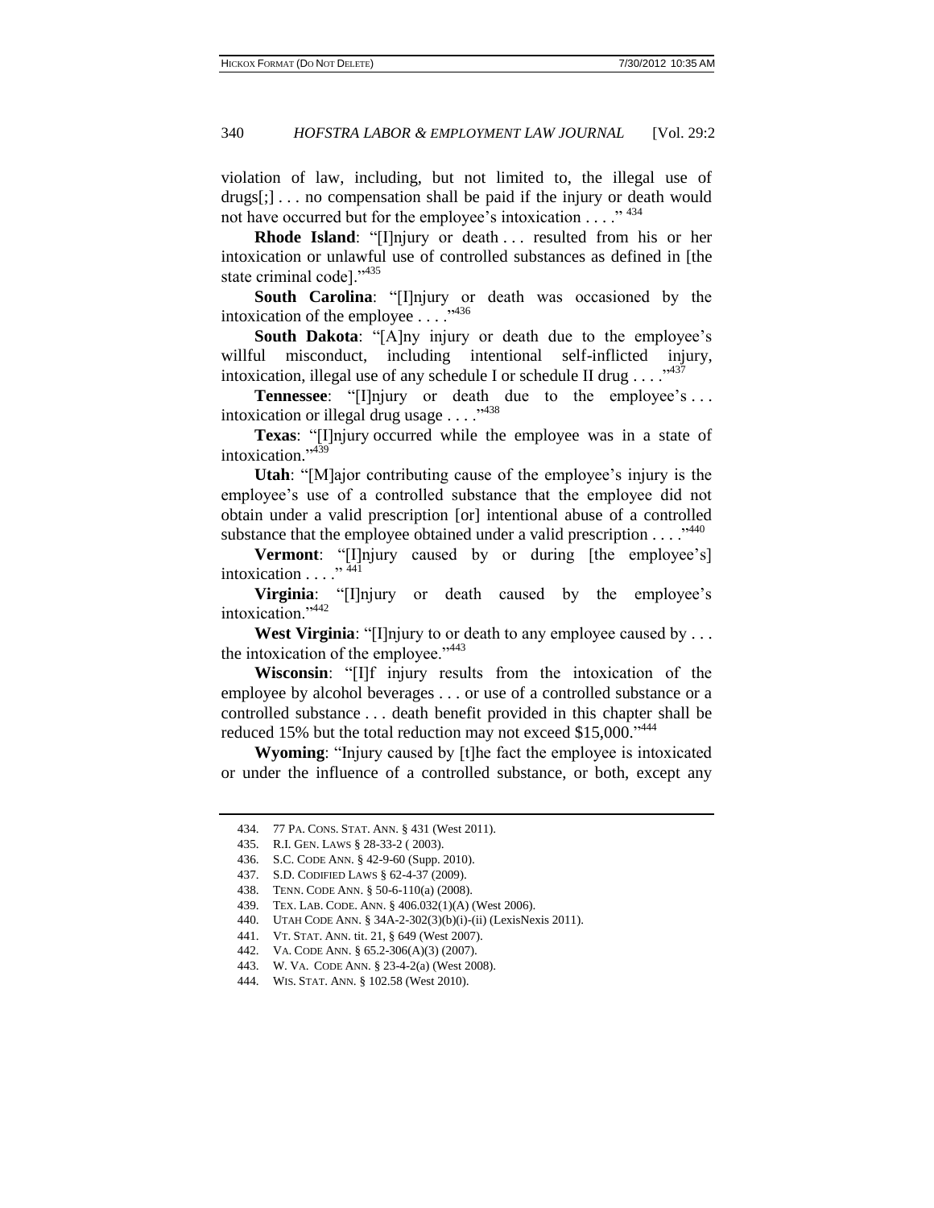violation of law, including, but not limited to, the illegal use of drugs[;] . . . no compensation shall be paid if the injury or death would not have occurred but for the employee's intoxication . . . ."[434]

**Rhode Island**: "[I]njury or death . . . resulted from his or her intoxication or unlawful use of controlled substances as defined in [the state criminal code]."[435]

**South Carolina**: "[I]njury or death was occasioned by the intoxication of the employee . . . ."[436]

**South Dakota**: "[A]ny injury or death due to the employee's willful misconduct, including intentional self-inflicted injury, intoxication, illegal use of any schedule I or schedule II drug . . . ."[437]

**Tennessee**: "[I]njury or death due to the employee's . . . intoxication or illegal drug usage . . . ."[438]

**Texas**: "[I]njury occurred while the employee was in a state of intoxication."[439]

**Utah**: "[M]ajor contributing cause of the employee's injury is the employee's use of a controlled substance that the employee did not obtain under a valid prescription [or] intentional abuse of a controlled substance that the employee obtained under a valid prescription . . . ."[440]

**Vermont**: "[I]njury caused by or during [the employee's] intoxication . . . ."[441]

**Virginia**: "[I]njury or death caused by the employee's intoxication."[442]

**West Virginia**: "[I]njury to or death to any employee caused by . . . the intoxication of the employee."[443]

**Wisconsin**: "[I]f injury results from the intoxication of the employee by alcohol beverages . . . or use of a controlled substance or a controlled substance . . . death benefit provided in this chapter shall be reduced 15% but the total reduction may not exceed $15,000."[444]

**Wyoming**: "Injury caused by [t]he fact the employee is intoxicated or under the influence of a controlled substance, or both, except any

---

434. 77 PA. CONS. STAT. ANN. § 431 (West 2011).
435. R.I. GEN. LAWS § 28-33-2 ( 2003).
436. S.C. CODE ANN. § 42-9-60 (Supp. 2010).
437. S.D. CODIFIED LAWS § 62-4-37 (2009).
438. TENN. CODE ANN. § 50-6-110(a) (2008).
439. TEX. LAB. CODE. ANN. § 406.032(1)(A) (West 2006).
440. UTAH CODE ANN. § 34A-2-302(3)(b)(i)-(ii) (LexisNexis 2011).
441. VT. STAT. ANN. tit. 21, § 649 (West 2007).
442. VA. CODE ANN. § 65.2-306(A)(3) (2007).
443. W. VA. CODE ANN. § 23-4-2(a) (West 2008).
444. WIS. STAT. ANN. § 102.58 (West 2010).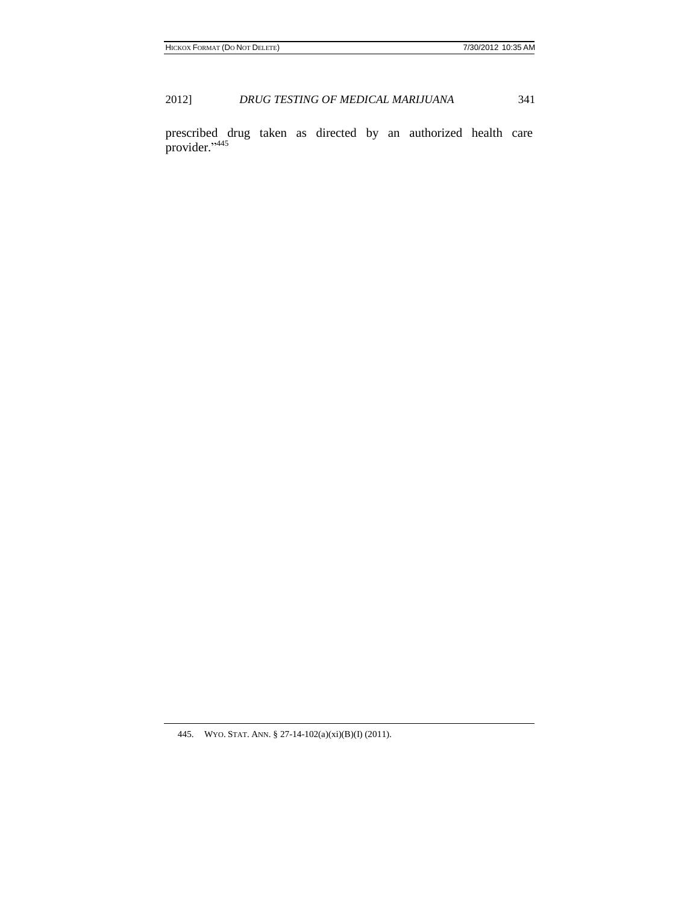prescribed drug taken as directed by an authorized health care provider."[445]

445. WYO. STAT. ANN. § 27-14-102(a)(xi)(B)(I) (2011).